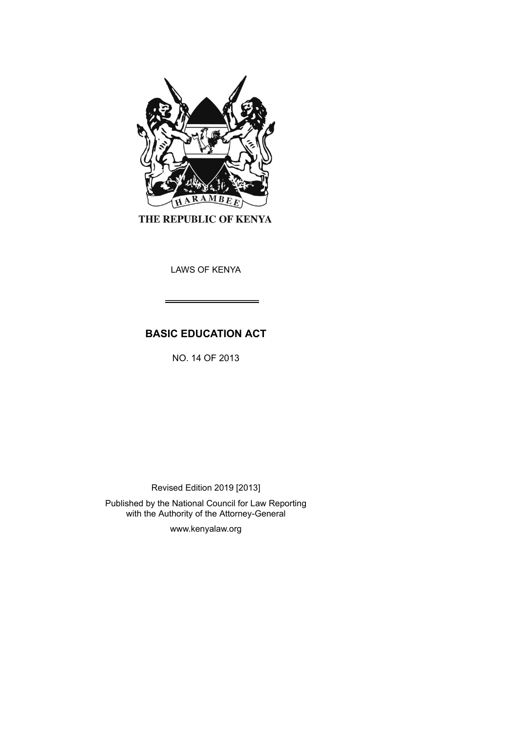HARAMBEE

THE REPUBLIC OF KENYA

LAWS OF KENYA

# BASIC EDUCATION ACT

NO. 14 OF 2013

Revised Edition 2019 [2013]

Published by the National Council for Law Reporting
with the Authority of the Attorney-General

www.kenyalaw.org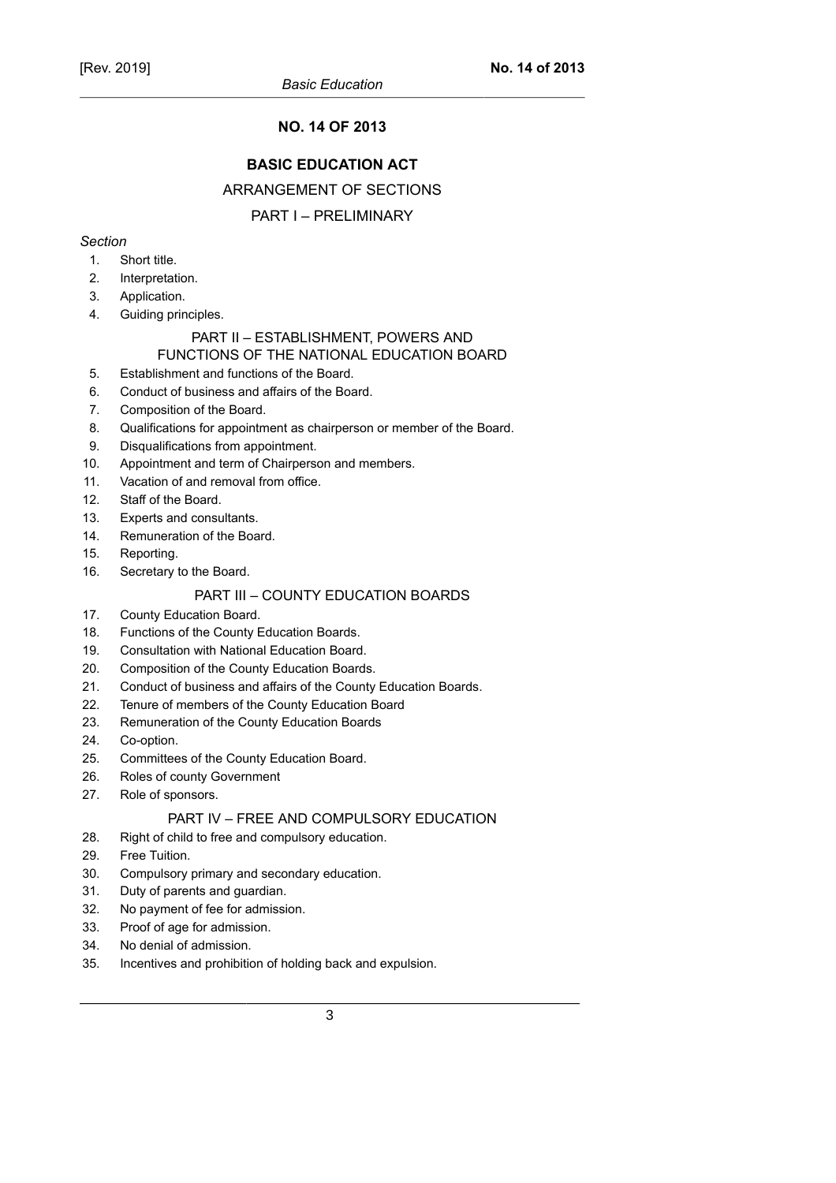## NO. 14 OF 2013

## BASIC EDUCATION ACT

ARRANGEMENT OF SECTIONS

### PART I – PRELIMINARY

*Section*

1. Short title.
2. Interpretation.
3. Application.
4. Guiding principles.

### PART II – ESTABLISHMENT, POWERS AND FUNCTIONS OF THE NATIONAL EDUCATION BOARD

5. Establishment and functions of the Board.
6. Conduct of business and affairs of the Board.
7. Composition of the Board.
8. Qualifications for appointment as chairperson or member of the Board.
9. Disqualifications from appointment.
10. Appointment and term of Chairperson and members.
11. Vacation of and removal from office.
12. Staff of the Board.
13. Experts and consultants.
14. Remuneration of the Board.
15. Reporting.
16. Secretary to the Board.

### PART III – COUNTY EDUCATION BOARDS

17. County Education Board.
18. Functions of the County Education Boards.
19. Consultation with National Education Board.
20. Composition of the County Education Boards.
21. Conduct of business and affairs of the County Education Boards.
22. Tenure of members of the County Education Board
23. Remuneration of the County Education Boards
24. Co-option.
25. Committees of the County Education Board.
26. Roles of county Government
27. Role of sponsors.

### PART IV – FREE AND COMPULSORY EDUCATION

28. Right of child to free and compulsory education.
29. Free Tuition.
30. Compulsory primary and secondary education.
31. Duty of parents and guardian.
32. No payment of fee for admission.
33. Proof of age for admission.
34. No denial of admission.
35. Incentives and prohibition of holding back and expulsion.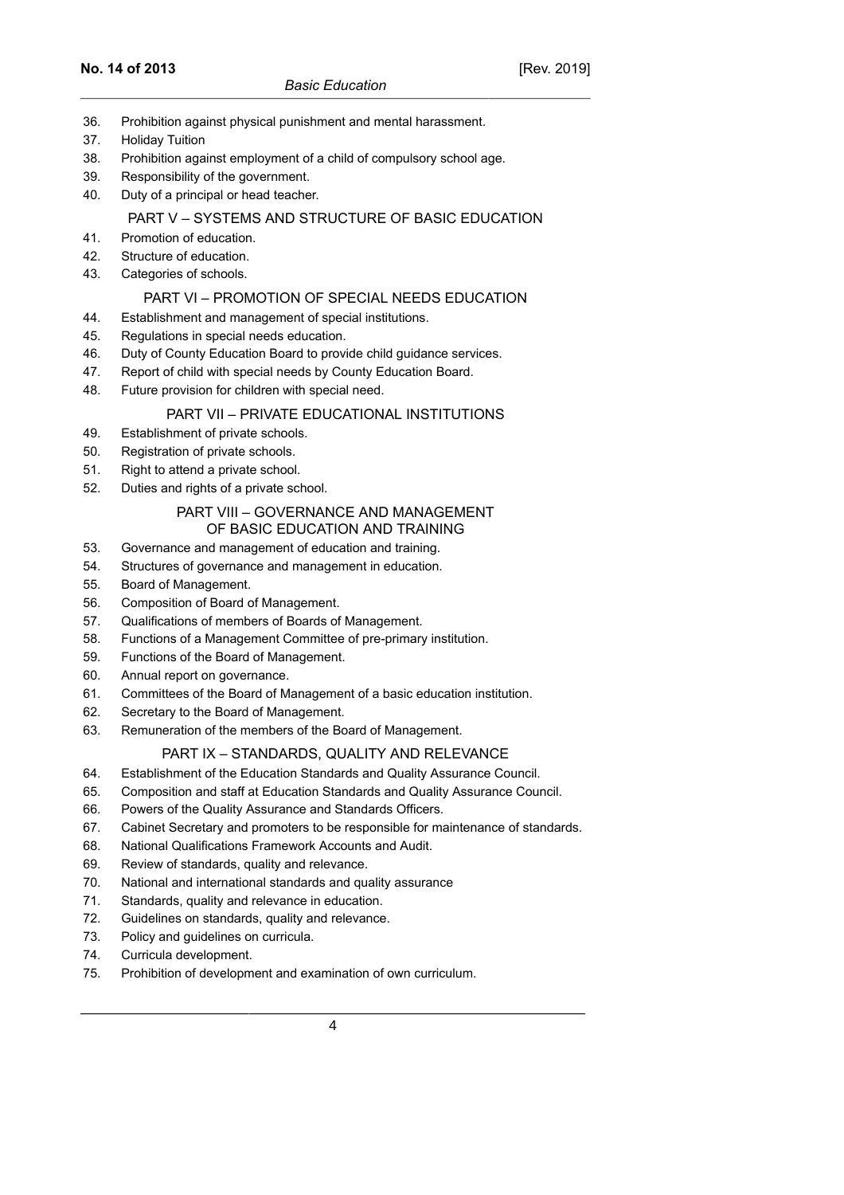36. Prohibition against physical punishment and mental harassment.
37. Holiday Tuition
38. Prohibition against employment of a child of compulsory school age.
39. Responsibility of the government.
40. Duty of a principal or head teacher.

## PART V – SYSTEMS AND STRUCTURE OF BASIC EDUCATION

41. Promotion of education.
42. Structure of education.
43. Categories of schools.

## PART VI – PROMOTION OF SPECIAL NEEDS EDUCATION

44. Establishment and management of special institutions.
45. Regulations in special needs education.
46. Duty of County Education Board to provide child guidance services.
47. Report of child with special needs by County Education Board.
48. Future provision for children with special need.

## PART VII – PRIVATE EDUCATIONAL INSTITUTIONS

49. Establishment of private schools.
50. Registration of private schools.
51. Right to attend a private school.
52. Duties and rights of a private school.

## PART VIII – GOVERNANCE AND MANAGEMENT OF BASIC EDUCATION AND TRAINING

53. Governance and management of education and training.
54. Structures of governance and management in education.
55. Board of Management.
56. Composition of Board of Management.
57. Qualifications of members of Boards of Management.
58. Functions of a Management Committee of pre-primary institution.
59. Functions of the Board of Management.
60. Annual report on governance.
61. Committees of the Board of Management of a basic education institution.
62. Secretary to the Board of Management.
63. Remuneration of the members of the Board of Management.

## PART IX – STANDARDS, QUALITY AND RELEVANCE

64. Establishment of the Education Standards and Quality Assurance Council.
65. Composition and staff at Education Standards and Quality Assurance Council.
66. Powers of the Quality Assurance and Standards Officers.
67. Cabinet Secretary and promoters to be responsible for maintenance of standards.
68. National Qualifications Framework Accounts and Audit.
69. Review of standards, quality and relevance.
70. National and international standards and quality assurance
71. Standards, quality and relevance in education.
72. Guidelines on standards, quality and relevance.
73. Policy and guidelines on curricula.
74. Curricula development.
75. Prohibition of development and examination of own curriculum.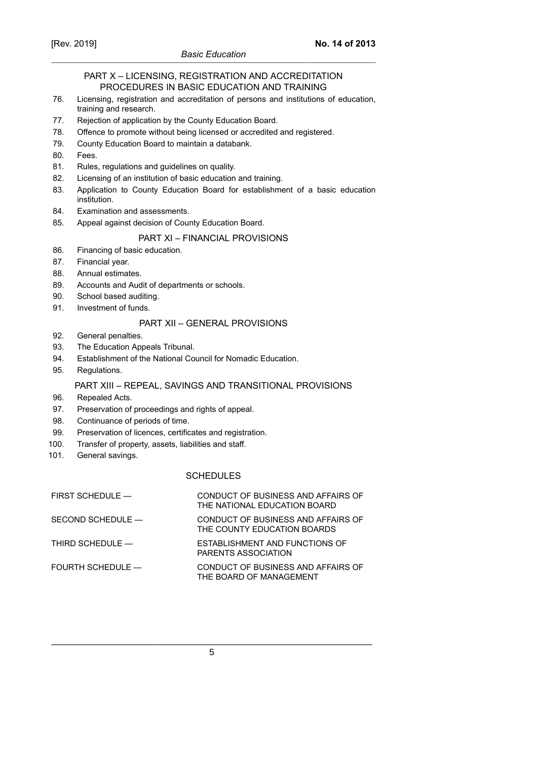## PART X – LICENSING, REGISTRATION AND ACCREDITATION PROCEDURES IN BASIC EDUCATION AND TRAINING

76. Licensing, registration and accreditation of persons and institutions of education, training and research.
77. Rejection of application by the County Education Board.
78. Offence to promote without being licensed or accredited and registered.
79. County Education Board to maintain a databank.
80. Fees.
81. Rules, regulations and guidelines on quality.
82. Licensing of an institution of basic education and training.
83. Application to County Education Board for establishment of a basic education institution.
84. Examination and assessments.
85. Appeal against decision of County Education Board.

## PART XI – FINANCIAL PROVISIONS

86. Financing of basic education.
87. Financial year.
88. Annual estimates.
89. Accounts and Audit of departments or schools.
90. School based auditing.
91. Investment of funds.

## PART XII – GENERAL PROVISIONS

92. General penalties.
93. The Education Appeals Tribunal.
94. Establishment of the National Council for Nomadic Education.
95. Regulations.

## PART XIII – REPEAL, SAVINGS AND TRANSITIONAL PROVISIONS

96. Repealed Acts.
97. Preservation of proceedings and rights of appeal.
98. Continuance of periods of time.
99. Preservation of licences, certificates and registration.
100. Transfer of property, assets, liabilities and staff.
101. General savings.

## SCHEDULES

| | |
|---|---|
| FIRST SCHEDULE — | CONDUCT OF BUSINESS AND AFFAIRS OF THE NATIONAL EDUCATION BOARD |
| SECOND SCHEDULE — | CONDUCT OF BUSINESS AND AFFAIRS OF THE COUNTY EDUCATION BOARDS |
| THIRD SCHEDULE — | ESTABLISHMENT AND FUNCTIONS OF PARENTS ASSOCIATION |
| FOURTH SCHEDULE — | CONDUCT OF BUSINESS AND AFFAIRS OF THE BOARD OF MANAGEMENT |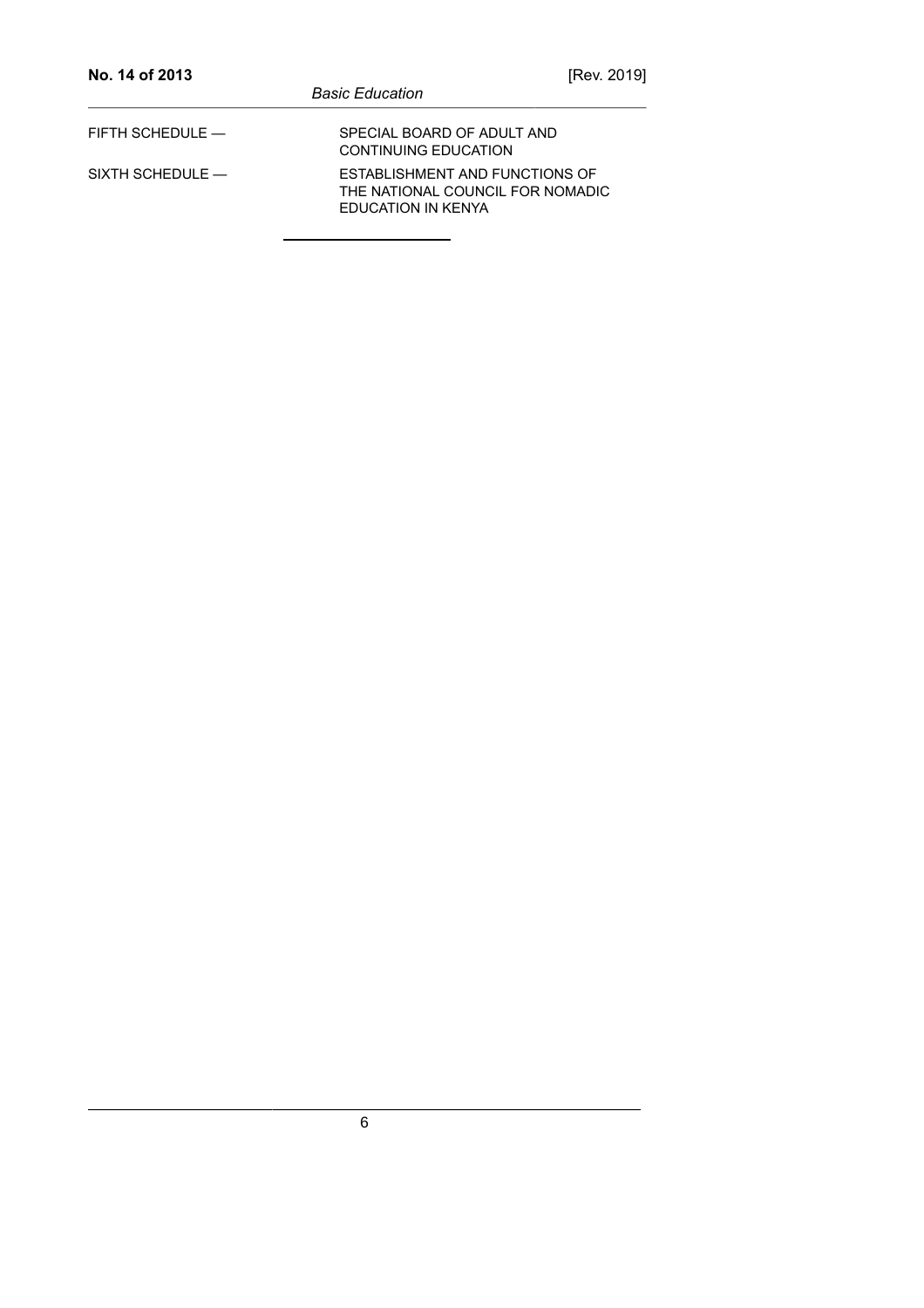| | |
|---|---|
| FIFTH SCHEDULE — | SPECIAL BOARD OF ADULT AND CONTINUING EDUCATION |
| SIXTH SCHEDULE — | ESTABLISHMENT AND FUNCTIONS OF THE NATIONAL COUNCIL FOR NOMADIC EDUCATION IN KENYA |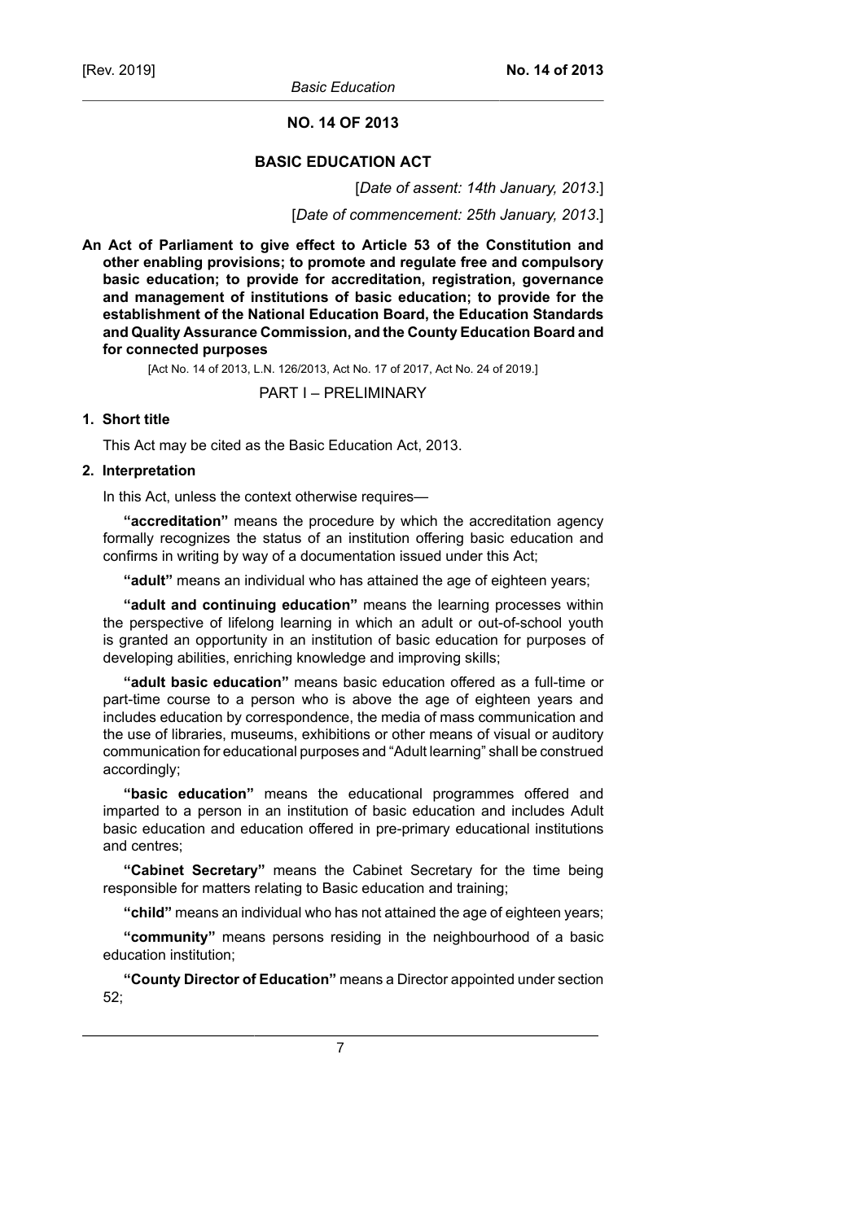# NO. 14 OF 2013

## BASIC EDUCATION ACT

[*Date of assent: 14th January, 2013*.]

[*Date of commencement: 25th January, 2013*.]

**An Act of Parliament to give effect to Article 53 of the Constitution and other enabling provisions; to promote and regulate free and compulsory basic education; to provide for accreditation, registration, governance and management of institutions of basic education; to provide for the establishment of the National Education Board, the Education Standards and Quality Assurance Commission, and the County Education Board and for connected purposes**

[Act No. 14 of 2013, L.N. 126/2013, Act No. 17 of 2017, Act No. 24 of 2019.]

PART I – PRELIMINARY

**1. Short title**

This Act may be cited as the Basic Education Act, 2013.

**2. Interpretation**

In this Act, unless the context otherwise requires—

**"accreditation"** means the procedure by which the accreditation agency formally recognizes the status of an institution offering basic education and confirms in writing by way of a documentation issued under this Act;

**"adult"** means an individual who has attained the age of eighteen years;

**"adult and continuing education"** means the learning processes within the perspective of lifelong learning in which an adult or out-of-school youth is granted an opportunity in an institution of basic education for purposes of developing abilities, enriching knowledge and improving skills;

**"adult basic education"** means basic education offered as a full-time or part-time course to a person who is above the age of eighteen years and includes education by correspondence, the media of mass communication and the use of libraries, museums, exhibitions or other means of visual or auditory communication for educational purposes and "Adult learning" shall be construed accordingly;

**"basic education"** means the educational programmes offered and imparted to a person in an institution of basic education and includes Adult basic education and education offered in pre-primary educational institutions and centres;

**"Cabinet Secretary"** means the Cabinet Secretary for the time being responsible for matters relating to Basic education and training;

**"child"** means an individual who has not attained the age of eighteen years;

**"community"** means persons residing in the neighbourhood of a basic education institution;

**"County Director of Education"** means a Director appointed under section 52;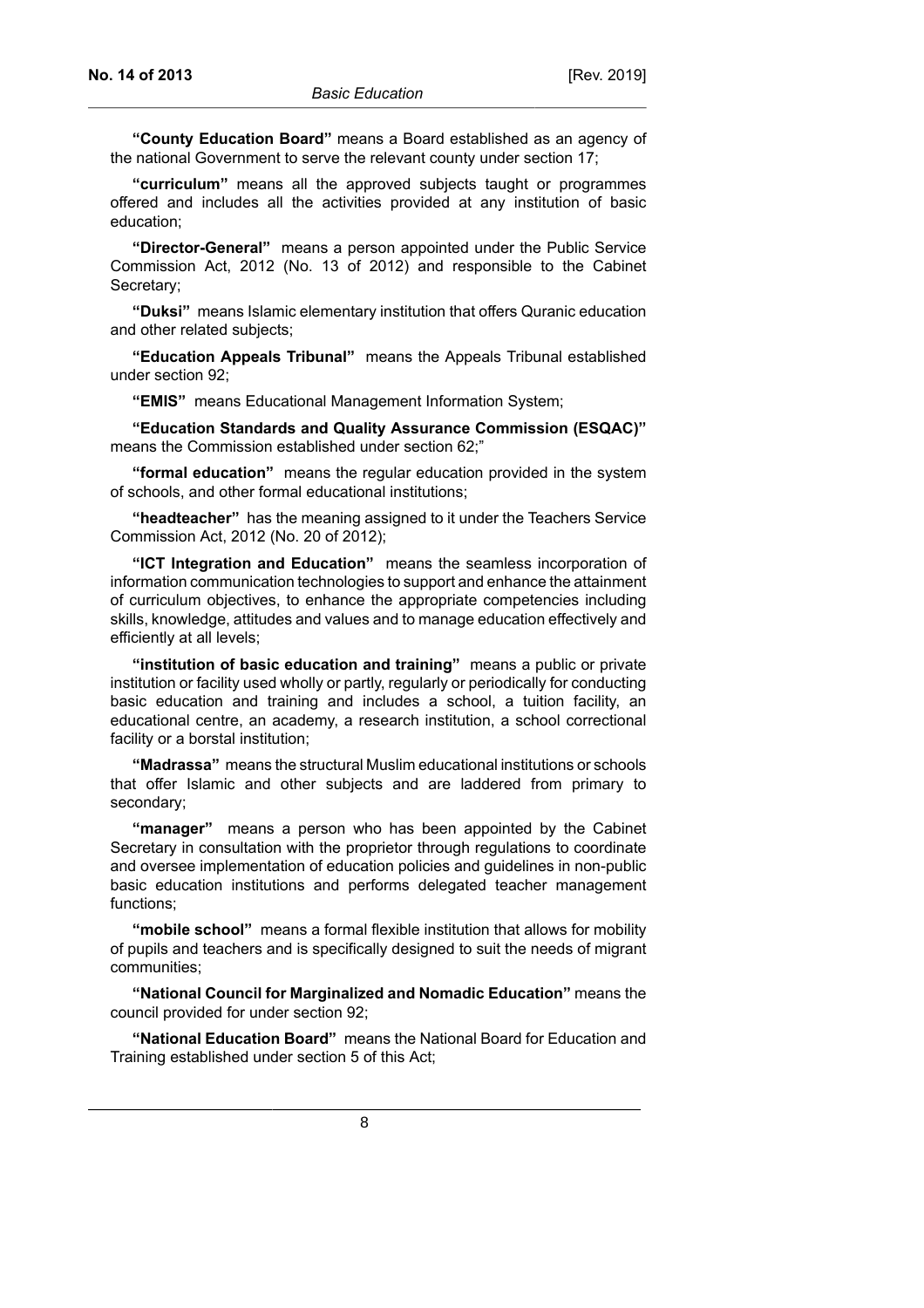**"County Education Board"** means a Board established as an agency of the national Government to serve the relevant county under section 17;

**"curriculum"** means all the approved subjects taught or programmes offered and includes all the activities provided at any institution of basic education;

**"Director-General"** means a person appointed under the Public Service Commission Act, 2012 (No. 13 of 2012) and responsible to the Cabinet Secretary;

**"Duksi"** means Islamic elementary institution that offers Quranic education and other related subjects;

**"Education Appeals Tribunal"** means the Appeals Tribunal established under section 92;

**"EMIS"** means Educational Management Information System;

**"Education Standards and Quality Assurance Commission (ESQAC)"** means the Commission established under section 62;"

**"formal education"** means the regular education provided in the system of schools, and other formal educational institutions;

**"headteacher"** has the meaning assigned to it under the Teachers Service Commission Act, 2012 (No. 20 of 2012);

**"ICT Integration and Education"** means the seamless incorporation of information communication technologies to support and enhance the attainment of curriculum objectives, to enhance the appropriate competencies including skills, knowledge, attitudes and values and to manage education effectively and efficiently at all levels;

**"institution of basic education and training"** means a public or private institution or facility used wholly or partly, regularly or periodically for conducting basic education and training and includes a school, a tuition facility, an educational centre, an academy, a research institution, a school correctional facility or a borstal institution;

**"Madrassa"** means the structural Muslim educational institutions or schools that offer Islamic and other subjects and are laddered from primary to secondary;

**"manager"** means a person who has been appointed by the Cabinet Secretary in consultation with the proprietor through regulations to coordinate and oversee implementation of education policies and guidelines in non-public basic education institutions and performs delegated teacher management functions;

**"mobile school"** means a formal flexible institution that allows for mobility of pupils and teachers and is specifically designed to suit the needs of migrant communities;

**"National Council for Marginalized and Nomadic Education"** means the council provided for under section 92;

**"National Education Board"** means the National Board for Education and Training established under section 5 of this Act;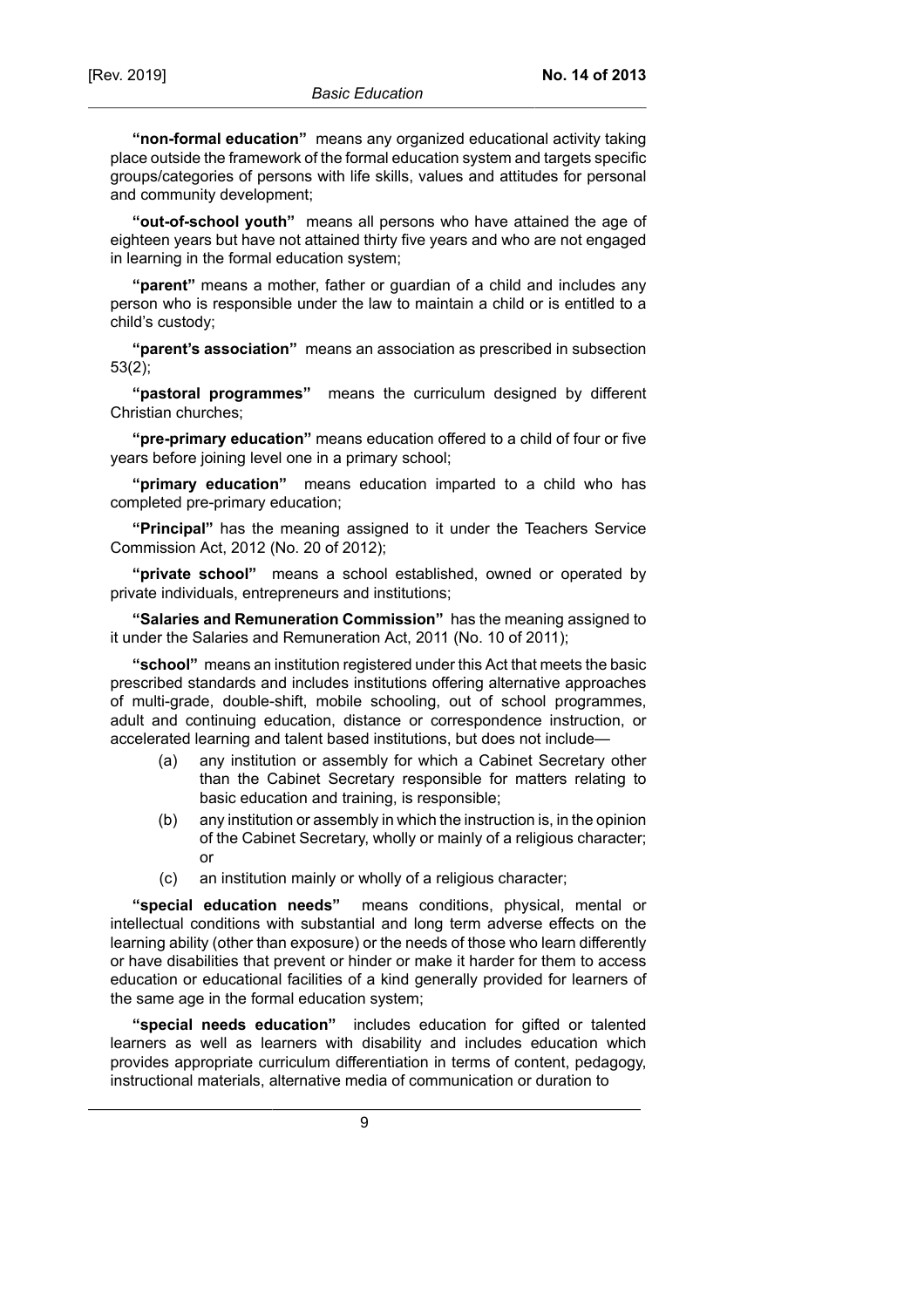**"non-formal education"** means any organized educational activity taking place outside the framework of the formal education system and targets specific groups/categories of persons with life skills, values and attitudes for personal and community development;

**"out-of-school youth"** means all persons who have attained the age of eighteen years but have not attained thirty five years and who are not engaged in learning in the formal education system;

**"parent"** means a mother, father or guardian of a child and includes any person who is responsible under the law to maintain a child or is entitled to a child's custody;

**"parent's association"** means an association as prescribed in subsection 53(2);

**"pastoral programmes"** means the curriculum designed by different Christian churches;

**"pre-primary education"** means education offered to a child of four or five years before joining level one in a primary school;

**"primary education"** means education imparted to a child who has completed pre-primary education;

**"Principal"** has the meaning assigned to it under the Teachers Service Commission Act, 2012 (No. 20 of 2012);

**"private school"** means a school established, owned or operated by private individuals, entrepreneurs and institutions;

**"Salaries and Remuneration Commission"** has the meaning assigned to it under the Salaries and Remuneration Act, 2011 (No. 10 of 2011);

**"school"** means an institution registered under this Act that meets the basic prescribed standards and includes institutions offering alternative approaches of multi-grade, double-shift, mobile schooling, out of school programmes, adult and continuing education, distance or correspondence instruction, or accelerated learning and talent based institutions, but does not include—

(a) any institution or assembly for which a Cabinet Secretary other than the Cabinet Secretary responsible for matters relating to basic education and training, is responsible;

(b) any institution or assembly in which the instruction is, in the opinion of the Cabinet Secretary, wholly or mainly of a religious character; or

(c) an institution mainly or wholly of a religious character;

**"special education needs"** means conditions, physical, mental or intellectual conditions with substantial and long term adverse effects on the learning ability (other than exposure) or the needs of those who learn differently or have disabilities that prevent or hinder or make it harder for them to access education or educational facilities of a kind generally provided for learners of the same age in the formal education system;

**"special needs education"** includes education for gifted or talented learners as well as learners with disability and includes education which provides appropriate curriculum differentiation in terms of content, pedagogy, instructional materials, alternative media of communication or duration to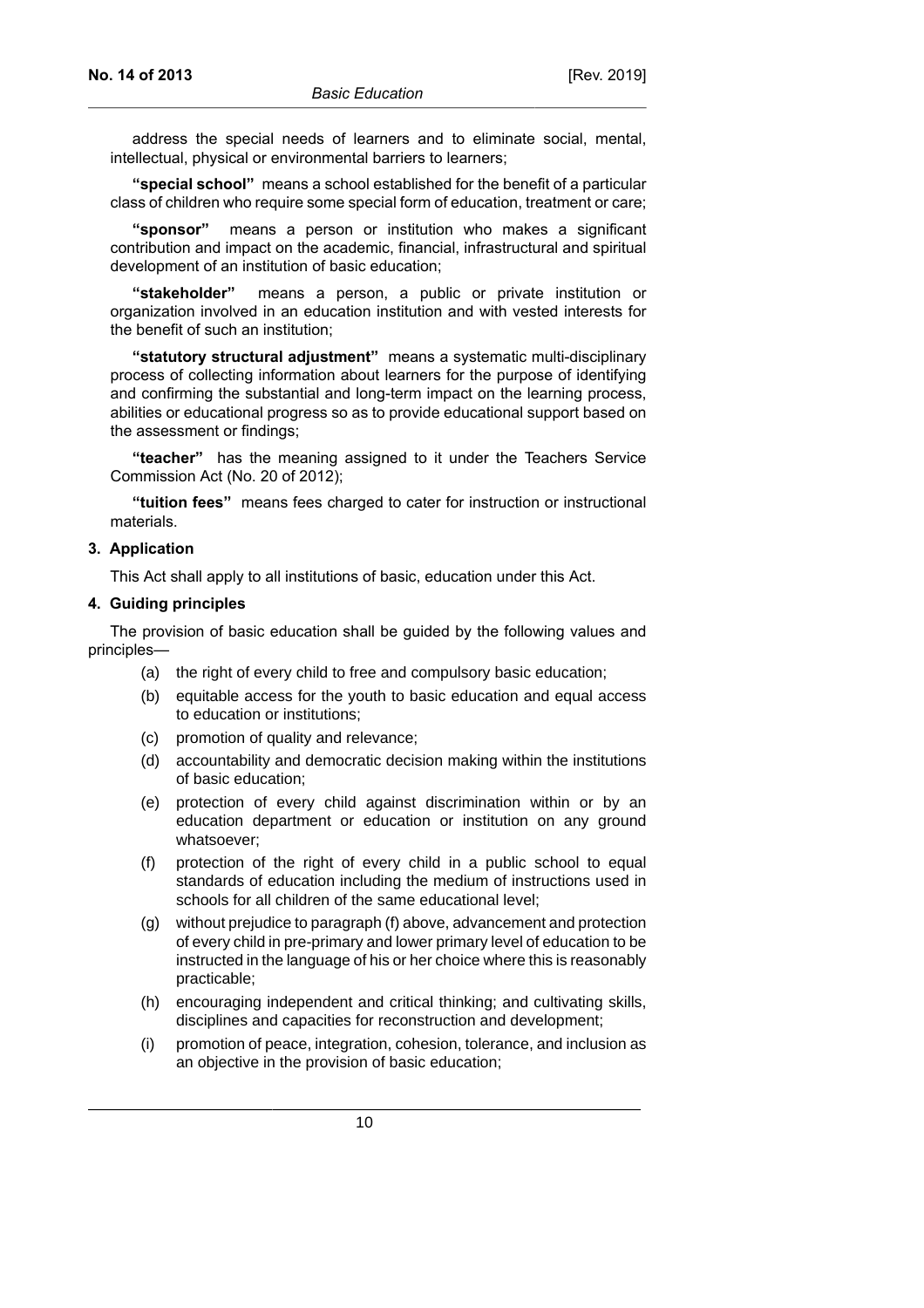address the special needs of learners and to eliminate social, mental, intellectual, physical or environmental barriers to learners;

**"special school"** means a school established for the benefit of a particular class of children who require some special form of education, treatment or care;

**"sponsor"** means a person or institution who makes a significant contribution and impact on the academic, financial, infrastructural and spiritual development of an institution of basic education;

**"stakeholder"** means a person, a public or private institution or organization involved in an education institution and with vested interests for the benefit of such an institution;

**"statutory structural adjustment"** means a systematic multi-disciplinary process of collecting information about learners for the purpose of identifying and confirming the substantial and long-term impact on the learning process, abilities or educational progress so as to provide educational support based on the assessment or findings;

**"teacher"** has the meaning assigned to it under the Teachers Service Commission Act (No. 20 of 2012);

**"tuition fees"** means fees charged to cater for instruction or instructional materials.

**3. Application**

This Act shall apply to all institutions of basic, education under this Act.

**4. Guiding principles**

The provision of basic education shall be guided by the following values and principles—

(a) the right of every child to free and compulsory basic education;

(b) equitable access for the youth to basic education and equal access to education or institutions;

(c) promotion of quality and relevance;

(d) accountability and democratic decision making within the institutions of basic education;

(e) protection of every child against discrimination within or by an education department or education or institution on any ground whatsoever;

(f) protection of the right of every child in a public school to equal standards of education including the medium of instructions used in schools for all children of the same educational level;

(g) without prejudice to paragraph (f) above, advancement and protection of every child in pre-primary and lower primary level of education to be instructed in the language of his or her choice where this is reasonably practicable;

(h) encouraging independent and critical thinking; and cultivating skills, disciplines and capacities for reconstruction and development;

(i) promotion of peace, integration, cohesion, tolerance, and inclusion as an objective in the provision of basic education;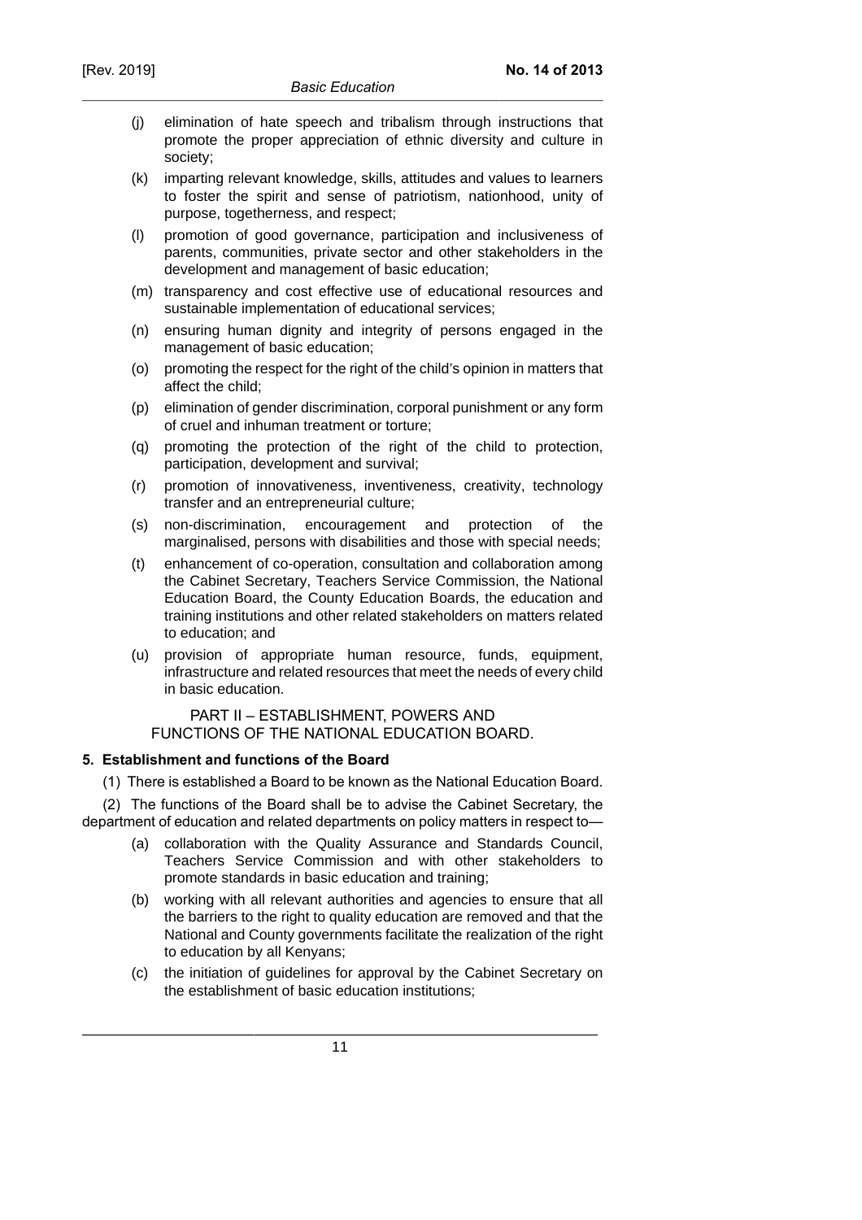(j) elimination of hate speech and tribalism through instructions that promote the proper appreciation of ethnic diversity and culture in society;

(k) imparting relevant knowledge, skills, attitudes and values to learners to foster the spirit and sense of patriotism, nationhood, unity of purpose, togetherness, and respect;

(l) promotion of good governance, participation and inclusiveness of parents, communities, private sector and other stakeholders in the development and management of basic education;

(m) transparency and cost effective use of educational resources and sustainable implementation of educational services;

(n) ensuring human dignity and integrity of persons engaged in the management of basic education;

(o) promoting the respect for the right of the child's opinion in matters that affect the child;

(p) elimination of gender discrimination, corporal punishment or any form of cruel and inhuman treatment or torture;

(q) promoting the protection of the right of the child to protection, participation, development and survival;

(r) promotion of innovativeness, inventiveness, creativity, technology transfer and an entrepreneurial culture;

(s) non-discrimination, encouragement and protection of the marginalised, persons with disabilities and those with special needs;

(t) enhancement of co-operation, consultation and collaboration among the Cabinet Secretary, Teachers Service Commission, the National Education Board, the County Education Boards, the education and training institutions and other related stakeholders on matters related to education; and

(u) provision of appropriate human resource, funds, equipment, infrastructure and related resources that meet the needs of every child in basic education.

## PART II – ESTABLISHMENT, POWERS AND FUNCTIONS OF THE NATIONAL EDUCATION BOARD.

### 5. Establishment and functions of the Board

(1) There is established a Board to be known as the National Education Board.

(2) The functions of the Board shall be to advise the Cabinet Secretary, the department of education and related departments on policy matters in respect to—

(a) collaboration with the Quality Assurance and Standards Council, Teachers Service Commission and with other stakeholders to promote standards in basic education and training;

(b) working with all relevant authorities and agencies to ensure that all the barriers to the right to quality education are removed and that the National and County governments facilitate the realization of the right to education by all Kenyans;

(c) the initiation of guidelines for approval by the Cabinet Secretary on the establishment of basic education institutions;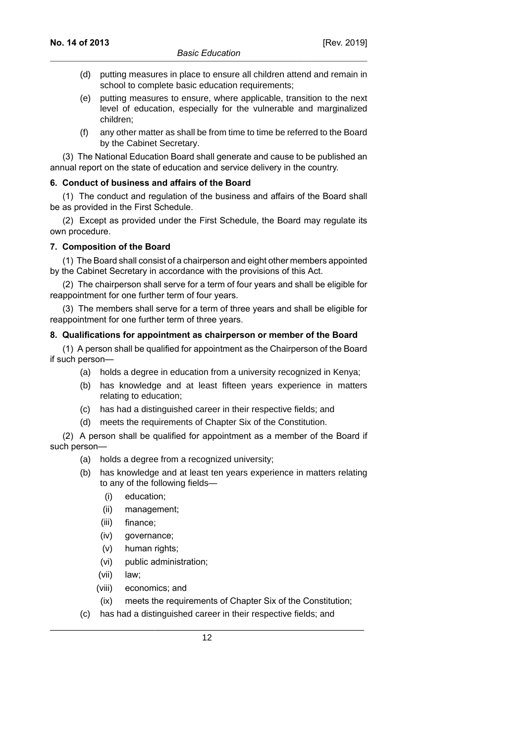(d) putting measures in place to ensure all children attend and remain in school to complete basic education requirements;

(e) putting measures to ensure, where applicable, transition to the next level of education, especially for the vulnerable and marginalized children;

(f) any other matter as shall be from time to time be referred to the Board by the Cabinet Secretary.

(3) The National Education Board shall generate and cause to be published an annual report on the state of education and service delivery in the country.

**6. Conduct of business and affairs of the Board**

(1) The conduct and regulation of the business and affairs of the Board shall be as provided in the First Schedule.

(2) Except as provided under the First Schedule, the Board may regulate its own procedure.

**7. Composition of the Board**

(1) The Board shall consist of a chairperson and eight other members appointed by the Cabinet Secretary in accordance with the provisions of this Act.

(2) The chairperson shall serve for a term of four years and shall be eligible for reappointment for one further term of four years.

(3) The members shall serve for a term of three years and shall be eligible for reappointment for one further term of three years.

**8. Qualifications for appointment as chairperson or member of the Board**

(1) A person shall be qualified for appointment as the Chairperson of the Board if such person—

(a) holds a degree in education from a university recognized in Kenya;

(b) has knowledge and at least fifteen years experience in matters relating to education;

(c) has had a distinguished career in their respective fields; and

(d) meets the requirements of Chapter Six of the Constitution.

(2) A person shall be qualified for appointment as a member of the Board if such person—

(a) holds a degree from a recognized university;

(b) has knowledge and at least ten years experience in matters relating to any of the following fields—

(i) education;

(ii) management;

(iii) finance;

(iv) governance;

(v) human rights;

(vi) public administration;

(vii) law;

(viii) economics; and

(ix) meets the requirements of Chapter Six of the Constitution;

(c) has had a distinguished career in their respective fields; and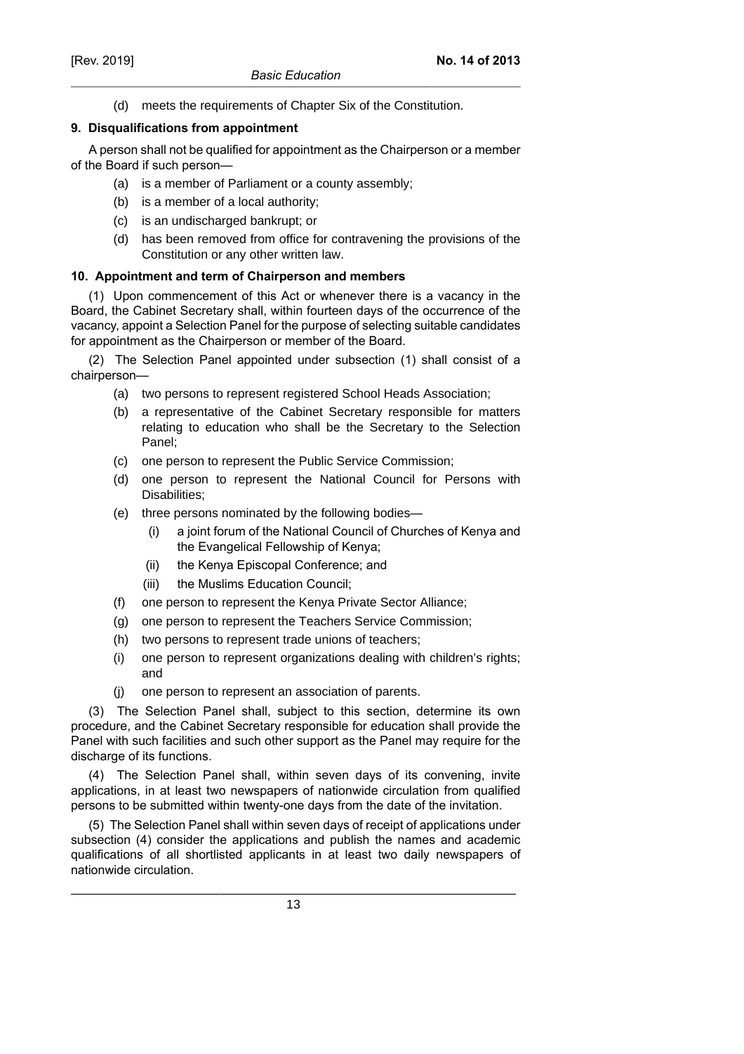(d) meets the requirements of Chapter Six of the Constitution.

**9. Disqualifications from appointment**

A person shall not be qualified for appointment as the Chairperson or a member of the Board if such person—

(a) is a member of Parliament or a county assembly;

(b) is a member of a local authority;

(c) is an undischarged bankrupt; or

(d) has been removed from office for contravening the provisions of the Constitution or any other written law.

**10. Appointment and term of Chairperson and members**

(1) Upon commencement of this Act or whenever there is a vacancy in the Board, the Cabinet Secretary shall, within fourteen days of the occurrence of the vacancy, appoint a Selection Panel for the purpose of selecting suitable candidates for appointment as the Chairperson or member of the Board.

(2) The Selection Panel appointed under subsection (1) shall consist of a chairperson—

(a) two persons to represent registered School Heads Association;

(b) a representative of the Cabinet Secretary responsible for matters relating to education who shall be the Secretary to the Selection Panel;

(c) one person to represent the Public Service Commission;

(d) one person to represent the National Council for Persons with Disabilities;

(e) three persons nominated by the following bodies—

(i) a joint forum of the National Council of Churches of Kenya and the Evangelical Fellowship of Kenya;

(ii) the Kenya Episcopal Conference; and

(iii) the Muslims Education Council;

(f) one person to represent the Kenya Private Sector Alliance;

(g) one person to represent the Teachers Service Commission;

(h) two persons to represent trade unions of teachers;

(i) one person to represent organizations dealing with children's rights; and

(j) one person to represent an association of parents.

(3) The Selection Panel shall, subject to this section, determine its own procedure, and the Cabinet Secretary responsible for education shall provide the Panel with such facilities and such other support as the Panel may require for the discharge of its functions.

(4) The Selection Panel shall, within seven days of its convening, invite applications, in at least two newspapers of nationwide circulation from qualified persons to be submitted within twenty-one days from the date of the invitation.

(5) The Selection Panel shall within seven days of receipt of applications under subsection (4) consider the applications and publish the names and academic qualifications of all shortlisted applicants in at least two daily newspapers of nationwide circulation.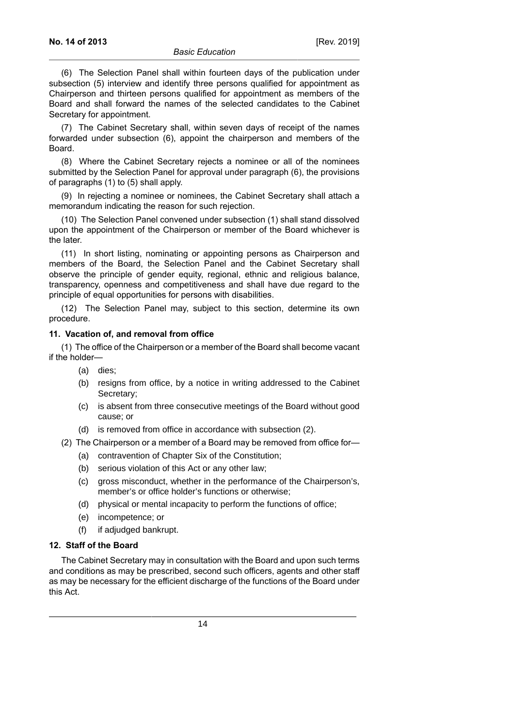(6) The Selection Panel shall within fourteen days of the publication under subsection (5) interview and identify three persons qualified for appointment as Chairperson and thirteen persons qualified for appointment as members of the Board and shall forward the names of the selected candidates to the Cabinet Secretary for appointment.

(7) The Cabinet Secretary shall, within seven days of receipt of the names forwarded under subsection (6), appoint the chairperson and members of the Board.

(8) Where the Cabinet Secretary rejects a nominee or all of the nominees submitted by the Selection Panel for approval under paragraph (6), the provisions of paragraphs (1) to (5) shall apply.

(9) In rejecting a nominee or nominees, the Cabinet Secretary shall attach a memorandum indicating the reason for such rejection.

(10) The Selection Panel convened under subsection (1) shall stand dissolved upon the appointment of the Chairperson or member of the Board whichever is the later.

(11) In short listing, nominating or appointing persons as Chairperson and members of the Board, the Selection Panel and the Cabinet Secretary shall observe the principle of gender equity, regional, ethnic and religious balance, transparency, openness and competitiveness and shall have due regard to the principle of equal opportunities for persons with disabilities.

(12) The Selection Panel may, subject to this section, determine its own procedure.

**11. Vacation of, and removal from office**

(1) The office of the Chairperson or a member of the Board shall become vacant if the holder—

- (a) dies;
- (b) resigns from office, by a notice in writing addressed to the Cabinet Secretary;
- (c) is absent from three consecutive meetings of the Board without good cause; or
- (d) is removed from office in accordance with subsection (2).

(2) The Chairperson or a member of a Board may be removed from office for—

- (a) contravention of Chapter Six of the Constitution;
- (b) serious violation of this Act or any other law;
- (c) gross misconduct, whether in the performance of the Chairperson's, member's or office holder's functions or otherwise;
- (d) physical or mental incapacity to perform the functions of office;
- (e) incompetence; or
- (f) if adjudged bankrupt.

**12. Staff of the Board**

The Cabinet Secretary may in consultation with the Board and upon such terms and conditions as may be prescribed, second such officers, agents and other staff as may be necessary for the efficient discharge of the functions of the Board under this Act.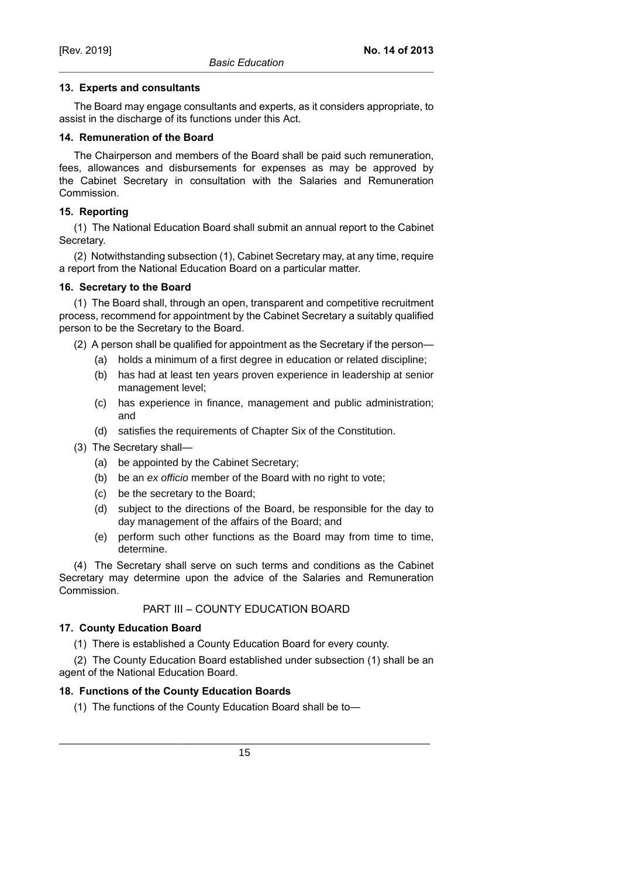### 13. Experts and consultants

The Board may engage consultants and experts, as it considers appropriate, to assist in the discharge of its functions under this Act.

### 14. Remuneration of the Board

The Chairperson and members of the Board shall be paid such remuneration, fees, allowances and disbursements for expenses as may be approved by the Cabinet Secretary in consultation with the Salaries and Remuneration Commission.

### 15. Reporting

(1) The National Education Board shall submit an annual report to the Cabinet Secretary.

(2) Notwithstanding subsection (1), Cabinet Secretary may, at any time, require a report from the National Education Board on a particular matter.

### 16. Secretary to the Board

(1) The Board shall, through an open, transparent and competitive recruitment process, recommend for appointment by the Cabinet Secretary a suitably qualified person to be the Secretary to the Board.

(2) A person shall be qualified for appointment as the Secretary if the person—

- (a) holds a minimum of a first degree in education or related discipline;
- (b) has had at least ten years proven experience in leadership at senior management level;
- (c) has experience in finance, management and public administration; and
- (d) satisfies the requirements of Chapter Six of the Constitution.

(3) The Secretary shall—

- (a) be appointed by the Cabinet Secretary;
- (b) be an *ex officio* member of the Board with no right to vote;
- (c) be the secretary to the Board;
- (d) subject to the directions of the Board, be responsible for the day to day management of the affairs of the Board; and
- (e) perform such other functions as the Board may from time to time, determine.

(4) The Secretary shall serve on such terms and conditions as the Cabinet Secretary may determine upon the advice of the Salaries and Remuneration Commission.

## PART III – COUNTY EDUCATION BOARD

### 17. County Education Board

(1) There is established a County Education Board for every county.

(2) The County Education Board established under subsection (1) shall be an agent of the National Education Board.

### 18. Functions of the County Education Boards

(1) The functions of the County Education Board shall be to—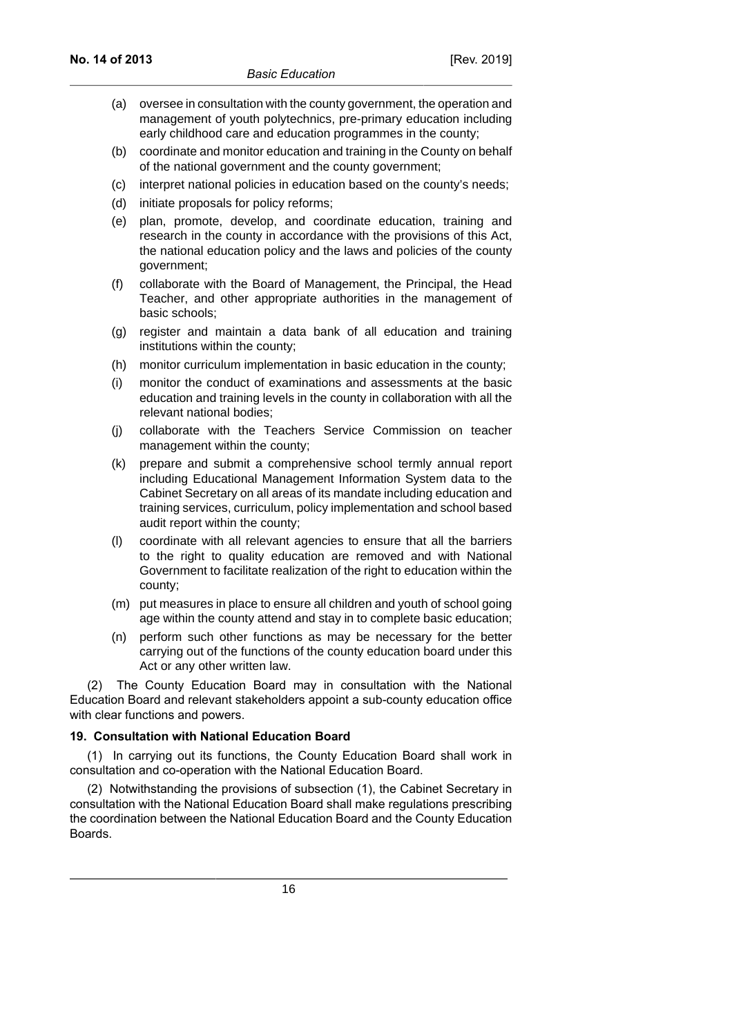(a) oversee in consultation with the county government, the operation and management of youth polytechnics, pre-primary education including early childhood care and education programmes in the county;

(b) coordinate and monitor education and training in the County on behalf of the national government and the county government;

(c) interpret national policies in education based on the county's needs;

(d) initiate proposals for policy reforms;

(e) plan, promote, develop, and coordinate education, training and research in the county in accordance with the provisions of this Act, the national education policy and the laws and policies of the county government;

(f) collaborate with the Board of Management, the Principal, the Head Teacher, and other appropriate authorities in the management of basic schools;

(g) register and maintain a data bank of all education and training institutions within the county;

(h) monitor curriculum implementation in basic education in the county;

(i) monitor the conduct of examinations and assessments at the basic education and training levels in the county in collaboration with all the relevant national bodies;

(j) collaborate with the Teachers Service Commission on teacher management within the county;

(k) prepare and submit a comprehensive school termly annual report including Educational Management Information System data to the Cabinet Secretary on all areas of its mandate including education and training services, curriculum, policy implementation and school based audit report within the county;

(l) coordinate with all relevant agencies to ensure that all the barriers to the right to quality education are removed and with National Government to facilitate realization of the right to education within the county;

(m) put measures in place to ensure all children and youth of school going age within the county attend and stay in to complete basic education;

(n) perform such other functions as may be necessary for the better carrying out of the functions of the county education board under this Act or any other written law.

(2) The County Education Board may in consultation with the National Education Board and relevant stakeholders appoint a sub-county education office with clear functions and powers.

**19. Consultation with National Education Board**

(1) In carrying out its functions, the County Education Board shall work in consultation and co-operation with the National Education Board.

(2) Notwithstanding the provisions of subsection (1), the Cabinet Secretary in consultation with the National Education Board shall make regulations prescribing the coordination between the National Education Board and the County Education Boards.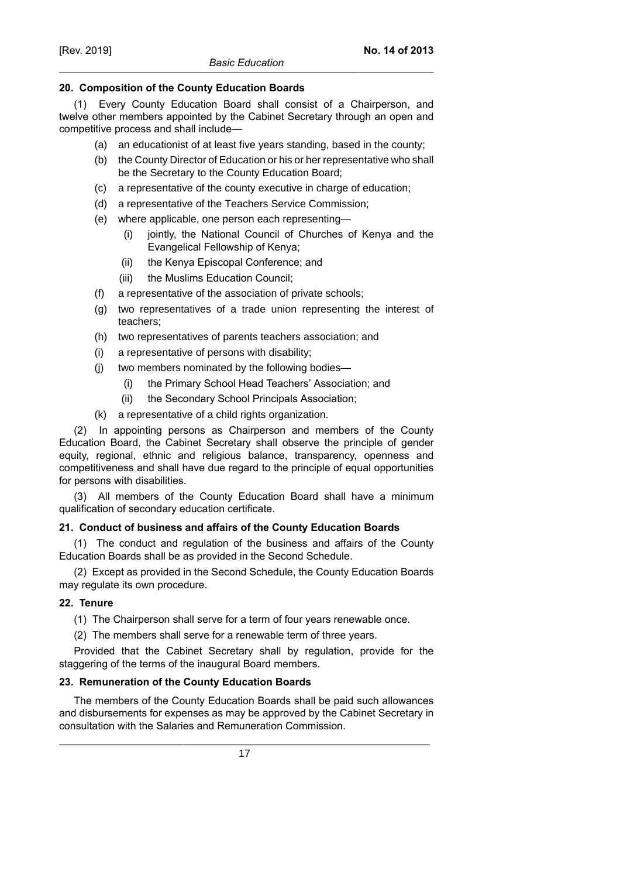**20. Composition of the County Education Boards**

(1) Every County Education Board shall consist of a Chairperson, and twelve other members appointed by the Cabinet Secretary through an open and competitive process and shall include—

(a) an educationist of at least five years standing, based in the county;

(b) the County Director of Education or his or her representative who shall be the Secretary to the County Education Board;

(c) a representative of the county executive in charge of education;

(d) a representative of the Teachers Service Commission;

(e) where applicable, one person each representing—

(i) jointly, the National Council of Churches of Kenya and the Evangelical Fellowship of Kenya;

(ii) the Kenya Episcopal Conference; and

(iii) the Muslims Education Council;

(f) a representative of the association of private schools;

(g) two representatives of a trade union representing the interest of teachers;

(h) two representatives of parents teachers association; and

(i) a representative of persons with disability;

(j) two members nominated by the following bodies—

(i) the Primary School Head Teachers' Association; and

(ii) the Secondary School Principals Association;

(k) a representative of a child rights organization.

(2) In appointing persons as Chairperson and members of the County Education Board, the Cabinet Secretary shall observe the principle of gender equity, regional, ethnic and religious balance, transparency, openness and competitiveness and shall have due regard to the principle of equal opportunities for persons with disabilities.

(3) All members of the County Education Board shall have a minimum qualification of secondary education certificate.

**21. Conduct of business and affairs of the County Education Boards**

(1) The conduct and regulation of the business and affairs of the County Education Boards shall be as provided in the Second Schedule.

(2) Except as provided in the Second Schedule, the County Education Boards may regulate its own procedure.

**22. Tenure**

(1) The Chairperson shall serve for a term of four years renewable once.

(2) The members shall serve for a renewable term of three years.

Provided that the Cabinet Secretary shall by regulation, provide for the staggering of the terms of the inaugural Board members.

**23. Remuneration of the County Education Boards**

The members of the County Education Boards shall be paid such allowances and disbursements for expenses as may be approved by the Cabinet Secretary in consultation with the Salaries and Remuneration Commission.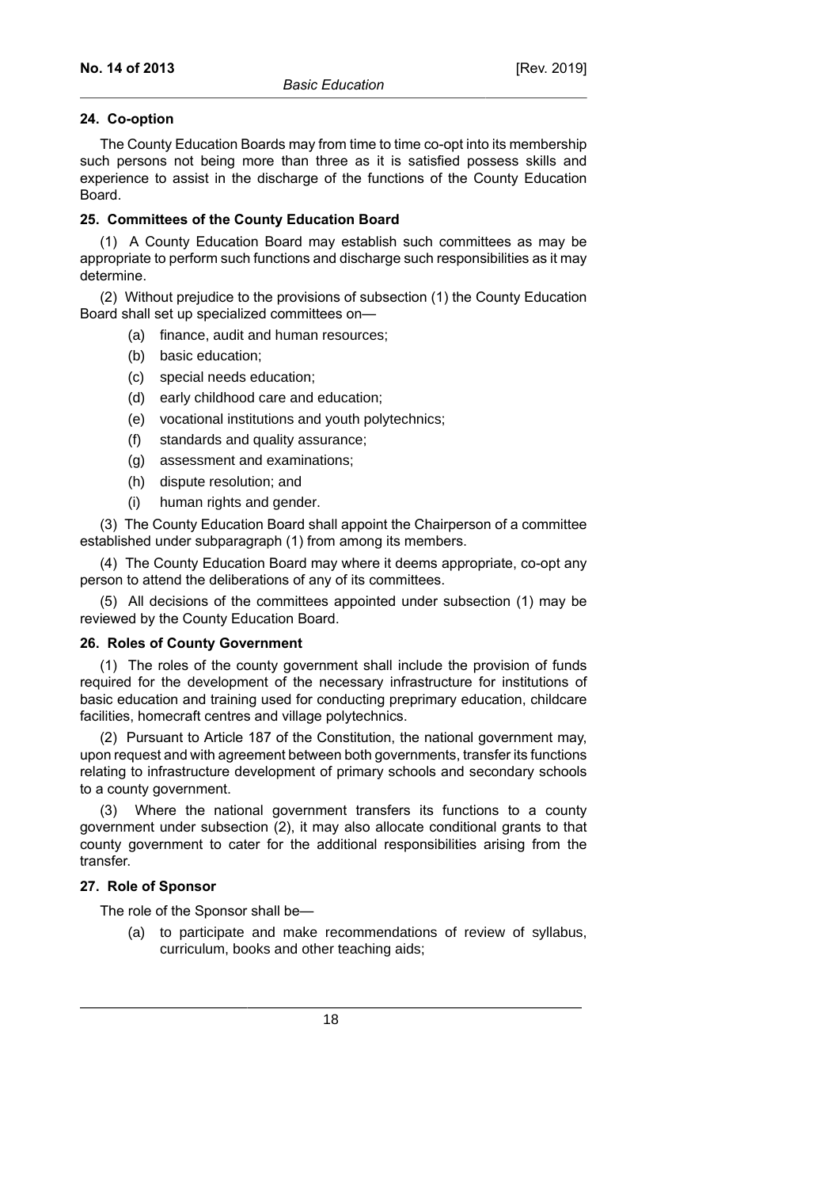**24. Co-option**

The County Education Boards may from time to time co-opt into its membership such persons not being more than three as it is satisfied possess skills and experience to assist in the discharge of the functions of the County Education Board.

**25. Committees of the County Education Board**

(1) A County Education Board may establish such committees as may be appropriate to perform such functions and discharge such responsibilities as it may determine.

(2) Without prejudice to the provisions of subsection (1) the County Education Board shall set up specialized committees on—

- (a) finance, audit and human resources;
- (b) basic education;
- (c) special needs education;
- (d) early childhood care and education;
- (e) vocational institutions and youth polytechnics;
- (f) standards and quality assurance;
- (g) assessment and examinations;
- (h) dispute resolution; and
- (i) human rights and gender.

(3) The County Education Board shall appoint the Chairperson of a committee established under subparagraph (1) from among its members.

(4) The County Education Board may where it deems appropriate, co-opt any person to attend the deliberations of any of its committees.

(5) All decisions of the committees appointed under subsection (1) may be reviewed by the County Education Board.

**26. Roles of County Government**

(1) The roles of the county government shall include the provision of funds required for the development of the necessary infrastructure for institutions of basic education and training used for conducting preprimary education, childcare facilities, homecraft centres and village polytechnics.

(2) Pursuant to Article 187 of the Constitution, the national government may, upon request and with agreement between both governments, transfer its functions relating to infrastructure development of primary schools and secondary schools to a county government.

(3) Where the national government transfers its functions to a county government under subsection (2), it may also allocate conditional grants to that county government to cater for the additional responsibilities arising from the transfer.

**27. Role of Sponsor**

The role of the Sponsor shall be—

- (a) to participate and make recommendations of review of syllabus, curriculum, books and other teaching aids;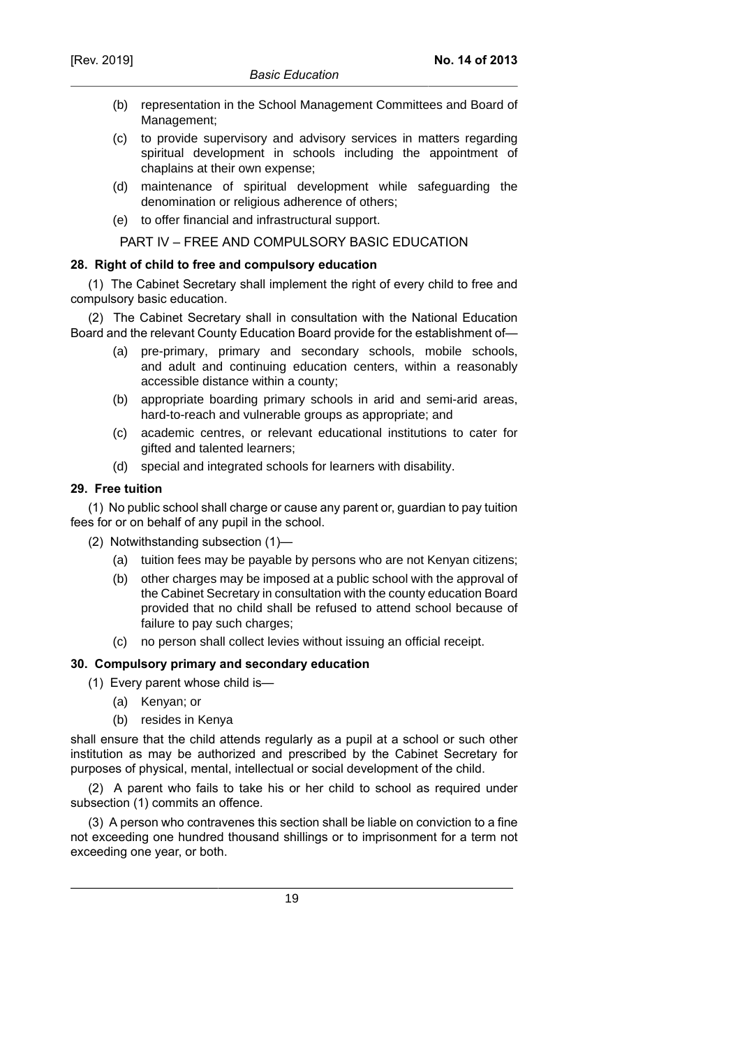(b) representation in the School Management Committees and Board of Management;

(c) to provide supervisory and advisory services in matters regarding spiritual development in schools including the appointment of chaplains at their own expense;

(d) maintenance of spiritual development while safeguarding the denomination or religious adherence of others;

(e) to offer financial and infrastructural support.

## PART IV – FREE AND COMPULSORY BASIC EDUCATION

### 28. Right of child to free and compulsory education

(1) The Cabinet Secretary shall implement the right of every child to free and compulsory basic education.

(2) The Cabinet Secretary shall in consultation with the National Education Board and the relevant County Education Board provide for the establishment of—

(a) pre-primary, primary and secondary schools, mobile schools, and adult and continuing education centers, within a reasonably accessible distance within a county;

(b) appropriate boarding primary schools in arid and semi-arid areas, hard-to-reach and vulnerable groups as appropriate; and

(c) academic centres, or relevant educational institutions to cater for gifted and talented learners;

(d) special and integrated schools for learners with disability.

### 29. Free tuition

(1) No public school shall charge or cause any parent or, guardian to pay tuition fees for or on behalf of any pupil in the school.

(2) Notwithstanding subsection (1)—

(a) tuition fees may be payable by persons who are not Kenyan citizens;

(b) other charges may be imposed at a public school with the approval of the Cabinet Secretary in consultation with the county education Board provided that no child shall be refused to attend school because of failure to pay such charges;

(c) no person shall collect levies without issuing an official receipt.

### 30. Compulsory primary and secondary education

(1) Every parent whose child is—

(a) Kenyan; or

(b) resides in Kenya

shall ensure that the child attends regularly as a pupil at a school or such other institution as may be authorized and prescribed by the Cabinet Secretary for purposes of physical, mental, intellectual or social development of the child.

(2) A parent who fails to take his or her child to school as required under subsection (1) commits an offence.

(3) A person who contravenes this section shall be liable on conviction to a fine not exceeding one hundred thousand shillings or to imprisonment for a term not exceeding one year, or both.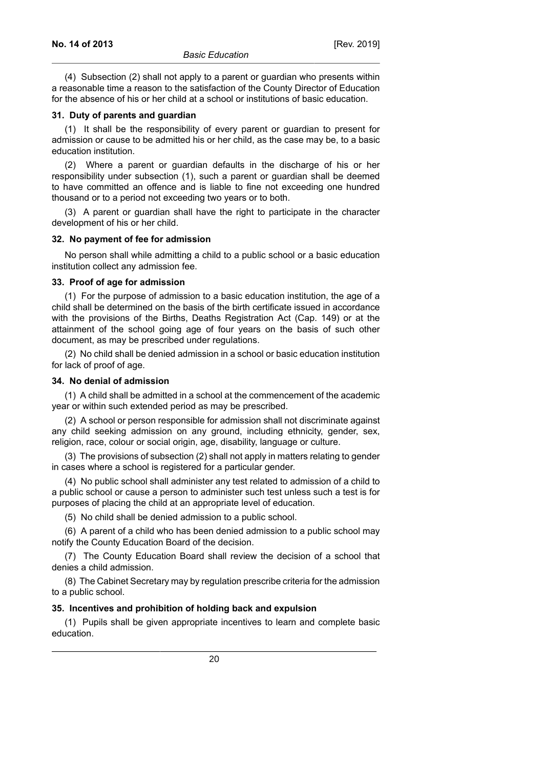(4) Subsection (2) shall not apply to a parent or guardian who presents within a reasonable time a reason to the satisfaction of the County Director of Education for the absence of his or her child at a school or institutions of basic education.

### 31. Duty of parents and guardian

(1) It shall be the responsibility of every parent or guardian to present for admission or cause to be admitted his or her child, as the case may be, to a basic education institution.

(2) Where a parent or guardian defaults in the discharge of his or her responsibility under subsection (1), such a parent or guardian shall be deemed to have committed an offence and is liable to fine not exceeding one hundred thousand or to a period not exceeding two years or to both.

(3) A parent or guardian shall have the right to participate in the character development of his or her child.

### 32. No payment of fee for admission

No person shall while admitting a child to a public school or a basic education institution collect any admission fee.

### 33. Proof of age for admission

(1) For the purpose of admission to a basic education institution, the age of a child shall be determined on the basis of the birth certificate issued in accordance with the provisions of the Births, Deaths Registration Act (Cap. 149) or at the attainment of the school going age of four years on the basis of such other document, as may be prescribed under regulations.

(2) No child shall be denied admission in a school or basic education institution for lack of proof of age.

### 34. No denial of admission

(1) A child shall be admitted in a school at the commencement of the academic year or within such extended period as may be prescribed.

(2) A school or person responsible for admission shall not discriminate against any child seeking admission on any ground, including ethnicity, gender, sex, religion, race, colour or social origin, age, disability, language or culture.

(3) The provisions of subsection (2) shall not apply in matters relating to gender in cases where a school is registered for a particular gender.

(4) No public school shall administer any test related to admission of a child to a public school or cause a person to administer such test unless such a test is for purposes of placing the child at an appropriate level of education.

(5) No child shall be denied admission to a public school.

(6) A parent of a child who has been denied admission to a public school may notify the County Education Board of the decision.

(7) The County Education Board shall review the decision of a school that denies a child admission.

(8) The Cabinet Secretary may by regulation prescribe criteria for the admission to a public school.

### 35. Incentives and prohibition of holding back and expulsion

(1) Pupils shall be given appropriate incentives to learn and complete basic education.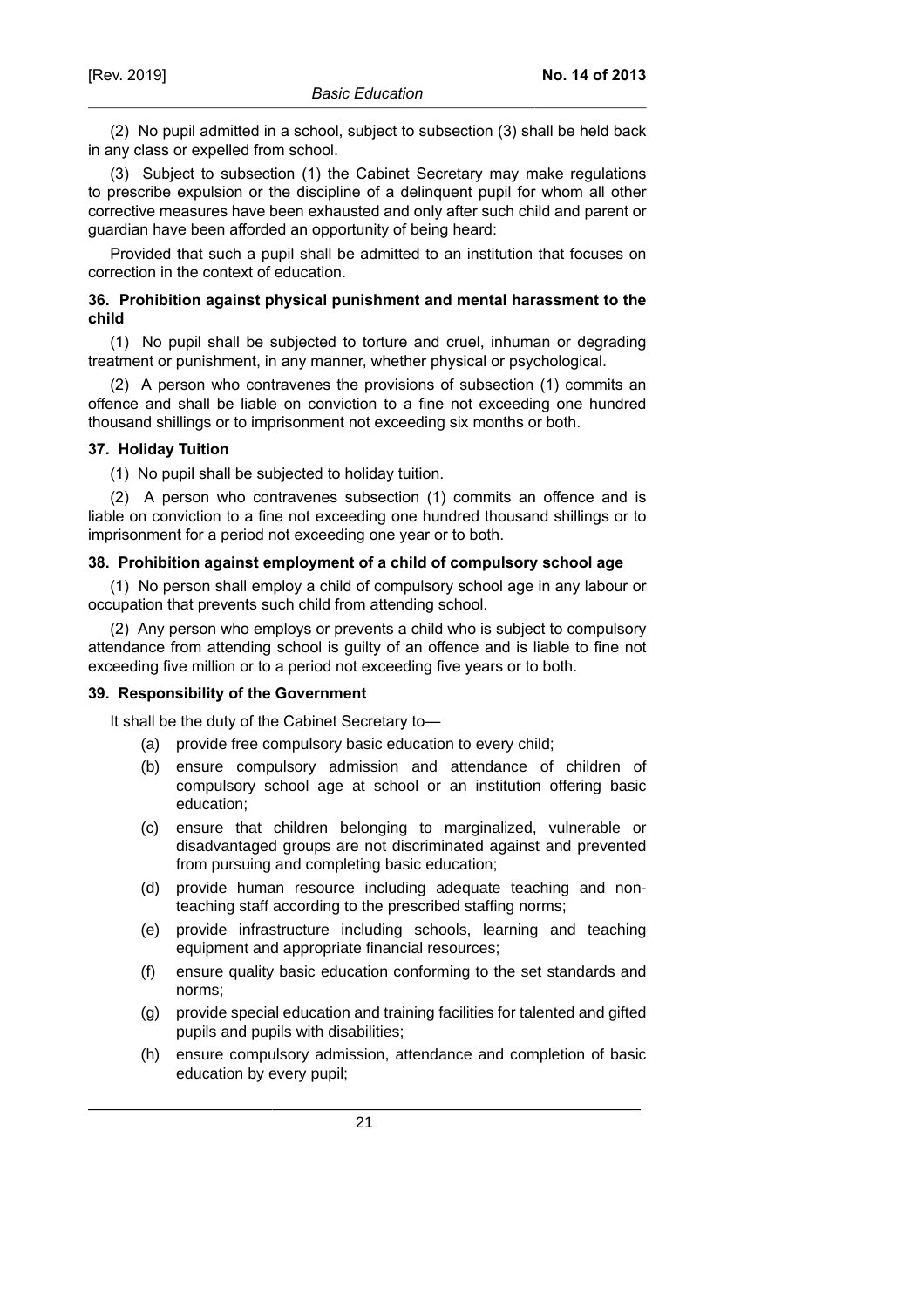(2) No pupil admitted in a school, subject to subsection (3) shall be held back in any class or expelled from school.

(3) Subject to subsection (1) the Cabinet Secretary may make regulations to prescribe expulsion or the discipline of a delinquent pupil for whom all other corrective measures have been exhausted and only after such child and parent or guardian have been afforded an opportunity of being heard:

Provided that such a pupil shall be admitted to an institution that focuses on correction in the context of education.

**36. Prohibition against physical punishment and mental harassment to the child**

(1) No pupil shall be subjected to torture and cruel, inhuman or degrading treatment or punishment, in any manner, whether physical or psychological.

(2) A person who contravenes the provisions of subsection (1) commits an offence and shall be liable on conviction to a fine not exceeding one hundred thousand shillings or to imprisonment not exceeding six months or both.

**37. Holiday Tuition**

(1) No pupil shall be subjected to holiday tuition.

(2) A person who contravenes subsection (1) commits an offence and is liable on conviction to a fine not exceeding one hundred thousand shillings or to imprisonment for a period not exceeding one year or to both.

**38. Prohibition against employment of a child of compulsory school age**

(1) No person shall employ a child of compulsory school age in any labour or occupation that prevents such child from attending school.

(2) Any person who employs or prevents a child who is subject to compulsory attendance from attending school is guilty of an offence and is liable to fine not exceeding five million or to a period not exceeding five years or to both.

**39. Responsibility of the Government**

It shall be the duty of the Cabinet Secretary to—

(a) provide free compulsory basic education to every child;

(b) ensure compulsory admission and attendance of children of compulsory school age at school or an institution offering basic education;

(c) ensure that children belonging to marginalized, vulnerable or disadvantaged groups are not discriminated against and prevented from pursuing and completing basic education;

(d) provide human resource including adequate teaching and non-teaching staff according to the prescribed staffing norms;

(e) provide infrastructure including schools, learning and teaching equipment and appropriate financial resources;

(f) ensure quality basic education conforming to the set standards and norms;

(g) provide special education and training facilities for talented and gifted pupils and pupils with disabilities;

(h) ensure compulsory admission, attendance and completion of basic education by every pupil;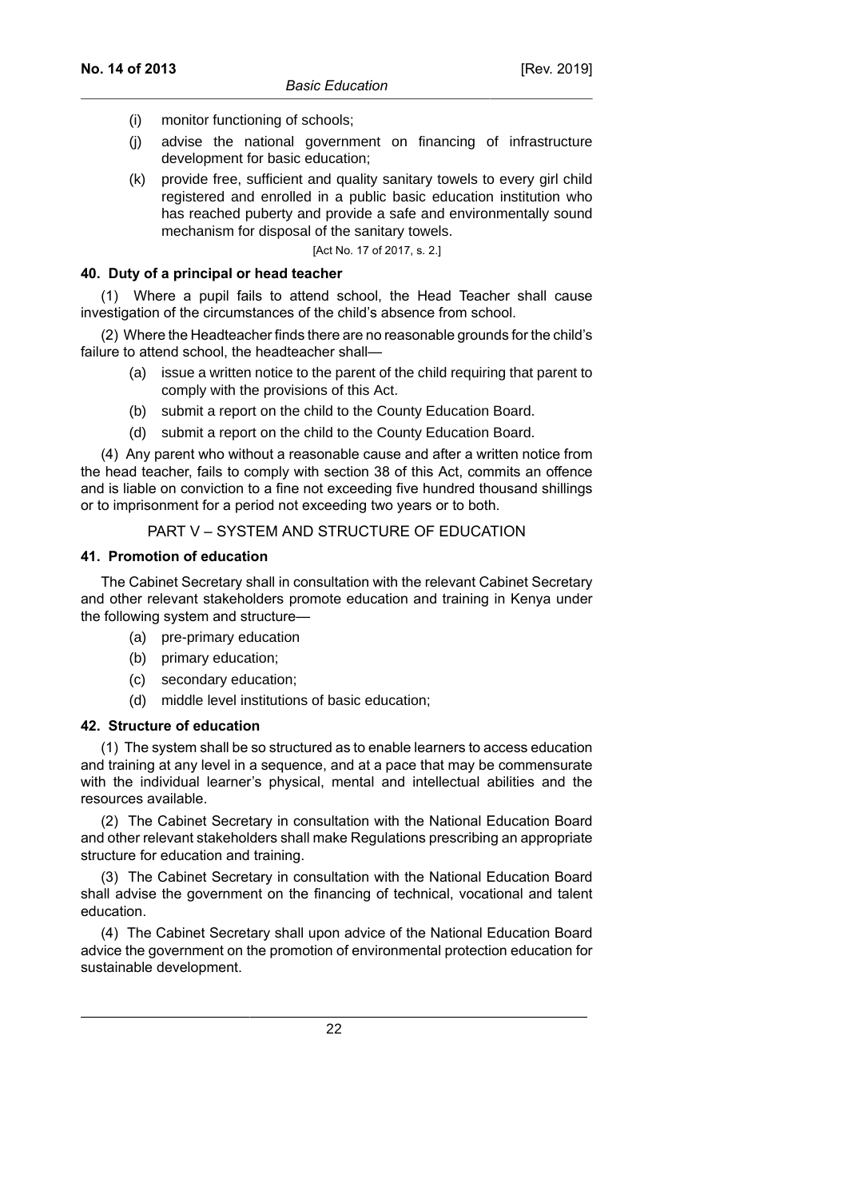(i) monitor functioning of schools;

(j) advise the national government on financing of infrastructure development for basic education;

(k) provide free, sufficient and quality sanitary towels to every girl child registered and enrolled in a public basic education institution who has reached puberty and provide a safe and environmentally sound mechanism for disposal of the sanitary towels.

[Act No. 17 of 2017, s. 2.]

**40. Duty of a principal or head teacher**

(1) Where a pupil fails to attend school, the Head Teacher shall cause investigation of the circumstances of the child's absence from school.

(2) Where the Headteacher finds there are no reasonable grounds for the child's failure to attend school, the headteacher shall—

(a) issue a written notice to the parent of the child requiring that parent to comply with the provisions of this Act.

(b) submit a report on the child to the County Education Board.

(d) submit a report on the child to the County Education Board.

(4) Any parent who without a reasonable cause and after a written notice from the head teacher, fails to comply with section 38 of this Act, commits an offence and is liable on conviction to a fine not exceeding five hundred thousand shillings or to imprisonment for a period not exceeding two years or to both.

PART V – SYSTEM AND STRUCTURE OF EDUCATION

**41. Promotion of education**

The Cabinet Secretary shall in consultation with the relevant Cabinet Secretary and other relevant stakeholders promote education and training in Kenya under the following system and structure—

(a) pre-primary education

(b) primary education;

(c) secondary education;

(d) middle level institutions of basic education;

**42. Structure of education**

(1) The system shall be so structured as to enable learners to access education and training at any level in a sequence, and at a pace that may be commensurate with the individual learner's physical, mental and intellectual abilities and the resources available.

(2) The Cabinet Secretary in consultation with the National Education Board and other relevant stakeholders shall make Regulations prescribing an appropriate structure for education and training.

(3) The Cabinet Secretary in consultation with the National Education Board shall advise the government on the financing of technical, vocational and talent education.

(4) The Cabinet Secretary shall upon advice of the National Education Board advice the government on the promotion of environmental protection education for sustainable development.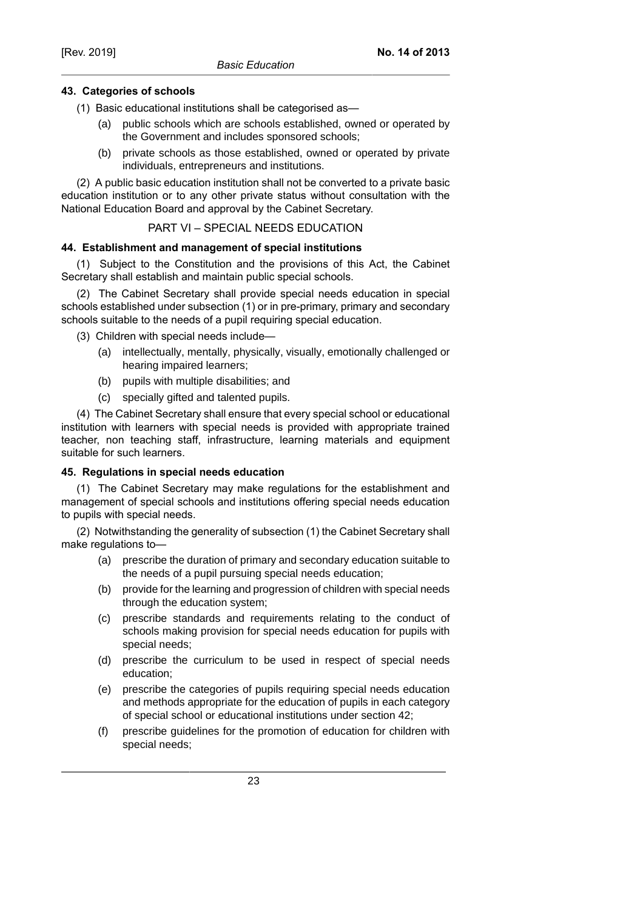### 43. Categories of schools

(1) Basic educational institutions shall be categorised as—

(a) public schools which are schools established, owned or operated by the Government and includes sponsored schools;

(b) private schools as those established, owned or operated by private individuals, entrepreneurs and institutions.

(2) A public basic education institution shall not be converted to a private basic education institution or to any other private status without consultation with the National Education Board and approval by the Cabinet Secretary.

## PART VI – SPECIAL NEEDS EDUCATION

### 44. Establishment and management of special institutions

(1) Subject to the Constitution and the provisions of this Act, the Cabinet Secretary shall establish and maintain public special schools.

(2) The Cabinet Secretary shall provide special needs education in special schools established under subsection (1) or in pre-primary, primary and secondary schools suitable to the needs of a pupil requiring special education.

(3) Children with special needs include—

(a) intellectually, mentally, physically, visually, emotionally challenged or hearing impaired learners;

(b) pupils with multiple disabilities; and

(c) specially gifted and talented pupils.

(4) The Cabinet Secretary shall ensure that every special school or educational institution with learners with special needs is provided with appropriate trained teacher, non teaching staff, infrastructure, learning materials and equipment suitable for such learners.

### 45. Regulations in special needs education

(1) The Cabinet Secretary may make regulations for the establishment and management of special schools and institutions offering special needs education to pupils with special needs.

(2) Notwithstanding the generality of subsection (1) the Cabinet Secretary shall make regulations to—

(a) prescribe the duration of primary and secondary education suitable to the needs of a pupil pursuing special needs education;

(b) provide for the learning and progression of children with special needs through the education system;

(c) prescribe standards and requirements relating to the conduct of schools making provision for special needs education for pupils with special needs;

(d) prescribe the curriculum to be used in respect of special needs education;

(e) prescribe the categories of pupils requiring special needs education and methods appropriate for the education of pupils in each category of special school or educational institutions under section 42;

(f) prescribe guidelines for the promotion of education for children with special needs;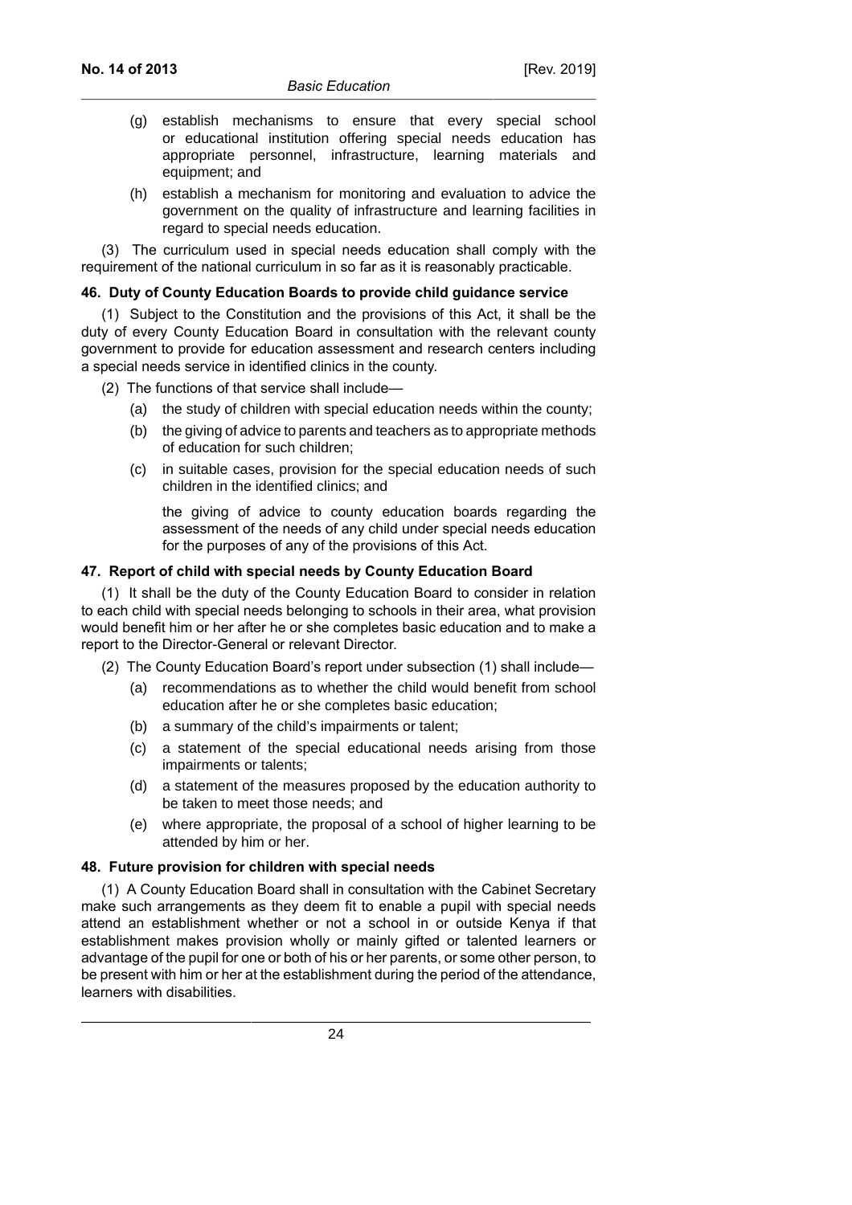(g) establish mechanisms to ensure that every special school or educational institution offering special needs education has appropriate personnel, infrastructure, learning materials and equipment; and

(h) establish a mechanism for monitoring and evaluation to advice the government on the quality of infrastructure and learning facilities in regard to special needs education.

(3) The curriculum used in special needs education shall comply with the requirement of the national curriculum in so far as it is reasonably practicable.

**46. Duty of County Education Boards to provide child guidance service**

(1) Subject to the Constitution and the provisions of this Act, it shall be the duty of every County Education Board in consultation with the relevant county government to provide for education assessment and research centers including a special needs service in identified clinics in the county.

(2) The functions of that service shall include—

(a) the study of children with special education needs within the county;

(b) the giving of advice to parents and teachers as to appropriate methods of education for such children;

(c) in suitable cases, provision for the special education needs of such children in the identified clinics; and

the giving of advice to county education boards regarding the assessment of the needs of any child under special needs education for the purposes of any of the provisions of this Act.

**47. Report of child with special needs by County Education Board**

(1) It shall be the duty of the County Education Board to consider in relation to each child with special needs belonging to schools in their area, what provision would benefit him or her after he or she completes basic education and to make a report to the Director-General or relevant Director.

(2) The County Education Board's report under subsection (1) shall include—

(a) recommendations as to whether the child would benefit from school education after he or she completes basic education;

(b) a summary of the child's impairments or talent;

(c) a statement of the special educational needs arising from those impairments or talents;

(d) a statement of the measures proposed by the education authority to be taken to meet those needs; and

(e) where appropriate, the proposal of a school of higher learning to be attended by him or her.

**48. Future provision for children with special needs**

(1) A County Education Board shall in consultation with the Cabinet Secretary make such arrangements as they deem fit to enable a pupil with special needs attend an establishment whether or not a school in or outside Kenya if that establishment makes provision wholly or mainly gifted or talented learners or advantage of the pupil for one or both of his or her parents, or some other person, to be present with him or her at the establishment during the period of the attendance, learners with disabilities.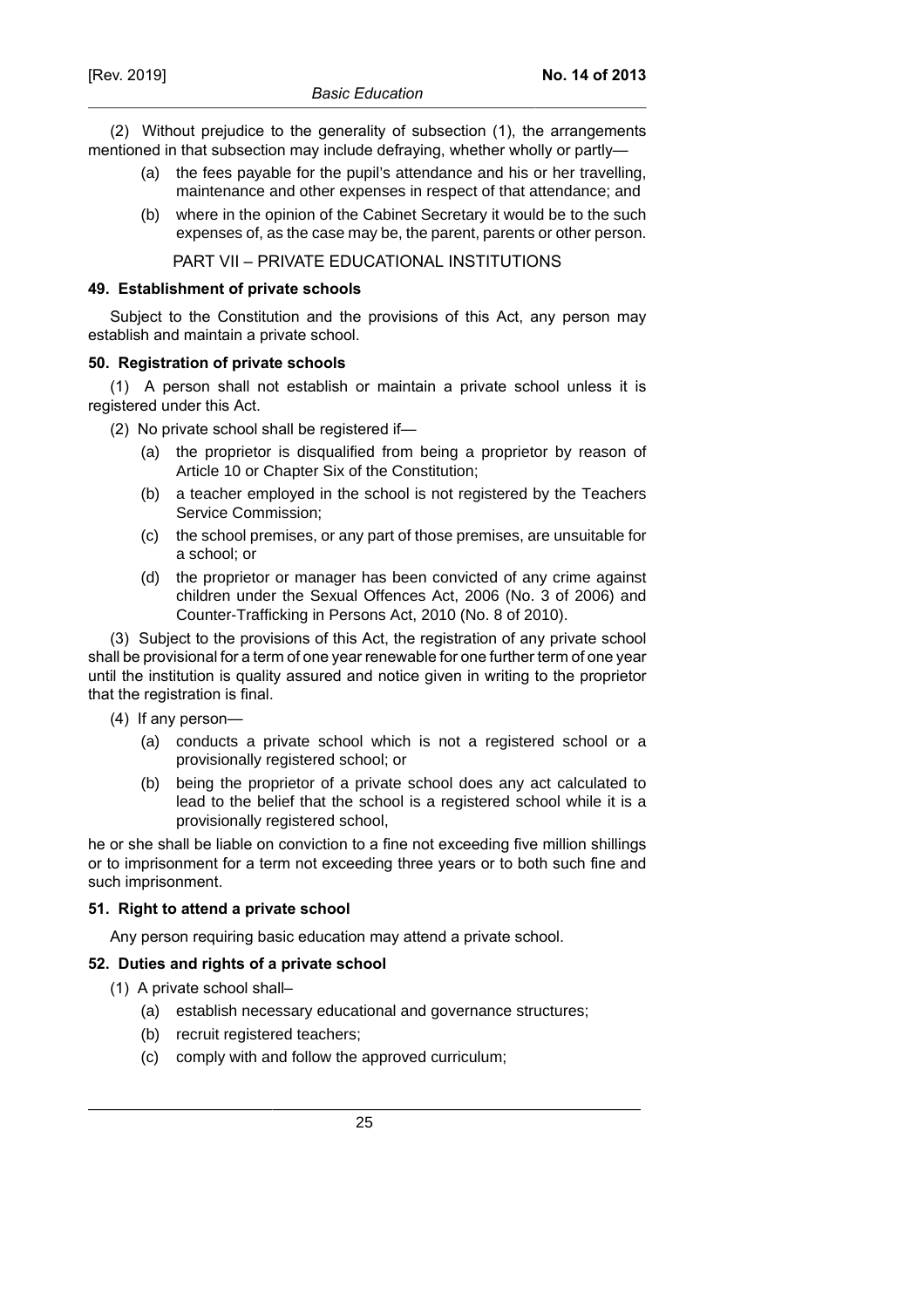(2) Without prejudice to the generality of subsection (1), the arrangements mentioned in that subsection may include defraying, whether wholly or partly—

- (a) the fees payable for the pupil's attendance and his or her travelling, maintenance and other expenses in respect of that attendance; and
- (b) where in the opinion of the Cabinet Secretary it would be to the such expenses of, as the case may be, the parent, parents or other person.

## PART VII – PRIVATE EDUCATIONAL INSTITUTIONS

### 49. Establishment of private schools

Subject to the Constitution and the provisions of this Act, any person may establish and maintain a private school.

### 50. Registration of private schools

(1) A person shall not establish or maintain a private school unless it is registered under this Act.

(2) No private school shall be registered if—

- (a) the proprietor is disqualified from being a proprietor by reason of Article 10 or Chapter Six of the Constitution;
- (b) a teacher employed in the school is not registered by the Teachers Service Commission;
- (c) the school premises, or any part of those premises, are unsuitable for a school; or
- (d) the proprietor or manager has been convicted of any crime against children under the Sexual Offences Act, 2006 (No. 3 of 2006) and Counter-Trafficking in Persons Act, 2010 (No. 8 of 2010).

(3) Subject to the provisions of this Act, the registration of any private school shall be provisional for a term of one year renewable for one further term of one year until the institution is quality assured and notice given in writing to the proprietor that the registration is final.

(4) If any person—

- (a) conducts a private school which is not a registered school or a provisionally registered school; or
- (b) being the proprietor of a private school does any act calculated to lead to the belief that the school is a registered school while it is a provisionally registered school,

he or she shall be liable on conviction to a fine not exceeding five million shillings or to imprisonment for a term not exceeding three years or to both such fine and such imprisonment.

### 51. Right to attend a private school

Any person requiring basic education may attend a private school.

### 52. Duties and rights of a private school

(1) A private school shall–

- (a) establish necessary educational and governance structures;
- (b) recruit registered teachers;
- (c) comply with and follow the approved curriculum;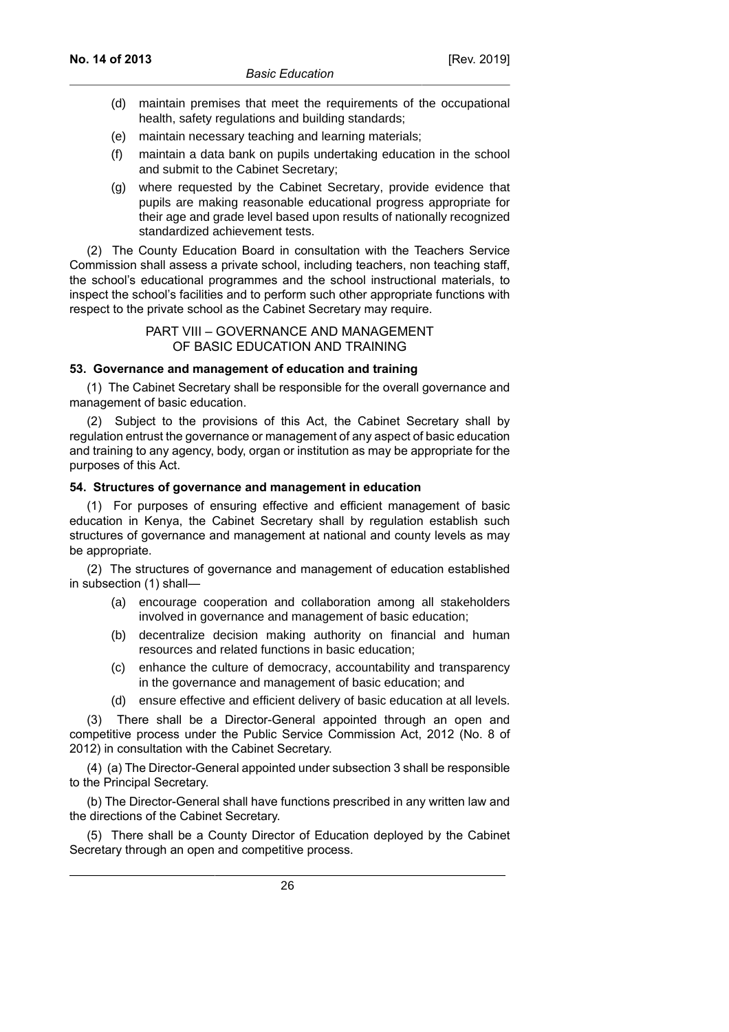(d) maintain premises that meet the requirements of the occupational health, safety regulations and building standards;

(e) maintain necessary teaching and learning materials;

(f) maintain a data bank on pupils undertaking education in the school and submit to the Cabinet Secretary;

(g) where requested by the Cabinet Secretary, provide evidence that pupils are making reasonable educational progress appropriate for their age and grade level based upon results of nationally recognized standardized achievement tests.

(2) The County Education Board in consultation with the Teachers Service Commission shall assess a private school, including teachers, non teaching staff, the school's educational programmes and the school instructional materials, to inspect the school's facilities and to perform such other appropriate functions with respect to the private school as the Cabinet Secretary may require.

## PART VIII – GOVERNANCE AND MANAGEMENT OF BASIC EDUCATION AND TRAINING

### 53. Governance and management of education and training

(1) The Cabinet Secretary shall be responsible for the overall governance and management of basic education.

(2) Subject to the provisions of this Act, the Cabinet Secretary shall by regulation entrust the governance or management of any aspect of basic education and training to any agency, body, organ or institution as may be appropriate for the purposes of this Act.

### 54. Structures of governance and management in education

(1) For purposes of ensuring effective and efficient management of basic education in Kenya, the Cabinet Secretary shall by regulation establish such structures of governance and management at national and county levels as may be appropriate.

(2) The structures of governance and management of education established in subsection (1) shall—

(a) encourage cooperation and collaboration among all stakeholders involved in governance and management of basic education;

(b) decentralize decision making authority on financial and human resources and related functions in basic education;

(c) enhance the culture of democracy, accountability and transparency in the governance and management of basic education; and

(d) ensure effective and efficient delivery of basic education at all levels.

(3) There shall be a Director-General appointed through an open and competitive process under the Public Service Commission Act, 2012 (No. 8 of 2012) in consultation with the Cabinet Secretary.

(4) (a) The Director-General appointed under subsection 3 shall be responsible to the Principal Secretary.

(b) The Director-General shall have functions prescribed in any written law and the directions of the Cabinet Secretary.

(5) There shall be a County Director of Education deployed by the Cabinet Secretary through an open and competitive process.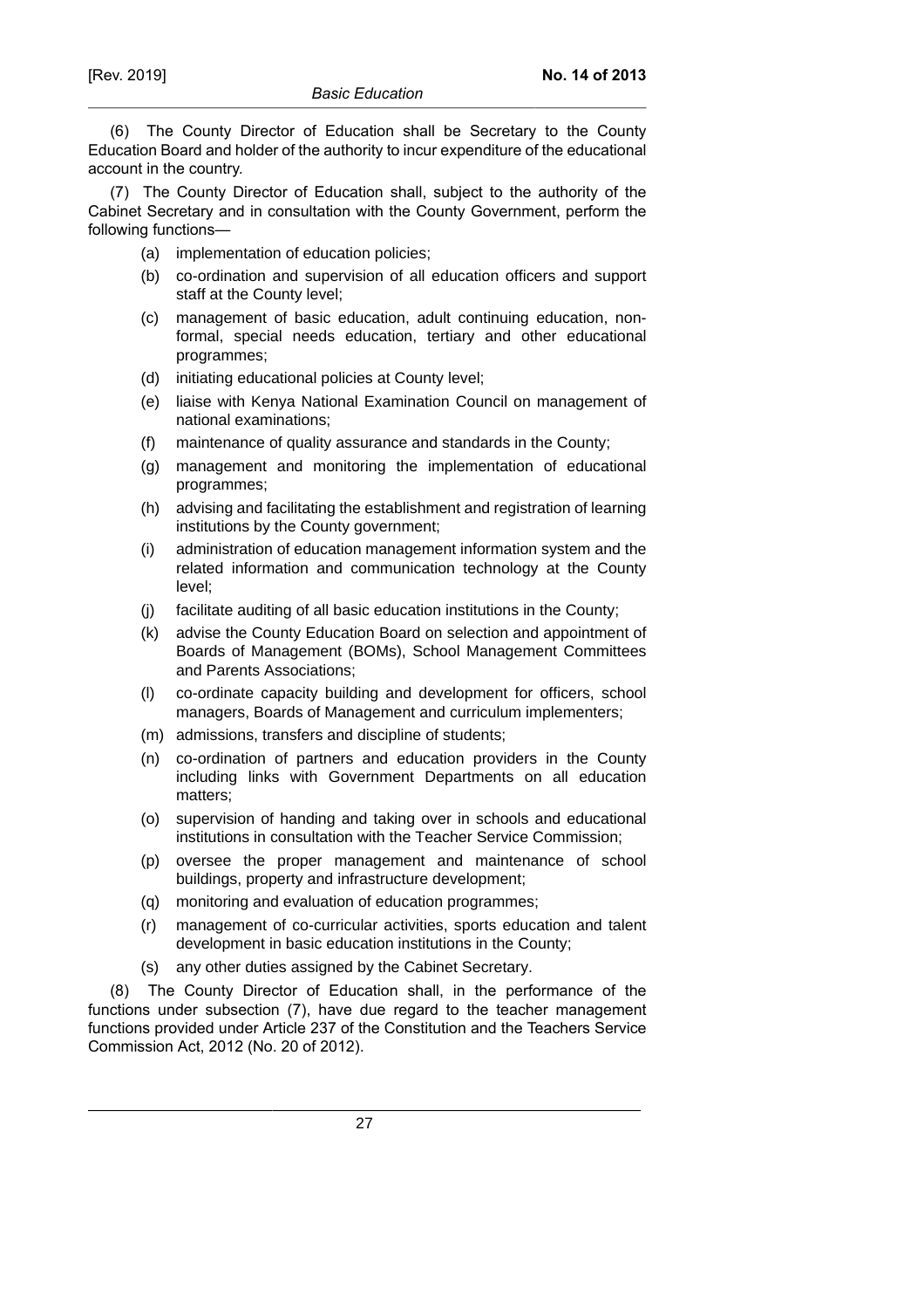(6) The County Director of Education shall be Secretary to the County Education Board and holder of the authority to incur expenditure of the educational account in the country.

(7) The County Director of Education shall, subject to the authority of the Cabinet Secretary and in consultation with the County Government, perform the following functions—

- (a) implementation of education policies;
- (b) co-ordination and supervision of all education officers and support staff at the County level;
- (c) management of basic education, adult continuing education, non-formal, special needs education, tertiary and other educational programmes;
- (d) initiating educational policies at County level;
- (e) liaise with Kenya National Examination Council on management of national examinations;
- (f) maintenance of quality assurance and standards in the County;
- (g) management and monitoring the implementation of educational programmes;
- (h) advising and facilitating the establishment and registration of learning institutions by the County government;
- (i) administration of education management information system and the related information and communication technology at the County level;
- (j) facilitate auditing of all basic education institutions in the County;
- (k) advise the County Education Board on selection and appointment of Boards of Management (BOMs), School Management Committees and Parents Associations;
- (l) co-ordinate capacity building and development for officers, school managers, Boards of Management and curriculum implementers;
- (m) admissions, transfers and discipline of students;
- (n) co-ordination of partners and education providers in the County including links with Government Departments on all education matters;
- (o) supervision of handing and taking over in schools and educational institutions in consultation with the Teacher Service Commission;
- (p) oversee the proper management and maintenance of school buildings, property and infrastructure development;
- (q) monitoring and evaluation of education programmes;
- (r) management of co-curricular activities, sports education and talent development in basic education institutions in the County;
- (s) any other duties assigned by the Cabinet Secretary.

(8) The County Director of Education shall, in the performance of the functions under subsection (7), have due regard to the teacher management functions provided under Article 237 of the Constitution and the Teachers Service Commission Act, 2012 (No. 20 of 2012).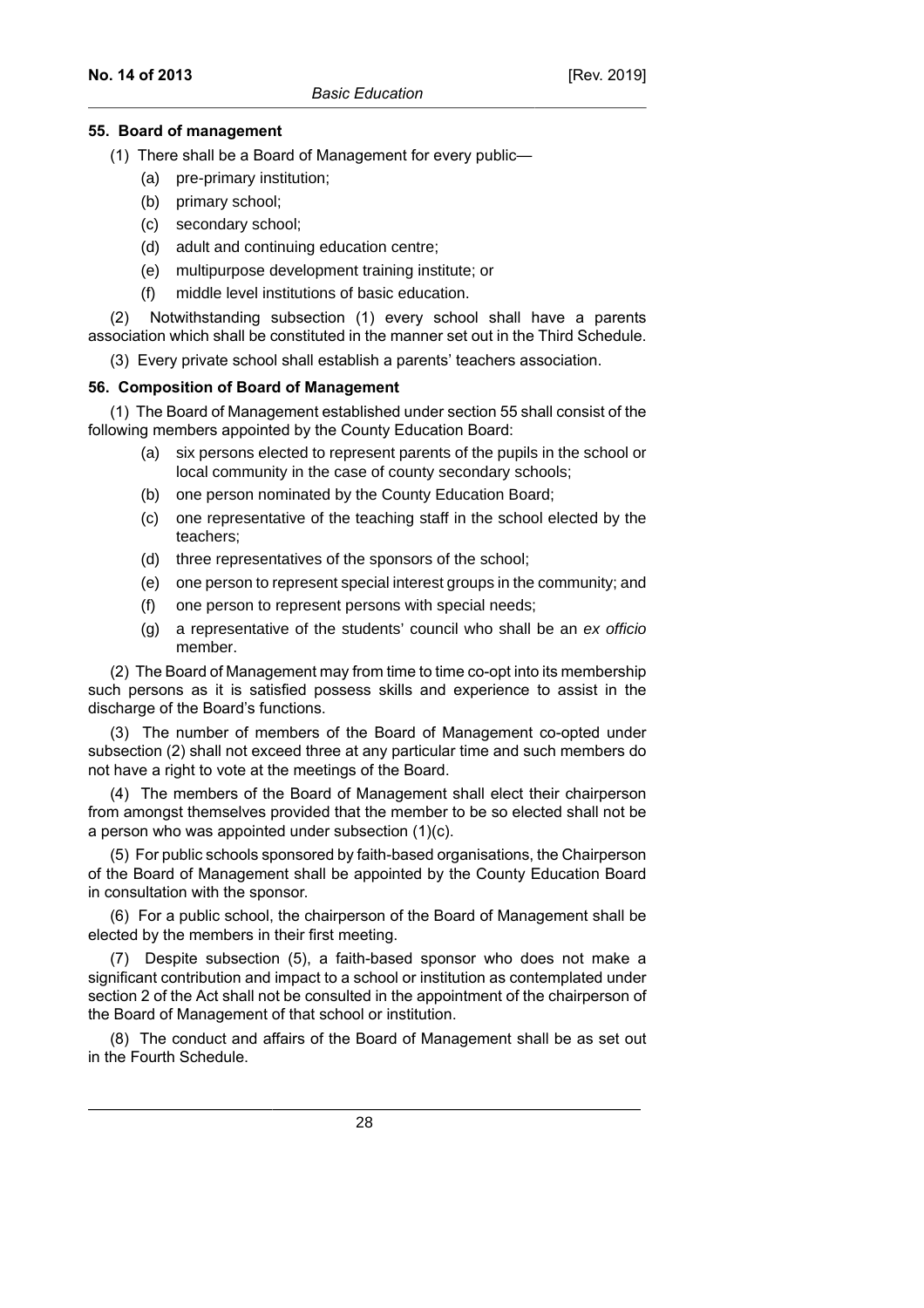### 55. Board of management

(1) There shall be a Board of Management for every public—

- (a) pre-primary institution;
- (b) primary school;
- (c) secondary school;
- (d) adult and continuing education centre;
- (e) multipurpose development training institute; or
- (f) middle level institutions of basic education.

(2) Notwithstanding subsection (1) every school shall have a parents association which shall be constituted in the manner set out in the Third Schedule.

(3) Every private school shall establish a parents' teachers association.

### 56. Composition of Board of Management

(1) The Board of Management established under section 55 shall consist of the following members appointed by the County Education Board:

- (a) six persons elected to represent parents of the pupils in the school or local community in the case of county secondary schools;
- (b) one person nominated by the County Education Board;
- (c) one representative of the teaching staff in the school elected by the teachers;
- (d) three representatives of the sponsors of the school;
- (e) one person to represent special interest groups in the community; and
- (f) one person to represent persons with special needs;
- (g) a representative of the students' council who shall be an *ex officio* member.

(2) The Board of Management may from time to time co-opt into its membership such persons as it is satisfied possess skills and experience to assist in the discharge of the Board's functions.

(3) The number of members of the Board of Management co-opted under subsection (2) shall not exceed three at any particular time and such members do not have a right to vote at the meetings of the Board.

(4) The members of the Board of Management shall elect their chairperson from amongst themselves provided that the member to be so elected shall not be a person who was appointed under subsection (1)(c).

(5) For public schools sponsored by faith-based organisations, the Chairperson of the Board of Management shall be appointed by the County Education Board in consultation with the sponsor.

(6) For a public school, the chairperson of the Board of Management shall be elected by the members in their first meeting.

(7) Despite subsection (5), a faith-based sponsor who does not make a significant contribution and impact to a school or institution as contemplated under section 2 of the Act shall not be consulted in the appointment of the chairperson of the Board of Management of that school or institution.

(8) The conduct and affairs of the Board of Management shall be as set out in the Fourth Schedule.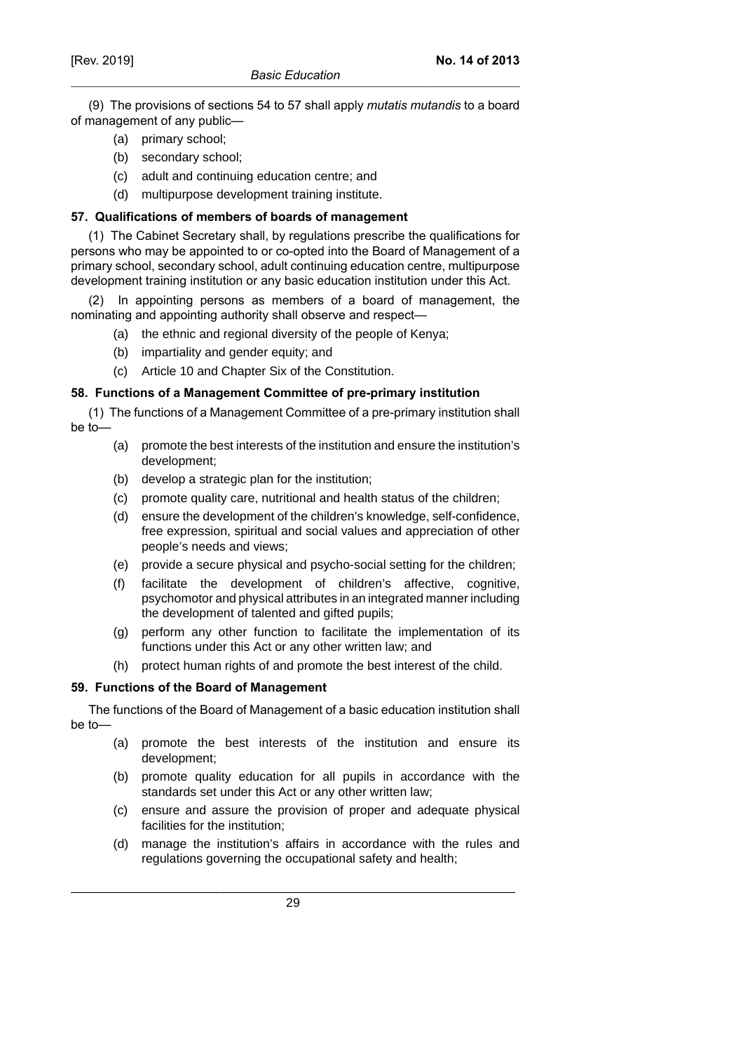(9) The provisions of sections 54 to 57 shall apply *mutatis mutandis* to a board of management of any public—

- (a) primary school;
- (b) secondary school;
- (c) adult and continuing education centre; and
- (d) multipurpose development training institute.

**57. Qualifications of members of boards of management**

(1) The Cabinet Secretary shall, by regulations prescribe the qualifications for persons who may be appointed to or co-opted into the Board of Management of a primary school, secondary school, adult continuing education centre, multipurpose development training institution or any basic education institution under this Act.

(2) In appointing persons as members of a board of management, the nominating and appointing authority shall observe and respect—

- (a) the ethnic and regional diversity of the people of Kenya;
- (b) impartiality and gender equity; and
- (c) Article 10 and Chapter Six of the Constitution.

**58. Functions of a Management Committee of pre-primary institution**

(1) The functions of a Management Committee of a pre-primary institution shall be to—

- (a) promote the best interests of the institution and ensure the institution's development;
- (b) develop a strategic plan for the institution;
- (c) promote quality care, nutritional and health status of the children;
- (d) ensure the development of the children's knowledge, self-confidence, free expression, spiritual and social values and appreciation of other people's needs and views;
- (e) provide a secure physical and psycho-social setting for the children;
- (f) facilitate the development of children's affective, cognitive, psychomotor and physical attributes in an integrated manner including the development of talented and gifted pupils;
- (g) perform any other function to facilitate the implementation of its functions under this Act or any other written law; and
- (h) protect human rights of and promote the best interest of the child.

**59. Functions of the Board of Management**

The functions of the Board of Management of a basic education institution shall be to—

- (a) promote the best interests of the institution and ensure its development;
- (b) promote quality education for all pupils in accordance with the standards set under this Act or any other written law;
- (c) ensure and assure the provision of proper and adequate physical facilities for the institution;
- (d) manage the institution's affairs in accordance with the rules and regulations governing the occupational safety and health;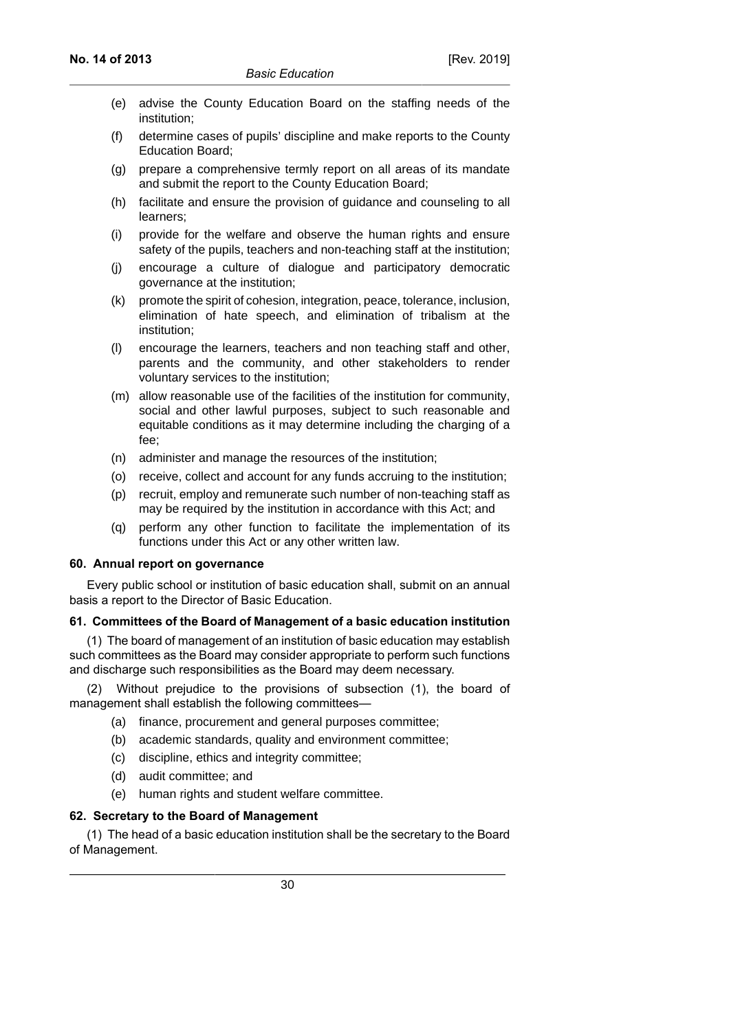(e) advise the County Education Board on the staffing needs of the institution;

(f) determine cases of pupils' discipline and make reports to the County Education Board;

(g) prepare a comprehensive termly report on all areas of its mandate and submit the report to the County Education Board;

(h) facilitate and ensure the provision of guidance and counseling to all learners;

(i) provide for the welfare and observe the human rights and ensure safety of the pupils, teachers and non-teaching staff at the institution;

(j) encourage a culture of dialogue and participatory democratic governance at the institution;

(k) promote the spirit of cohesion, integration, peace, tolerance, inclusion, elimination of hate speech, and elimination of tribalism at the institution;

(l) encourage the learners, teachers and non teaching staff and other, parents and the community, and other stakeholders to render voluntary services to the institution;

(m) allow reasonable use of the facilities of the institution for community, social and other lawful purposes, subject to such reasonable and equitable conditions as it may determine including the charging of a fee;

(n) administer and manage the resources of the institution;

(o) receive, collect and account for any funds accruing to the institution;

(p) recruit, employ and remunerate such number of non-teaching staff as may be required by the institution in accordance with this Act; and

(q) perform any other function to facilitate the implementation of its functions under this Act or any other written law.

**60. Annual report on governance**

Every public school or institution of basic education shall, submit on an annual basis a report to the Director of Basic Education.

**61. Committees of the Board of Management of a basic education institution**

(1) The board of management of an institution of basic education may establish such committees as the Board may consider appropriate to perform such functions and discharge such responsibilities as the Board may deem necessary.

(2) Without prejudice to the provisions of subsection (1), the board of management shall establish the following committees—

(a) finance, procurement and general purposes committee;

(b) academic standards, quality and environment committee;

(c) discipline, ethics and integrity committee;

(d) audit committee; and

(e) human rights and student welfare committee.

**62. Secretary to the Board of Management**

(1) The head of a basic education institution shall be the secretary to the Board of Management.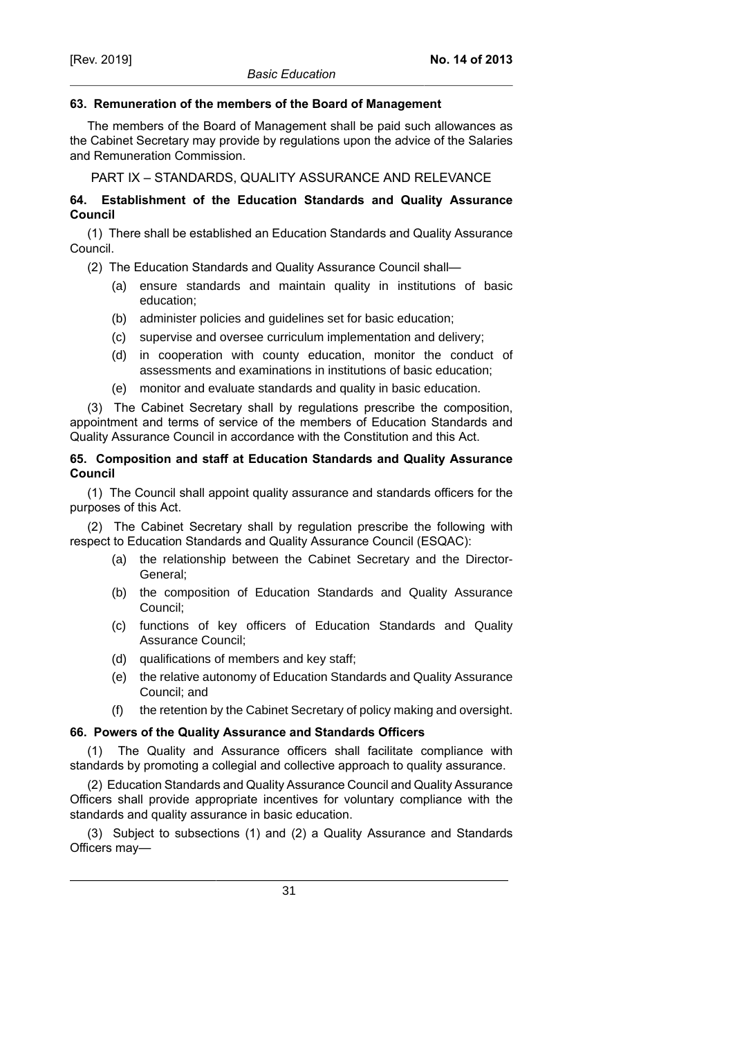**63. Remuneration of the members of the Board of Management**

The members of the Board of Management shall be paid such allowances as the Cabinet Secretary may provide by regulations upon the advice of the Salaries and Remuneration Commission.

## PART IX – STANDARDS, QUALITY ASSURANCE AND RELEVANCE

**64. Establishment of the Education Standards and Quality Assurance Council**

(1) There shall be established an Education Standards and Quality Assurance Council.

(2) The Education Standards and Quality Assurance Council shall—

- (a) ensure standards and maintain quality in institutions of basic education;
- (b) administer policies and guidelines set for basic education;
- (c) supervise and oversee curriculum implementation and delivery;
- (d) in cooperation with county education, monitor the conduct of assessments and examinations in institutions of basic education;
- (e) monitor and evaluate standards and quality in basic education.

(3) The Cabinet Secretary shall by regulations prescribe the composition, appointment and terms of service of the members of Education Standards and Quality Assurance Council in accordance with the Constitution and this Act.

**65. Composition and staff at Education Standards and Quality Assurance Council**

(1) The Council shall appoint quality assurance and standards officers for the purposes of this Act.

(2) The Cabinet Secretary shall by regulation prescribe the following with respect to Education Standards and Quality Assurance Council (ESQAC):

- (a) the relationship between the Cabinet Secretary and the Director-General;
- (b) the composition of Education Standards and Quality Assurance Council;
- (c) functions of key officers of Education Standards and Quality Assurance Council;
- (d) qualifications of members and key staff;
- (e) the relative autonomy of Education Standards and Quality Assurance Council; and
- (f) the retention by the Cabinet Secretary of policy making and oversight.

**66. Powers of the Quality Assurance and Standards Officers**

(1) The Quality and Assurance officers shall facilitate compliance with standards by promoting a collegial and collective approach to quality assurance.

(2) Education Standards and Quality Assurance Council and Quality Assurance Officers shall provide appropriate incentives for voluntary compliance with the standards and quality assurance in basic education.

(3) Subject to subsections (1) and (2) a Quality Assurance and Standards Officers may—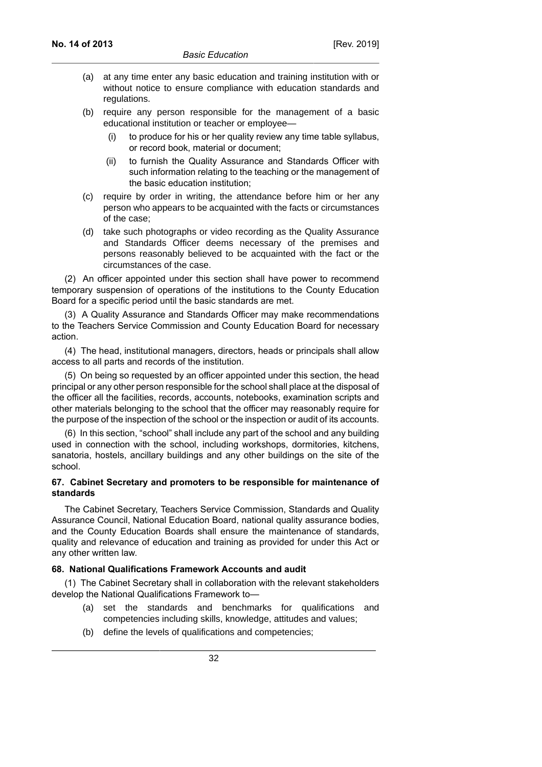(a) at any time enter any basic education and training institution with or without notice to ensure compliance with education standards and regulations.

(b) require any person responsible for the management of a basic educational institution or teacher or employee—

   (i) to produce for his or her quality review any time table syllabus, or record book, material or document;

   (ii) to furnish the Quality Assurance and Standards Officer with such information relating to the teaching or the management of the basic education institution;

(c) require by order in writing, the attendance before him or her any person who appears to be acquainted with the facts or circumstances of the case;

(d) take such photographs or video recording as the Quality Assurance and Standards Officer deems necessary of the premises and persons reasonably believed to be acquainted with the fact or the circumstances of the case.

(2) An officer appointed under this section shall have power to recommend temporary suspension of operations of the institutions to the County Education Board for a specific period until the basic standards are met.

(3) A Quality Assurance and Standards Officer may make recommendations to the Teachers Service Commission and County Education Board for necessary action.

(4) The head, institutional managers, directors, heads or principals shall allow access to all parts and records of the institution.

(5) On being so requested by an officer appointed under this section, the head principal or any other person responsible for the school shall place at the disposal of the officer all the facilities, records, accounts, notebooks, examination scripts and other materials belonging to the school that the officer may reasonably require for the purpose of the inspection of the school or the inspection or audit of its accounts.

(6) In this section, "school" shall include any part of the school and any building used in connection with the school, including workshops, dormitories, kitchens, sanatoria, hostels, ancillary buildings and any other buildings on the site of the school.

**67. Cabinet Secretary and promoters to be responsible for maintenance of standards**

The Cabinet Secretary, Teachers Service Commission, Standards and Quality Assurance Council, National Education Board, national quality assurance bodies, and the County Education Boards shall ensure the maintenance of standards, quality and relevance of education and training as provided for under this Act or any other written law.

**68. National Qualifications Framework Accounts and audit**

(1) The Cabinet Secretary shall in collaboration with the relevant stakeholders develop the National Qualifications Framework to—

(a) set the standards and benchmarks for qualifications and competencies including skills, knowledge, attitudes and values;

(b) define the levels of qualifications and competencies;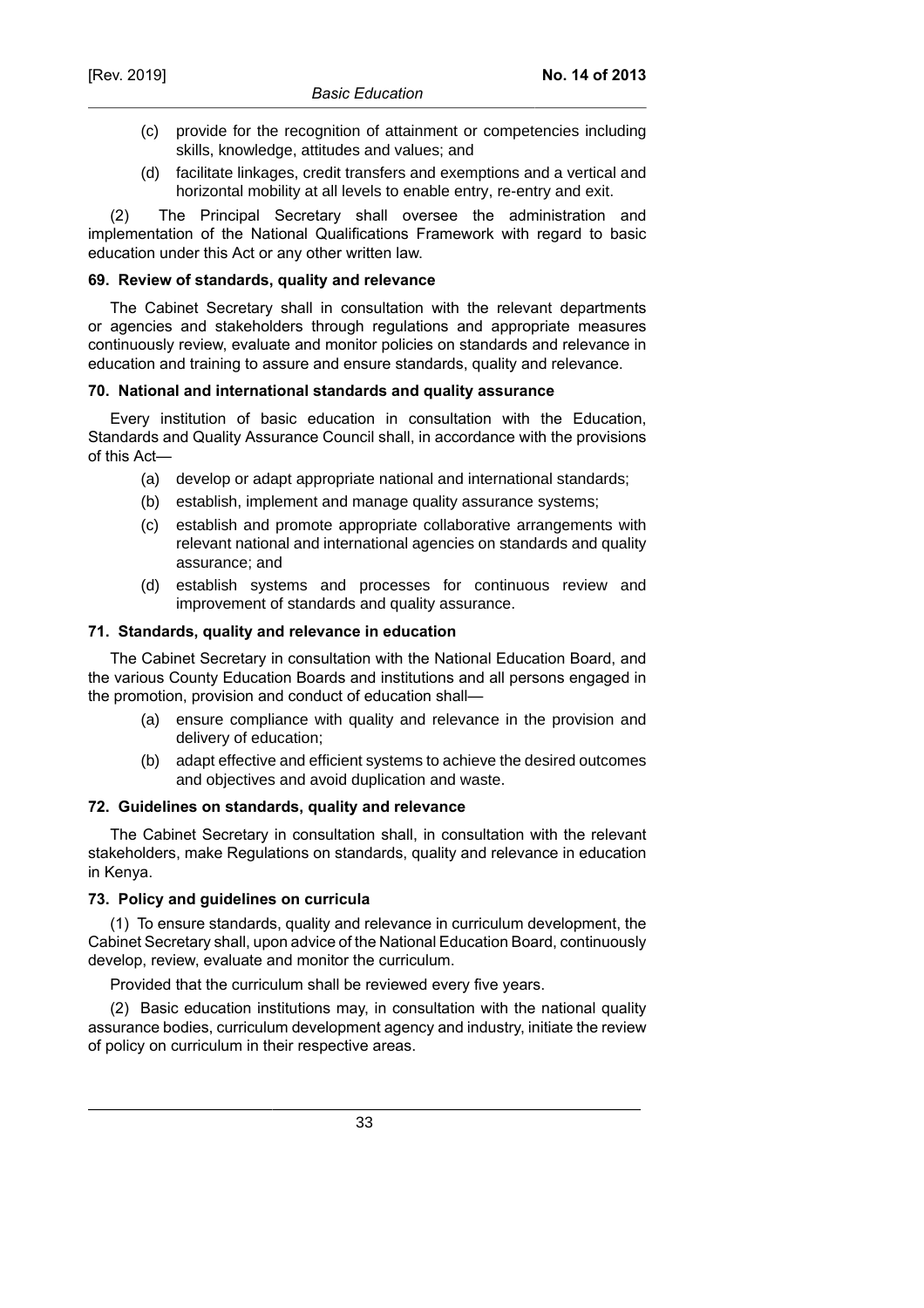(c) provide for the recognition of attainment or competencies including skills, knowledge, attitudes and values; and

(d) facilitate linkages, credit transfers and exemptions and a vertical and horizontal mobility at all levels to enable entry, re-entry and exit.

(2) The Principal Secretary shall oversee the administration and implementation of the National Qualifications Framework with regard to basic education under this Act or any other written law.

**69. Review of standards, quality and relevance**

The Cabinet Secretary shall in consultation with the relevant departments or agencies and stakeholders through regulations and appropriate measures continuously review, evaluate and monitor policies on standards and relevance in education and training to assure and ensure standards, quality and relevance.

**70. National and international standards and quality assurance**

Every institution of basic education in consultation with the Education, Standards and Quality Assurance Council shall, in accordance with the provisions of this Act—

(a) develop or adapt appropriate national and international standards;

(b) establish, implement and manage quality assurance systems;

(c) establish and promote appropriate collaborative arrangements with relevant national and international agencies on standards and quality assurance; and

(d) establish systems and processes for continuous review and improvement of standards and quality assurance.

**71. Standards, quality and relevance in education**

The Cabinet Secretary in consultation with the National Education Board, and the various County Education Boards and institutions and all persons engaged in the promotion, provision and conduct of education shall—

(a) ensure compliance with quality and relevance in the provision and delivery of education;

(b) adapt effective and efficient systems to achieve the desired outcomes and objectives and avoid duplication and waste.

**72. Guidelines on standards, quality and relevance**

The Cabinet Secretary in consultation shall, in consultation with the relevant stakeholders, make Regulations on standards, quality and relevance in education in Kenya.

**73. Policy and guidelines on curricula**

(1) To ensure standards, quality and relevance in curriculum development, the Cabinet Secretary shall, upon advice of the National Education Board, continuously develop, review, evaluate and monitor the curriculum.

Provided that the curriculum shall be reviewed every five years.

(2) Basic education institutions may, in consultation with the national quality assurance bodies, curriculum development agency and industry, initiate the review of policy on curriculum in their respective areas.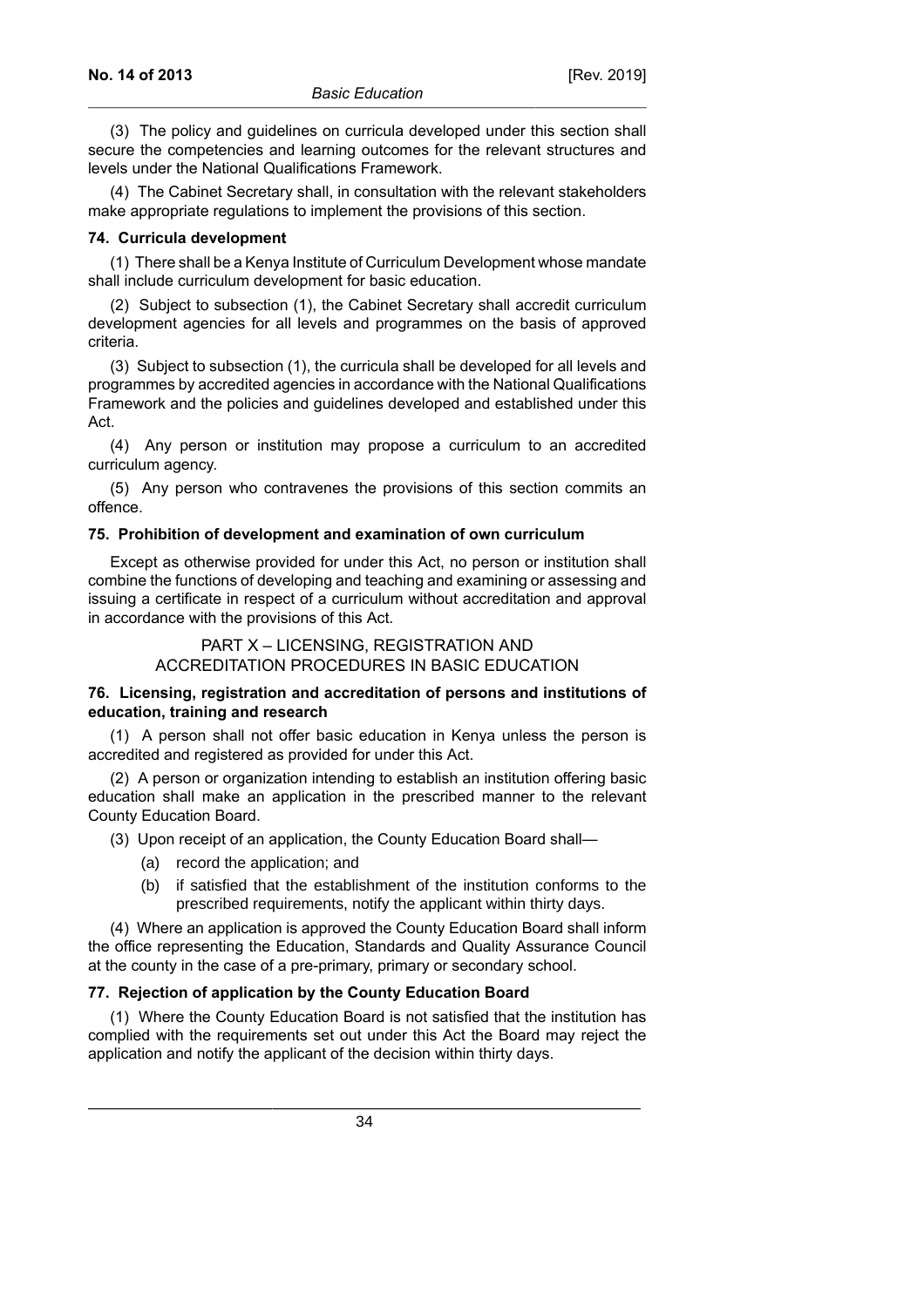(3) The policy and guidelines on curricula developed under this section shall secure the competencies and learning outcomes for the relevant structures and levels under the National Qualifications Framework.

(4) The Cabinet Secretary shall, in consultation with the relevant stakeholders make appropriate regulations to implement the provisions of this section.

**74. Curricula development**

(1) There shall be a Kenya Institute of Curriculum Development whose mandate shall include curriculum development for basic education.

(2) Subject to subsection (1), the Cabinet Secretary shall accredit curriculum development agencies for all levels and programmes on the basis of approved criteria.

(3) Subject to subsection (1), the curricula shall be developed for all levels and programmes by accredited agencies in accordance with the National Qualifications Framework and the policies and guidelines developed and established under this Act.

(4) Any person or institution may propose a curriculum to an accredited curriculum agency.

(5) Any person who contravenes the provisions of this section commits an offence.

**75. Prohibition of development and examination of own curriculum**

Except as otherwise provided for under this Act, no person or institution shall combine the functions of developing and teaching and examining or assessing and issuing a certificate in respect of a curriculum without accreditation and approval in accordance with the provisions of this Act.

## PART X – LICENSING, REGISTRATION AND ACCREDITATION PROCEDURES IN BASIC EDUCATION

**76. Licensing, registration and accreditation of persons and institutions of education, training and research**

(1) A person shall not offer basic education in Kenya unless the person is accredited and registered as provided for under this Act.

(2) A person or organization intending to establish an institution offering basic education shall make an application in the prescribed manner to the relevant County Education Board.

(3) Upon receipt of an application, the County Education Board shall—

- (a) record the application; and
- (b) if satisfied that the establishment of the institution conforms to the prescribed requirements, notify the applicant within thirty days.

(4) Where an application is approved the County Education Board shall inform the office representing the Education, Standards and Quality Assurance Council at the county in the case of a pre-primary, primary or secondary school.

**77. Rejection of application by the County Education Board**

(1) Where the County Education Board is not satisfied that the institution has complied with the requirements set out under this Act the Board may reject the application and notify the applicant of the decision within thirty days.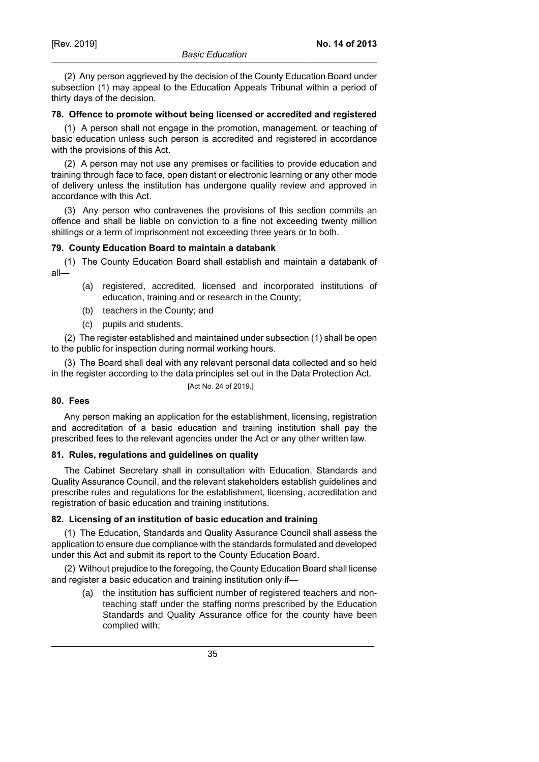(2) Any person aggrieved by the decision of the County Education Board under subsection (1) may appeal to the Education Appeals Tribunal within a period of thirty days of the decision.

**78. Offence to promote without being licensed or accredited and registered**

(1) A person shall not engage in the promotion, management, or teaching of basic education unless such person is accredited and registered in accordance with the provisions of this Act.

(2) A person may not use any premises or facilities to provide education and training through face to face, open distant or electronic learning or any other mode of delivery unless the institution has undergone quality review and approved in accordance with this Act.

(3) Any person who contravenes the provisions of this section commits an offence and shall be liable on conviction to a fine not exceeding twenty million shillings or a term of imprisonment not exceeding three years or to both.

**79. County Education Board to maintain a databank**

(1) The County Education Board shall establish and maintain a databank of all—

- (a) registered, accredited, licensed and incorporated institutions of education, training and or research in the County;
- (b) teachers in the County; and
- (c) pupils and students.

(2) The register established and maintained under subsection (1) shall be open to the public for inspection during normal working hours.

(3) The Board shall deal with any relevant personal data collected and so held in the register according to the data principles set out in the Data Protection Act.

[Act No. 24 of 2019.]

**80. Fees**

Any person making an application for the establishment, licensing, registration and accreditation of a basic education and training institution shall pay the prescribed fees to the relevant agencies under the Act or any other written law.

**81. Rules, regulations and guidelines on quality**

The Cabinet Secretary shall in consultation with Education, Standards and Quality Assurance Council, and the relevant stakeholders establish guidelines and prescribe rules and regulations for the establishment, licensing, accreditation and registration of basic education and training institutions.

**82. Licensing of an institution of basic education and training**

(1) The Education, Standards and Quality Assurance Council shall assess the application to ensure due compliance with the standards formulated and developed under this Act and submit its report to the County Education Board.

(2) Without prejudice to the foregoing, the County Education Board shall license and register a basic education and training institution only if—

- (a) the institution has sufficient number of registered teachers and non-teaching staff under the staffing norms prescribed by the Education Standards and Quality Assurance office for the county have been complied with;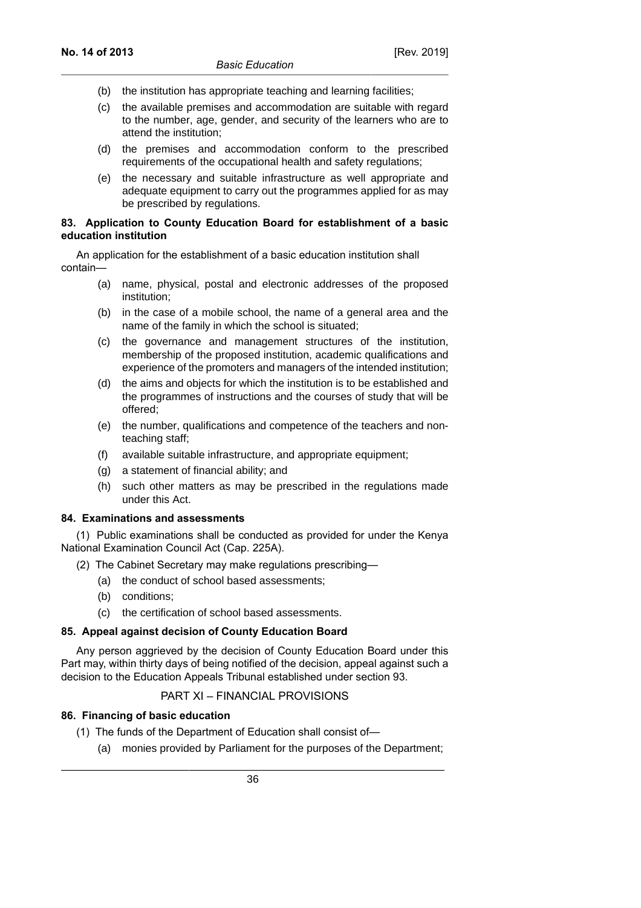(b) the institution has appropriate teaching and learning facilities;

(c) the available premises and accommodation are suitable with regard to the number, age, gender, and security of the learners who are to attend the institution;

(d) the premises and accommodation conform to the prescribed requirements of the occupational health and safety regulations;

(e) the necessary and suitable infrastructure as well appropriate and adequate equipment to carry out the programmes applied for as may be prescribed by regulations.

**83. Application to County Education Board for establishment of a basic education institution**

An application for the establishment of a basic education institution shall contain—

(a) name, physical, postal and electronic addresses of the proposed institution;

(b) in the case of a mobile school, the name of a general area and the name of the family in which the school is situated;

(c) the governance and management structures of the institution, membership of the proposed institution, academic qualifications and experience of the promoters and managers of the intended institution;

(d) the aims and objects for which the institution is to be established and the programmes of instructions and the courses of study that will be offered;

(e) the number, qualifications and competence of the teachers and non-teaching staff;

(f) available suitable infrastructure, and appropriate equipment;

(g) a statement of financial ability; and

(h) such other matters as may be prescribed in the regulations made under this Act.

**84. Examinations and assessments**

(1) Public examinations shall be conducted as provided for under the Kenya National Examination Council Act (Cap. 225A).

(2) The Cabinet Secretary may make regulations prescribing—

(a) the conduct of school based assessments;

(b) conditions;

(c) the certification of school based assessments.

**85. Appeal against decision of County Education Board**

Any person aggrieved by the decision of County Education Board under this Part may, within thirty days of being notified of the decision, appeal against such a decision to the Education Appeals Tribunal established under section 93.

PART XI – FINANCIAL PROVISIONS

**86. Financing of basic education**

(1) The funds of the Department of Education shall consist of—

(a) monies provided by Parliament for the purposes of the Department;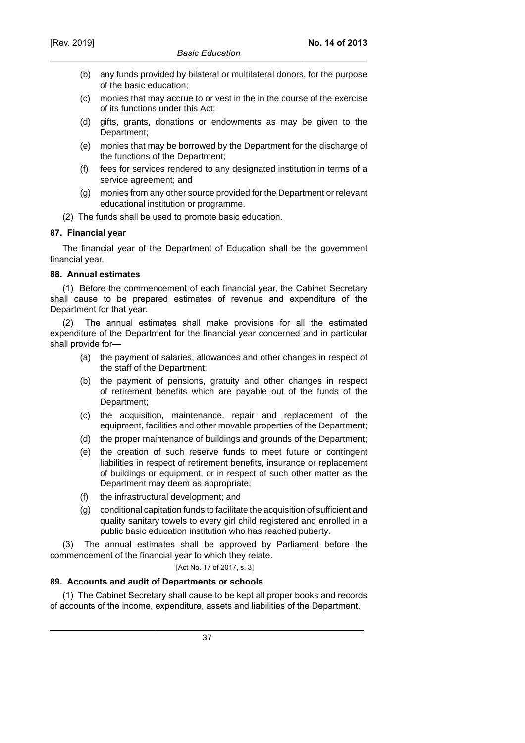(b) any funds provided by bilateral or multilateral donors, for the purpose of the basic education;

(c) monies that may accrue to or vest in the in the course of the exercise of its functions under this Act;

(d) gifts, grants, donations or endowments as may be given to the Department;

(e) monies that may be borrowed by the Department for the discharge of the functions of the Department;

(f) fees for services rendered to any designated institution in terms of a service agreement; and

(g) monies from any other source provided for the Department or relevant educational institution or programme.

(2) The funds shall be used to promote basic education.

**87. Financial year**

The financial year of the Department of Education shall be the government financial year.

**88. Annual estimates**

(1) Before the commencement of each financial year, the Cabinet Secretary shall cause to be prepared estimates of revenue and expenditure of the Department for that year.

(2) The annual estimates shall make provisions for all the estimated expenditure of the Department for the financial year concerned and in particular shall provide for—

(a) the payment of salaries, allowances and other changes in respect of the staff of the Department;

(b) the payment of pensions, gratuity and other changes in respect of retirement benefits which are payable out of the funds of the Department;

(c) the acquisition, maintenance, repair and replacement of the equipment, facilities and other movable properties of the Department;

(d) the proper maintenance of buildings and grounds of the Department;

(e) the creation of such reserve funds to meet future or contingent liabilities in respect of retirement benefits, insurance or replacement of buildings or equipment, or in respect of such other matter as the Department may deem as appropriate;

(f) the infrastructural development; and

(g) conditional capitation funds to facilitate the acquisition of sufficient and quality sanitary towels to every girl child registered and enrolled in a public basic education institution who has reached puberty.

(3) The annual estimates shall be approved by Parliament before the commencement of the financial year to which they relate.

[Act No. 17 of 2017, s. 3]

**89. Accounts and audit of Departments or schools**

(1) The Cabinet Secretary shall cause to be kept all proper books and records of accounts of the income, expenditure, assets and liabilities of the Department.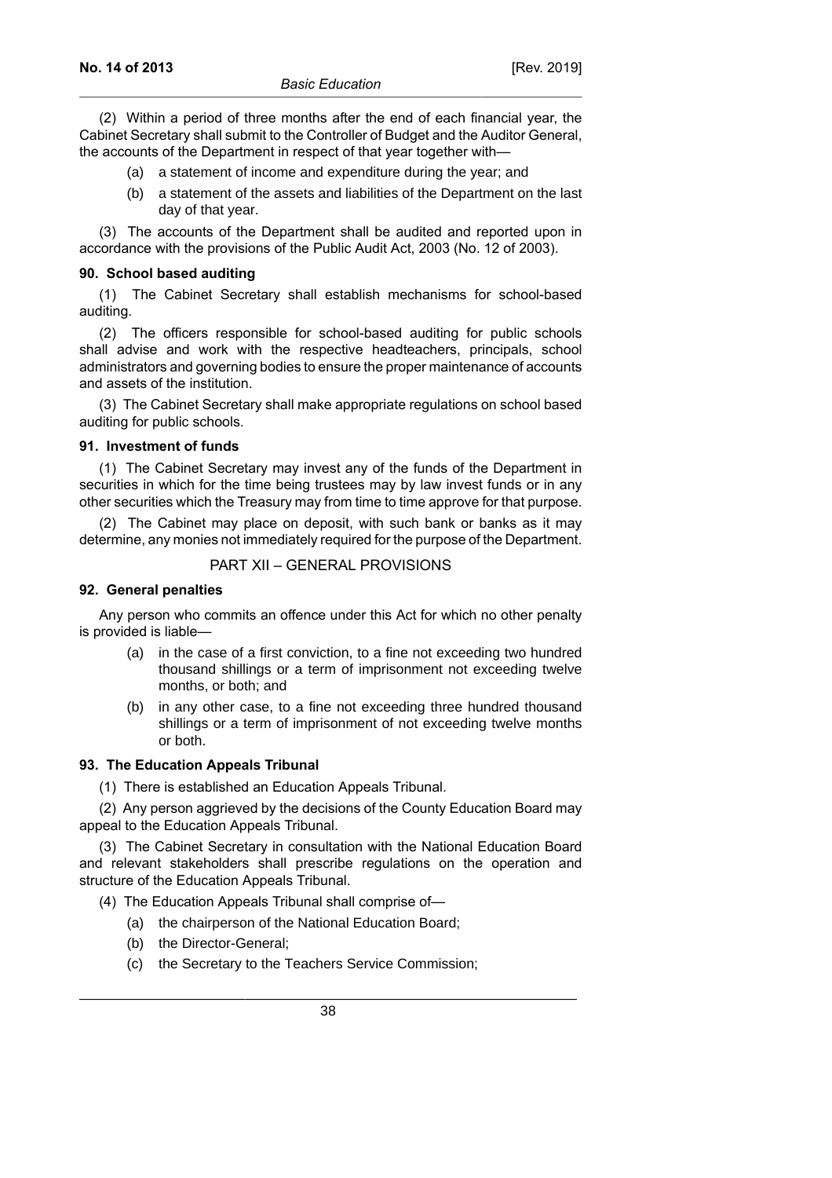(2) Within a period of three months after the end of each financial year, the Cabinet Secretary shall submit to the Controller of Budget and the Auditor General, the accounts of the Department in respect of that year together with—

(a) a statement of income and expenditure during the year; and

(b) a statement of the assets and liabilities of the Department on the last day of that year.

(3) The accounts of the Department shall be audited and reported upon in accordance with the provisions of the Public Audit Act, 2003 (No. 12 of 2003).

**90. School based auditing**

(1) The Cabinet Secretary shall establish mechanisms for school-based auditing.

(2) The officers responsible for school-based auditing for public schools shall advise and work with the respective headteachers, principals, school administrators and governing bodies to ensure the proper maintenance of accounts and assets of the institution.

(3) The Cabinet Secretary shall make appropriate regulations on school based auditing for public schools.

**91. Investment of funds**

(1) The Cabinet Secretary may invest any of the funds of the Department in securities in which for the time being trustees may by law invest funds or in any other securities which the Treasury may from time to time approve for that purpose.

(2) The Cabinet may place on deposit, with such bank or banks as it may determine, any monies not immediately required for the purpose of the Department.

PART XII – GENERAL PROVISIONS

**92. General penalties**

Any person who commits an offence under this Act for which no other penalty is provided is liable—

(a) in the case of a first conviction, to a fine not exceeding two hundred thousand shillings or a term of imprisonment not exceeding twelve months, or both; and

(b) in any other case, to a fine not exceeding three hundred thousand shillings or a term of imprisonment of not exceeding twelve months or both.

**93. The Education Appeals Tribunal**

(1) There is established an Education Appeals Tribunal.

(2) Any person aggrieved by the decisions of the County Education Board may appeal to the Education Appeals Tribunal.

(3) The Cabinet Secretary in consultation with the National Education Board and relevant stakeholders shall prescribe regulations on the operation and structure of the Education Appeals Tribunal.

(4) The Education Appeals Tribunal shall comprise of—

(a) the chairperson of the National Education Board;

(b) the Director-General;

(c) the Secretary to the Teachers Service Commission;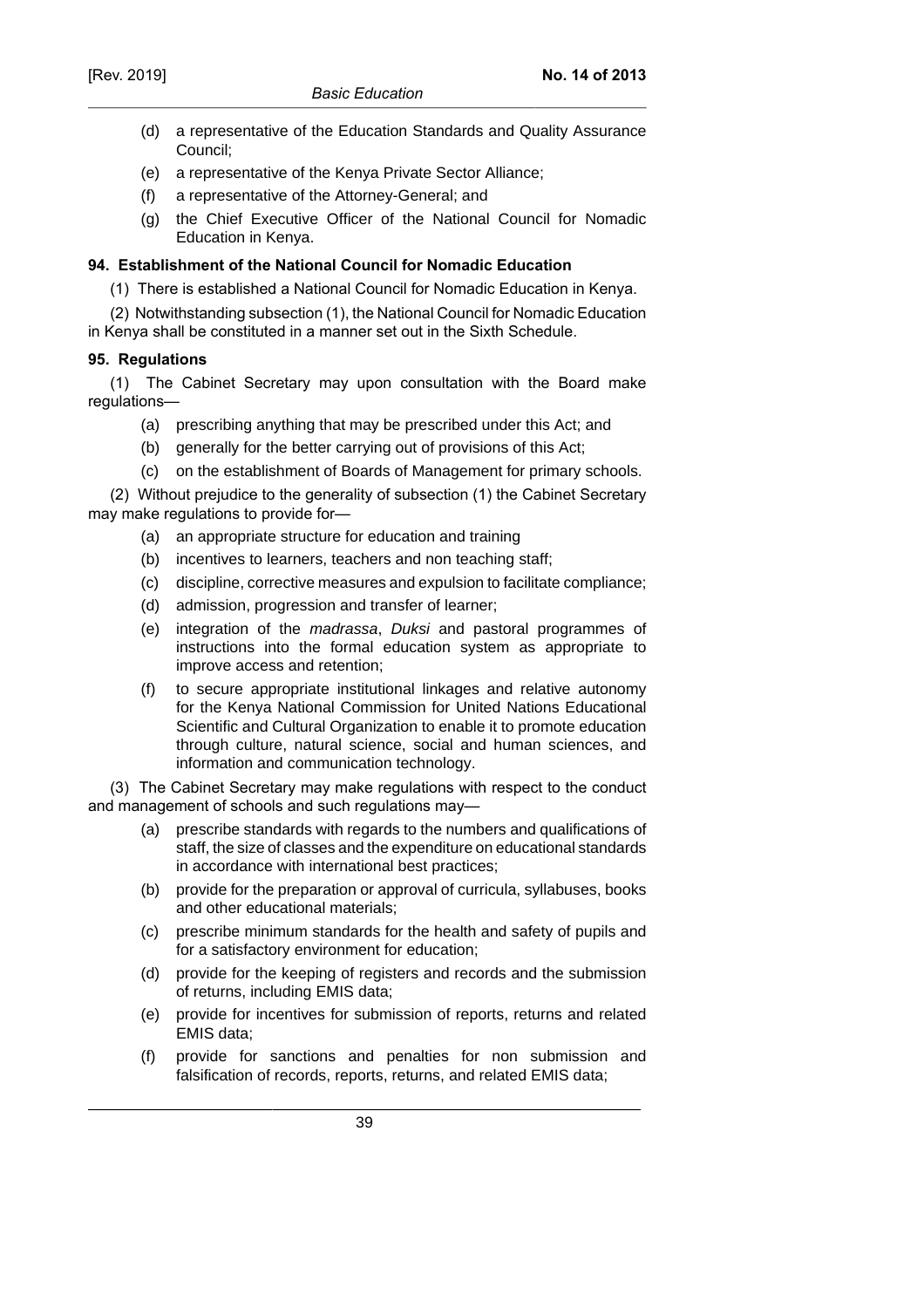(d) a representative of the Education Standards and Quality Assurance Council;

(e) a representative of the Kenya Private Sector Alliance;

(f) a representative of the Attorney-General; and

(g) the Chief Executive Officer of the National Council for Nomadic Education in Kenya.

**94. Establishment of the National Council for Nomadic Education**

(1) There is established a National Council for Nomadic Education in Kenya.

(2) Notwithstanding subsection (1), the National Council for Nomadic Education in Kenya shall be constituted in a manner set out in the Sixth Schedule.

**95. Regulations**

(1) The Cabinet Secretary may upon consultation with the Board make regulations—

(a) prescribing anything that may be prescribed under this Act; and

(b) generally for the better carrying out of provisions of this Act;

(c) on the establishment of Boards of Management for primary schools.

(2) Without prejudice to the generality of subsection (1) the Cabinet Secretary may make regulations to provide for—

(a) an appropriate structure for education and training

(b) incentives to learners, teachers and non teaching staff;

(c) discipline, corrective measures and expulsion to facilitate compliance;

(d) admission, progression and transfer of learner;

(e) integration of the *madrassa*, *Duksi* and pastoral programmes of instructions into the formal education system as appropriate to improve access and retention;

(f) to secure appropriate institutional linkages and relative autonomy for the Kenya National Commission for United Nations Educational Scientific and Cultural Organization to enable it to promote education through culture, natural science, social and human sciences, and information and communication technology.

(3) The Cabinet Secretary may make regulations with respect to the conduct and management of schools and such regulations may—

(a) prescribe standards with regards to the numbers and qualifications of staff, the size of classes and the expenditure on educational standards in accordance with international best practices;

(b) provide for the preparation or approval of curricula, syllabuses, books and other educational materials;

(c) prescribe minimum standards for the health and safety of pupils and for a satisfactory environment for education;

(d) provide for the keeping of registers and records and the submission of returns, including EMIS data;

(e) provide for incentives for submission of reports, returns and related EMIS data;

(f) provide for sanctions and penalties for non submission and falsification of records, reports, returns, and related EMIS data;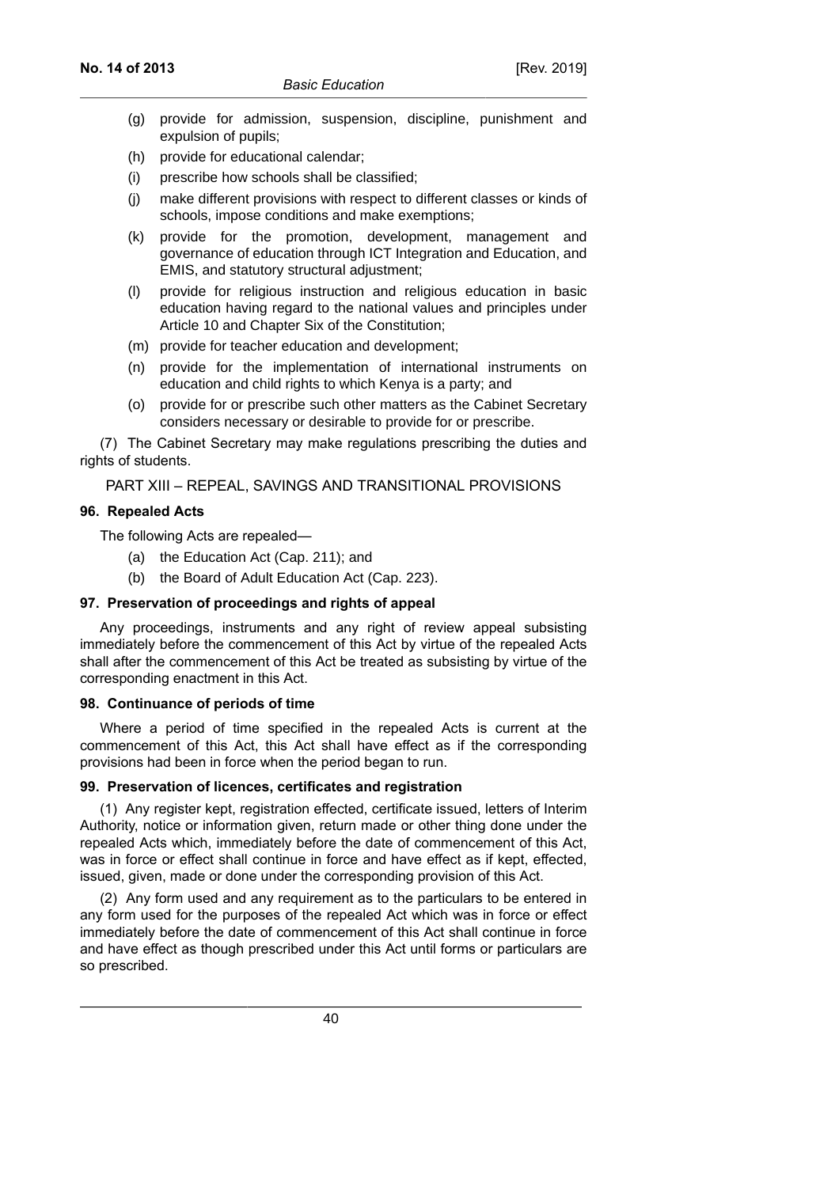(g) provide for admission, suspension, discipline, punishment and expulsion of pupils;

(h) provide for educational calendar;

(i) prescribe how schools shall be classified;

(j) make different provisions with respect to different classes or kinds of schools, impose conditions and make exemptions;

(k) provide for the promotion, development, management and governance of education through ICT Integration and Education, and EMIS, and statutory structural adjustment;

(l) provide for religious instruction and religious education in basic education having regard to the national values and principles under Article 10 and Chapter Six of the Constitution;

(m) provide for teacher education and development;

(n) provide for the implementation of international instruments on education and child rights to which Kenya is a party; and

(o) provide for or prescribe such other matters as the Cabinet Secretary considers necessary or desirable to provide for or prescribe.

(7) The Cabinet Secretary may make regulations prescribing the duties and rights of students.

## PART XIII – REPEAL, SAVINGS AND TRANSITIONAL PROVISIONS

### 96. Repealed Acts

The following Acts are repealed—

(a) the Education Act (Cap. 211); and

(b) the Board of Adult Education Act (Cap. 223).

### 97. Preservation of proceedings and rights of appeal

Any proceedings, instruments and any right of review appeal subsisting immediately before the commencement of this Act by virtue of the repealed Acts shall after the commencement of this Act be treated as subsisting by virtue of the corresponding enactment in this Act.

### 98. Continuance of periods of time

Where a period of time specified in the repealed Acts is current at the commencement of this Act, this Act shall have effect as if the corresponding provisions had been in force when the period began to run.

### 99. Preservation of licences, certificates and registration

(1) Any register kept, registration effected, certificate issued, letters of Interim Authority, notice or information given, return made or other thing done under the repealed Acts which, immediately before the date of commencement of this Act, was in force or effect shall continue in force and have effect as if kept, effected, issued, given, made or done under the corresponding provision of this Act.

(2) Any form used and any requirement as to the particulars to be entered in any form used for the purposes of the repealed Act which was in force or effect immediately before the date of commencement of this Act shall continue in force and have effect as though prescribed under this Act until forms or particulars are so prescribed.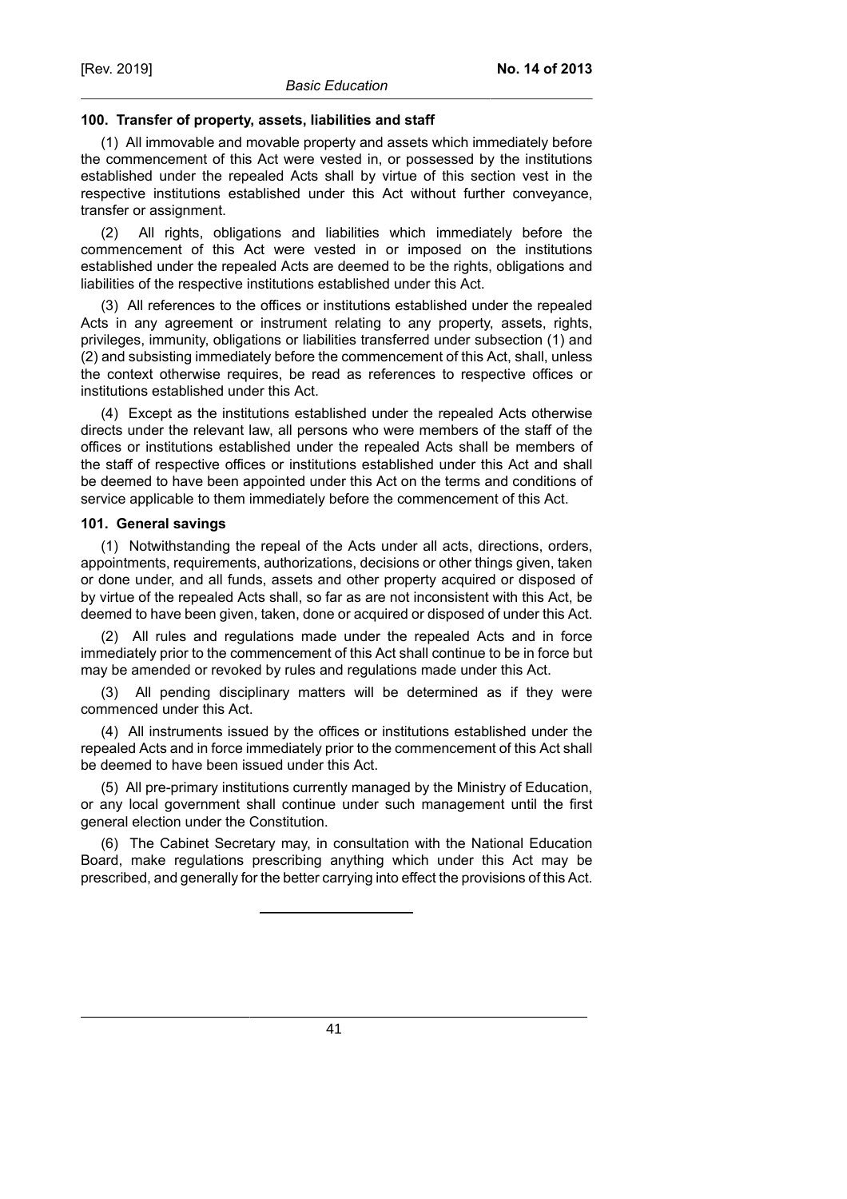### 100. Transfer of property, assets, liabilities and staff

(1) All immovable and movable property and assets which immediately before the commencement of this Act were vested in, or possessed by the institutions established under the repealed Acts shall by virtue of this section vest in the respective institutions established under this Act without further conveyance, transfer or assignment.

(2) All rights, obligations and liabilities which immediately before the commencement of this Act were vested in or imposed on the institutions established under the repealed Acts are deemed to be the rights, obligations and liabilities of the respective institutions established under this Act.

(3) All references to the offices or institutions established under the repealed Acts in any agreement or instrument relating to any property, assets, rights, privileges, immunity, obligations or liabilities transferred under subsection (1) and (2) and subsisting immediately before the commencement of this Act, shall, unless the context otherwise requires, be read as references to respective offices or institutions established under this Act.

(4) Except as the institutions established under the repealed Acts otherwise directs under the relevant law, all persons who were members of the staff of the offices or institutions established under the repealed Acts shall be members of the staff of respective offices or institutions established under this Act and shall be deemed to have been appointed under this Act on the terms and conditions of service applicable to them immediately before the commencement of this Act.

### 101. General savings

(1) Notwithstanding the repeal of the Acts under all acts, directions, orders, appointments, requirements, authorizations, decisions or other things given, taken or done under, and all funds, assets and other property acquired or disposed of by virtue of the repealed Acts shall, so far as are not inconsistent with this Act, be deemed to have been given, taken, done or acquired or disposed of under this Act.

(2) All rules and regulations made under the repealed Acts and in force immediately prior to the commencement of this Act shall continue to be in force but may be amended or revoked by rules and regulations made under this Act.

(3) All pending disciplinary matters will be determined as if they were commenced under this Act.

(4) All instruments issued by the offices or institutions established under the repealed Acts and in force immediately prior to the commencement of this Act shall be deemed to have been issued under this Act.

(5) All pre-primary institutions currently managed by the Ministry of Education, or any local government shall continue under such management until the first general election under the Constitution.

(6) The Cabinet Secretary may, in consultation with the National Education Board, make regulations prescribing anything which under this Act may be prescribed, and generally for the better carrying into effect the provisions of this Act.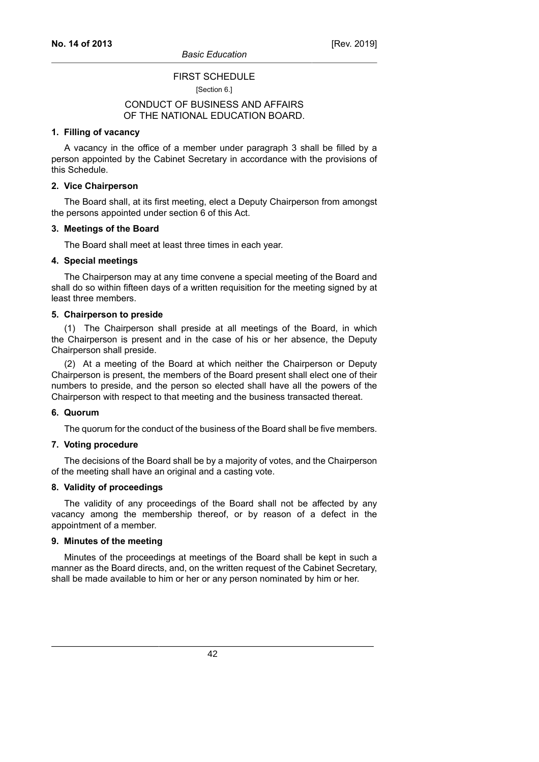# FIRST SCHEDULE

[Section 6.]

## CONDUCT OF BUSINESS AND AFFAIRS OF THE NATIONAL EDUCATION BOARD.

### 1. Filling of vacancy

A vacancy in the office of a member under paragraph 3 shall be filled by a person appointed by the Cabinet Secretary in accordance with the provisions of this Schedule.

### 2. Vice Chairperson

The Board shall, at its first meeting, elect a Deputy Chairperson from amongst the persons appointed under section 6 of this Act.

### 3. Meetings of the Board

The Board shall meet at least three times in each year.

### 4. Special meetings

The Chairperson may at any time convene a special meeting of the Board and shall do so within fifteen days of a written requisition for the meeting signed by at least three members.

### 5. Chairperson to preside

(1) The Chairperson shall preside at all meetings of the Board, in which the Chairperson is present and in the case of his or her absence, the Deputy Chairperson shall preside.

(2) At a meeting of the Board at which neither the Chairperson or Deputy Chairperson is present, the members of the Board present shall elect one of their numbers to preside, and the person so elected shall have all the powers of the Chairperson with respect to that meeting and the business transacted thereat.

### 6. Quorum

The quorum for the conduct of the business of the Board shall be five members.

### 7. Voting procedure

The decisions of the Board shall be by a majority of votes, and the Chairperson of the meeting shall have an original and a casting vote.

### 8. Validity of proceedings

The validity of any proceedings of the Board shall not be affected by any vacancy among the membership thereof, or by reason of a defect in the appointment of a member.

### 9. Minutes of the meeting

Minutes of the proceedings at meetings of the Board shall be kept in such a manner as the Board directs, and, on the written request of the Cabinet Secretary, shall be made available to him or her or any person nominated by him or her.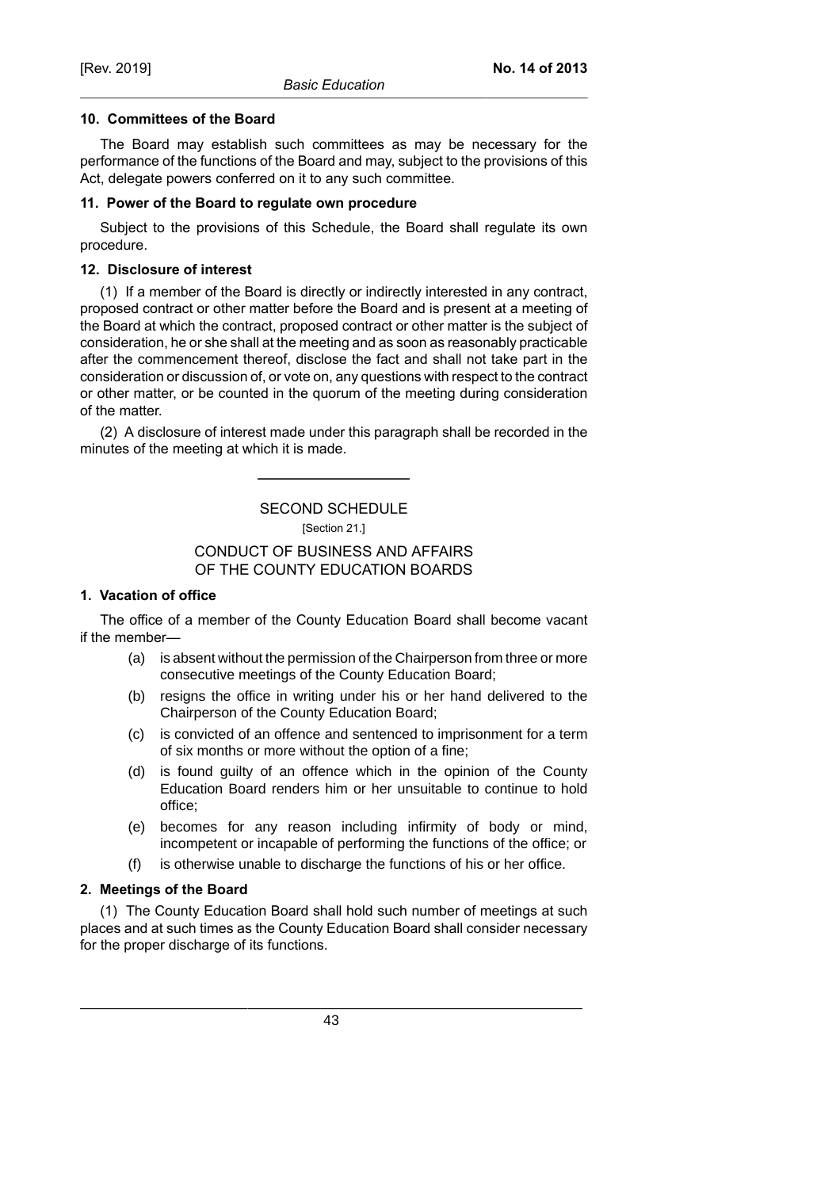#### 10. Committees of the Board

The Board may establish such committees as may be necessary for the performance of the functions of the Board and may, subject to the provisions of this Act, delegate powers conferred on it to any such committee.

#### 11. Power of the Board to regulate own procedure

Subject to the provisions of this Schedule, the Board shall regulate its own procedure.

#### 12. Disclosure of interest

(1) If a member of the Board is directly or indirectly interested in any contract, proposed contract or other matter before the Board and is present at a meeting of the Board at which the contract, proposed contract or other matter is the subject of consideration, he or she shall at the meeting and as soon as reasonably practicable after the commencement thereof, disclose the fact and shall not take part in the consideration or discussion of, or vote on, any questions with respect to the contract or other matter, or be counted in the quorum of the meeting during consideration of the matter.

(2) A disclosure of interest made under this paragraph shall be recorded in the minutes of the meeting at which it is made.

---

## SECOND SCHEDULE

[Section 21.]

## CONDUCT OF BUSINESS AND AFFAIRS OF THE COUNTY EDUCATION BOARDS

#### 1. Vacation of office

The office of a member of the County Education Board shall become vacant if the member—

(a) is absent without the permission of the Chairperson from three or more consecutive meetings of the County Education Board;

(b) resigns the office in writing under his or her hand delivered to the Chairperson of the County Education Board;

(c) is convicted of an offence and sentenced to imprisonment for a term of six months or more without the option of a fine;

(d) is found guilty of an offence which in the opinion of the County Education Board renders him or her unsuitable to continue to hold office;

(e) becomes for any reason including infirmity of body or mind, incompetent or incapable of performing the functions of the office; or

(f) is otherwise unable to discharge the functions of his or her office.

#### 2. Meetings of the Board

(1) The County Education Board shall hold such number of meetings at such places and at such times as the County Education Board shall consider necessary for the proper discharge of its functions.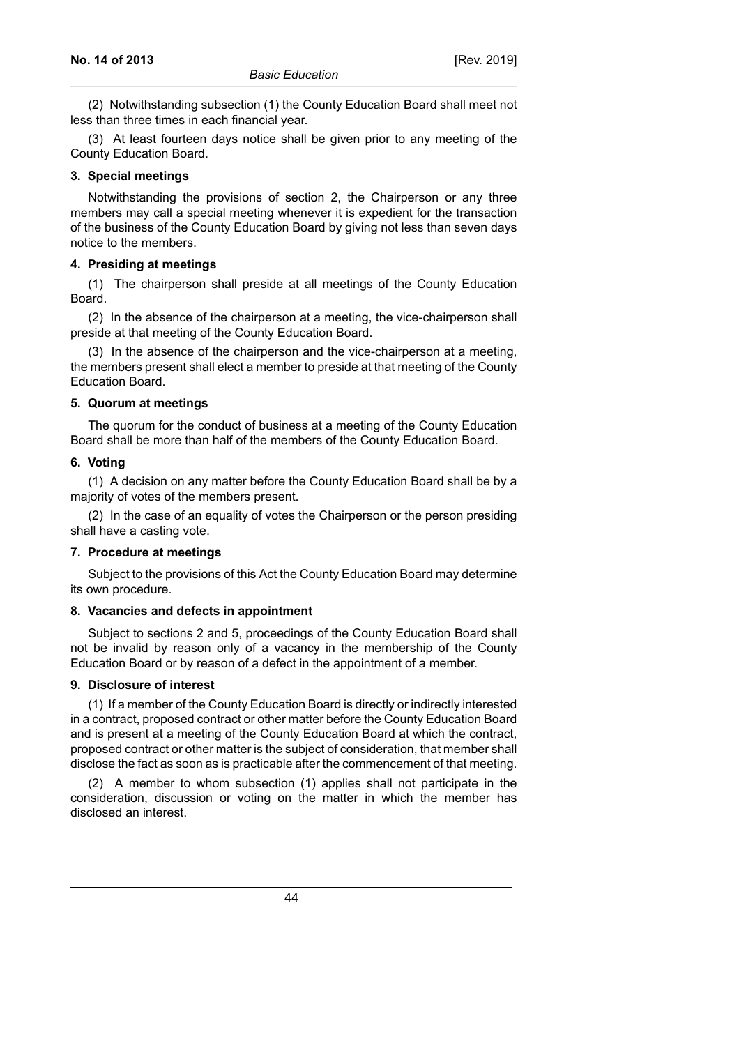(2) Notwithstanding subsection (1) the County Education Board shall meet not less than three times in each financial year.

(3) At least fourteen days notice shall be given prior to any meeting of the County Education Board.

**3. Special meetings**

Notwithstanding the provisions of section 2, the Chairperson or any three members may call a special meeting whenever it is expedient for the transaction of the business of the County Education Board by giving not less than seven days notice to the members.

**4. Presiding at meetings**

(1) The chairperson shall preside at all meetings of the County Education Board.

(2) In the absence of the chairperson at a meeting, the vice-chairperson shall preside at that meeting of the County Education Board.

(3) In the absence of the chairperson and the vice-chairperson at a meeting, the members present shall elect a member to preside at that meeting of the County Education Board.

**5. Quorum at meetings**

The quorum for the conduct of business at a meeting of the County Education Board shall be more than half of the members of the County Education Board.

**6. Voting**

(1) A decision on any matter before the County Education Board shall be by a majority of votes of the members present.

(2) In the case of an equality of votes the Chairperson or the person presiding shall have a casting vote.

**7. Procedure at meetings**

Subject to the provisions of this Act the County Education Board may determine its own procedure.

**8. Vacancies and defects in appointment**

Subject to sections 2 and 5, proceedings of the County Education Board shall not be invalid by reason only of a vacancy in the membership of the County Education Board or by reason of a defect in the appointment of a member.

**9. Disclosure of interest**

(1) If a member of the County Education Board is directly or indirectly interested in a contract, proposed contract or other matter before the County Education Board and is present at a meeting of the County Education Board at which the contract, proposed contract or other matter is the subject of consideration, that member shall disclose the fact as soon as is practicable after the commencement of that meeting.

(2) A member to whom subsection (1) applies shall not participate in the consideration, discussion or voting on the matter in which the member has disclosed an interest.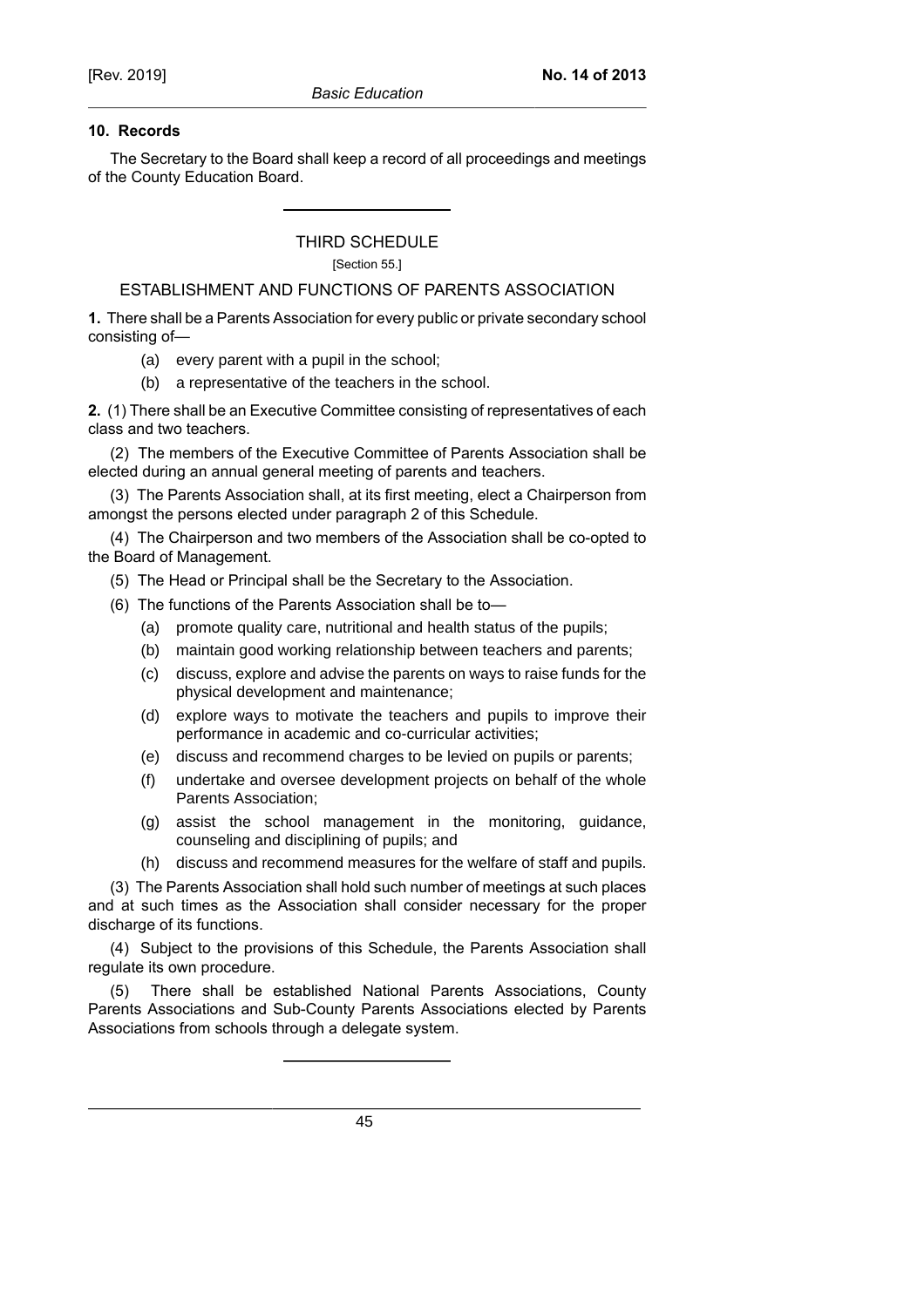**10. Records**

The Secretary to the Board shall keep a record of all proceedings and meetings of the County Education Board.

---

## THIRD SCHEDULE

[Section 55.]

### ESTABLISHMENT AND FUNCTIONS OF PARENTS ASSOCIATION

**1.** There shall be a Parents Association for every public or private secondary school consisting of—

(a) every parent with a pupil in the school;

(b) a representative of the teachers in the school.

**2.** (1) There shall be an Executive Committee consisting of representatives of each class and two teachers.

(2) The members of the Executive Committee of Parents Association shall be elected during an annual general meeting of parents and teachers.

(3) The Parents Association shall, at its first meeting, elect a Chairperson from amongst the persons elected under paragraph 2 of this Schedule.

(4) The Chairperson and two members of the Association shall be co-opted to the Board of Management.

(5) The Head or Principal shall be the Secretary to the Association.

(6) The functions of the Parents Association shall be to—

(a) promote quality care, nutritional and health status of the pupils;

(b) maintain good working relationship between teachers and parents;

(c) discuss, explore and advise the parents on ways to raise funds for the physical development and maintenance;

(d) explore ways to motivate the teachers and pupils to improve their performance in academic and co-curricular activities;

(e) discuss and recommend charges to be levied on pupils or parents;

(f) undertake and oversee development projects on behalf of the whole Parents Association;

(g) assist the school management in the monitoring, guidance, counseling and disciplining of pupils; and

(h) discuss and recommend measures for the welfare of staff and pupils.

(3) The Parents Association shall hold such number of meetings at such places and at such times as the Association shall consider necessary for the proper discharge of its functions.

(4) Subject to the provisions of this Schedule, the Parents Association shall regulate its own procedure.

(5) There shall be established National Parents Associations, County Parents Associations and Sub-County Parents Associations elected by Parents Associations from schools through a delegate system.

---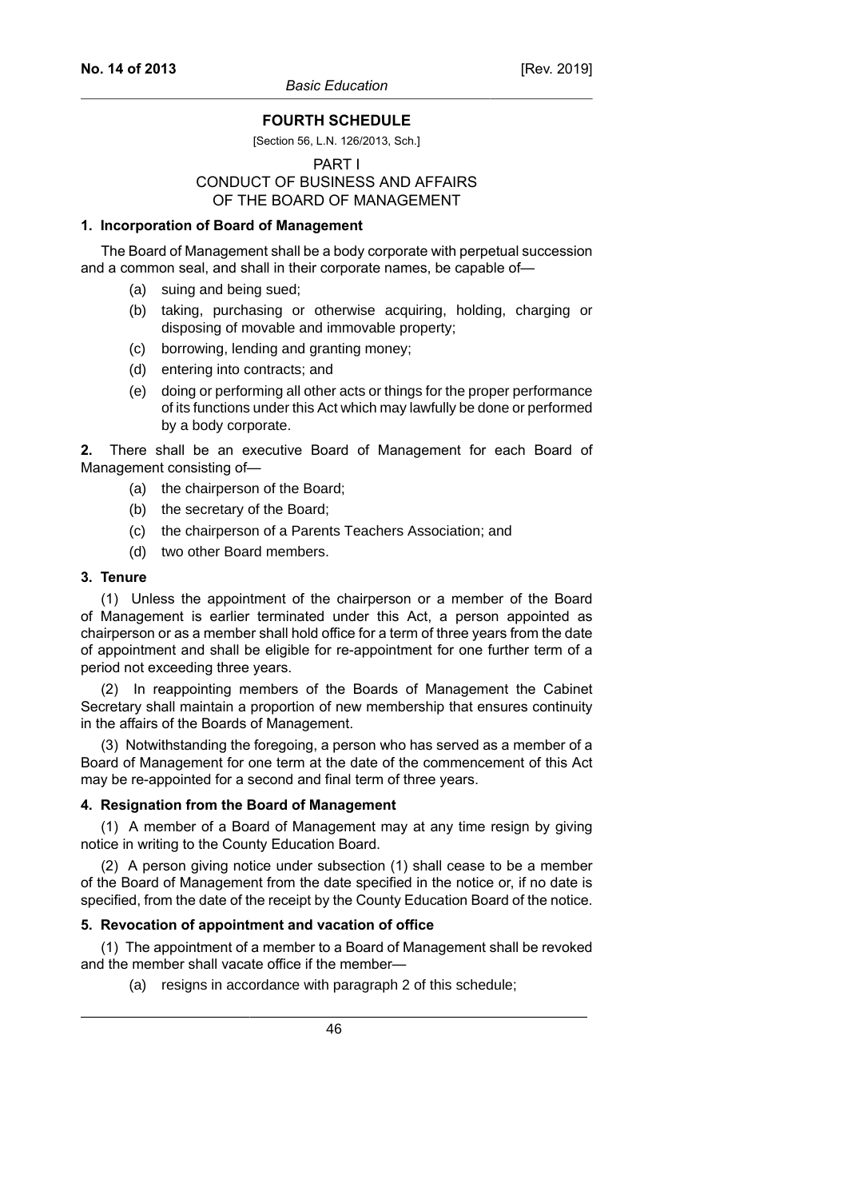## FOURTH SCHEDULE

[Section 56, L.N. 126/2013, Sch.]

### PART I
### CONDUCT OF BUSINESS AND AFFAIRS OF THE BOARD OF MANAGEMENT

**1. Incorporation of Board of Management**

The Board of Management shall be a body corporate with perpetual succession and a common seal, and shall in their corporate names, be capable of—

(a) suing and being sued;

(b) taking, purchasing or otherwise acquiring, holding, charging or disposing of movable and immovable property;

(c) borrowing, lending and granting money;

(d) entering into contracts; and

(e) doing or performing all other acts or things for the proper performance of its functions under this Act which may lawfully be done or performed by a body corporate.

**2.** There shall be an executive Board of Management for each Board of Management consisting of—

(a) the chairperson of the Board;

(b) the secretary of the Board;

(c) the chairperson of a Parents Teachers Association; and

(d) two other Board members.

**3. Tenure**

(1) Unless the appointment of the chairperson or a member of the Board of Management is earlier terminated under this Act, a person appointed as chairperson or as a member shall hold office for a term of three years from the date of appointment and shall be eligible for re-appointment for one further term of a period not exceeding three years.

(2) In reappointing members of the Boards of Management the Cabinet Secretary shall maintain a proportion of new membership that ensures continuity in the affairs of the Boards of Management.

(3) Notwithstanding the foregoing, a person who has served as a member of a Board of Management for one term at the date of the commencement of this Act may be re-appointed for a second and final term of three years.

**4. Resignation from the Board of Management**

(1) A member of a Board of Management may at any time resign by giving notice in writing to the County Education Board.

(2) A person giving notice under subsection (1) shall cease to be a member of the Board of Management from the date specified in the notice or, if no date is specified, from the date of the receipt by the County Education Board of the notice.

**5. Revocation of appointment and vacation of office**

(1) The appointment of a member to a Board of Management shall be revoked and the member shall vacate office if the member—

(a) resigns in accordance with paragraph 2 of this schedule;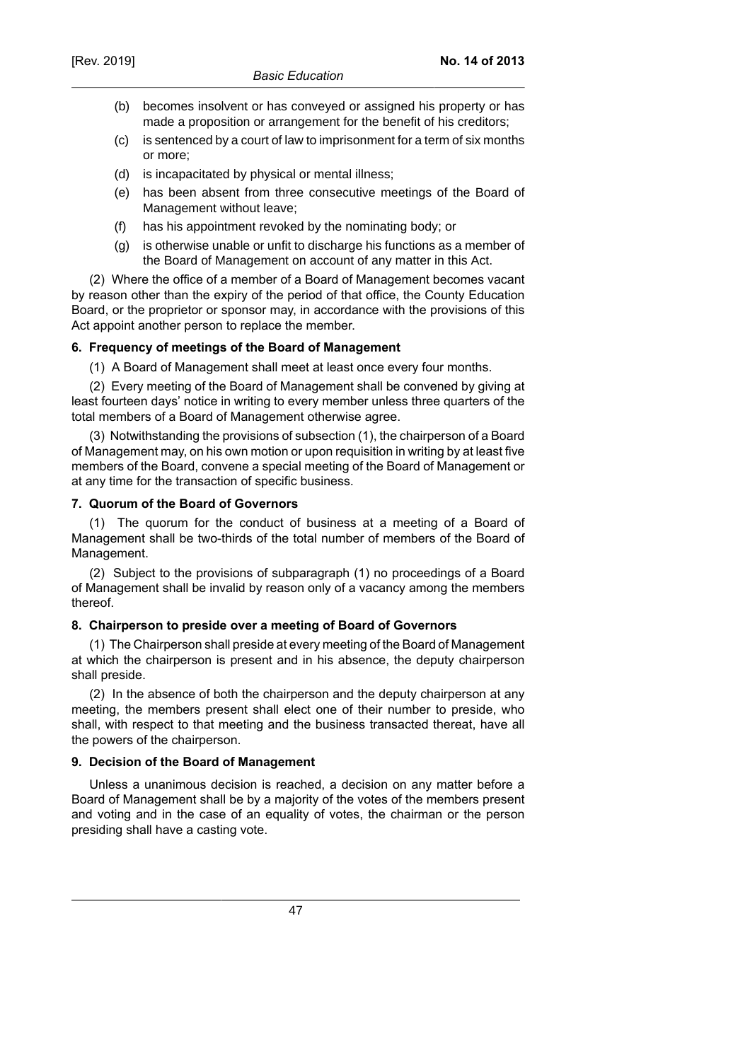(b) becomes insolvent or has conveyed or assigned his property or has made a proposition or arrangement for the benefit of his creditors;

(c) is sentenced by a court of law to imprisonment for a term of six months or more;

(d) is incapacitated by physical or mental illness;

(e) has been absent from three consecutive meetings of the Board of Management without leave;

(f) has his appointment revoked by the nominating body; or

(g) is otherwise unable or unfit to discharge his functions as a member of the Board of Management on account of any matter in this Act.

(2) Where the office of a member of a Board of Management becomes vacant by reason other than the expiry of the period of that office, the County Education Board, or the proprietor or sponsor may, in accordance with the provisions of this Act appoint another person to replace the member.

**6. Frequency of meetings of the Board of Management**

(1) A Board of Management shall meet at least once every four months.

(2) Every meeting of the Board of Management shall be convened by giving at least fourteen days' notice in writing to every member unless three quarters of the total members of a Board of Management otherwise agree.

(3) Notwithstanding the provisions of subsection (1), the chairperson of a Board of Management may, on his own motion or upon requisition in writing by at least five members of the Board, convene a special meeting of the Board of Management or at any time for the transaction of specific business.

**7. Quorum of the Board of Governors**

(1) The quorum for the conduct of business at a meeting of a Board of Management shall be two-thirds of the total number of members of the Board of Management.

(2) Subject to the provisions of subparagraph (1) no proceedings of a Board of Management shall be invalid by reason only of a vacancy among the members thereof.

**8. Chairperson to preside over a meeting of Board of Governors**

(1) The Chairperson shall preside at every meeting of the Board of Management at which the chairperson is present and in his absence, the deputy chairperson shall preside.

(2) In the absence of both the chairperson and the deputy chairperson at any meeting, the members present shall elect one of their number to preside, who shall, with respect to that meeting and the business transacted thereat, have all the powers of the chairperson.

**9. Decision of the Board of Management**

Unless a unanimous decision is reached, a decision on any matter before a Board of Management shall be by a majority of the votes of the members present and voting and in the case of an equality of votes, the chairman or the person presiding shall have a casting vote.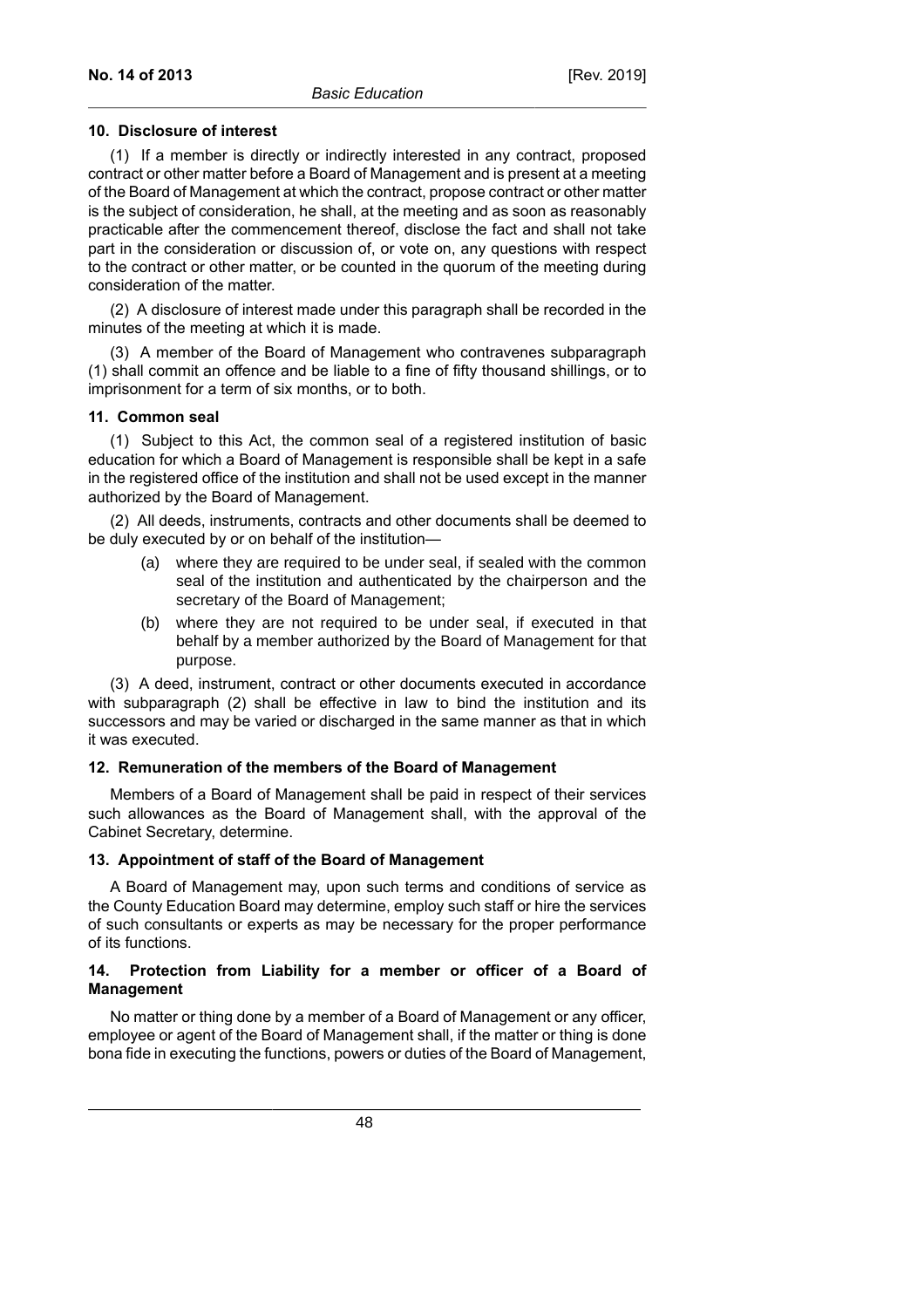**10. Disclosure of interest**

(1) If a member is directly or indirectly interested in any contract, proposed contract or other matter before a Board of Management and is present at a meeting of the Board of Management at which the contract, propose contract or other matter is the subject of consideration, he shall, at the meeting and as soon as reasonably practicable after the commencement thereof, disclose the fact and shall not take part in the consideration or discussion of, or vote on, any questions with respect to the contract or other matter, or be counted in the quorum of the meeting during consideration of the matter.

(2) A disclosure of interest made under this paragraph shall be recorded in the minutes of the meeting at which it is made.

(3) A member of the Board of Management who contravenes subparagraph (1) shall commit an offence and be liable to a fine of fifty thousand shillings, or to imprisonment for a term of six months, or to both.

**11. Common seal**

(1) Subject to this Act, the common seal of a registered institution of basic education for which a Board of Management is responsible shall be kept in a safe in the registered office of the institution and shall not be used except in the manner authorized by the Board of Management.

(2) All deeds, instruments, contracts and other documents shall be deemed to be duly executed by or on behalf of the institution—

(a) where they are required to be under seal, if sealed with the common seal of the institution and authenticated by the chairperson and the secretary of the Board of Management;

(b) where they are not required to be under seal, if executed in that behalf by a member authorized by the Board of Management for that purpose.

(3) A deed, instrument, contract or other documents executed in accordance with subparagraph (2) shall be effective in law to bind the institution and its successors and may be varied or discharged in the same manner as that in which it was executed.

**12. Remuneration of the members of the Board of Management**

Members of a Board of Management shall be paid in respect of their services such allowances as the Board of Management shall, with the approval of the Cabinet Secretary, determine.

**13. Appointment of staff of the Board of Management**

A Board of Management may, upon such terms and conditions of service as the County Education Board may determine, employ such staff or hire the services of such consultants or experts as may be necessary for the proper performance of its functions.

**14. Protection from Liability for a member or officer of a Board of Management**

No matter or thing done by a member of a Board of Management or any officer, employee or agent of the Board of Management shall, if the matter or thing is done bona fide in executing the functions, powers or duties of the Board of Management,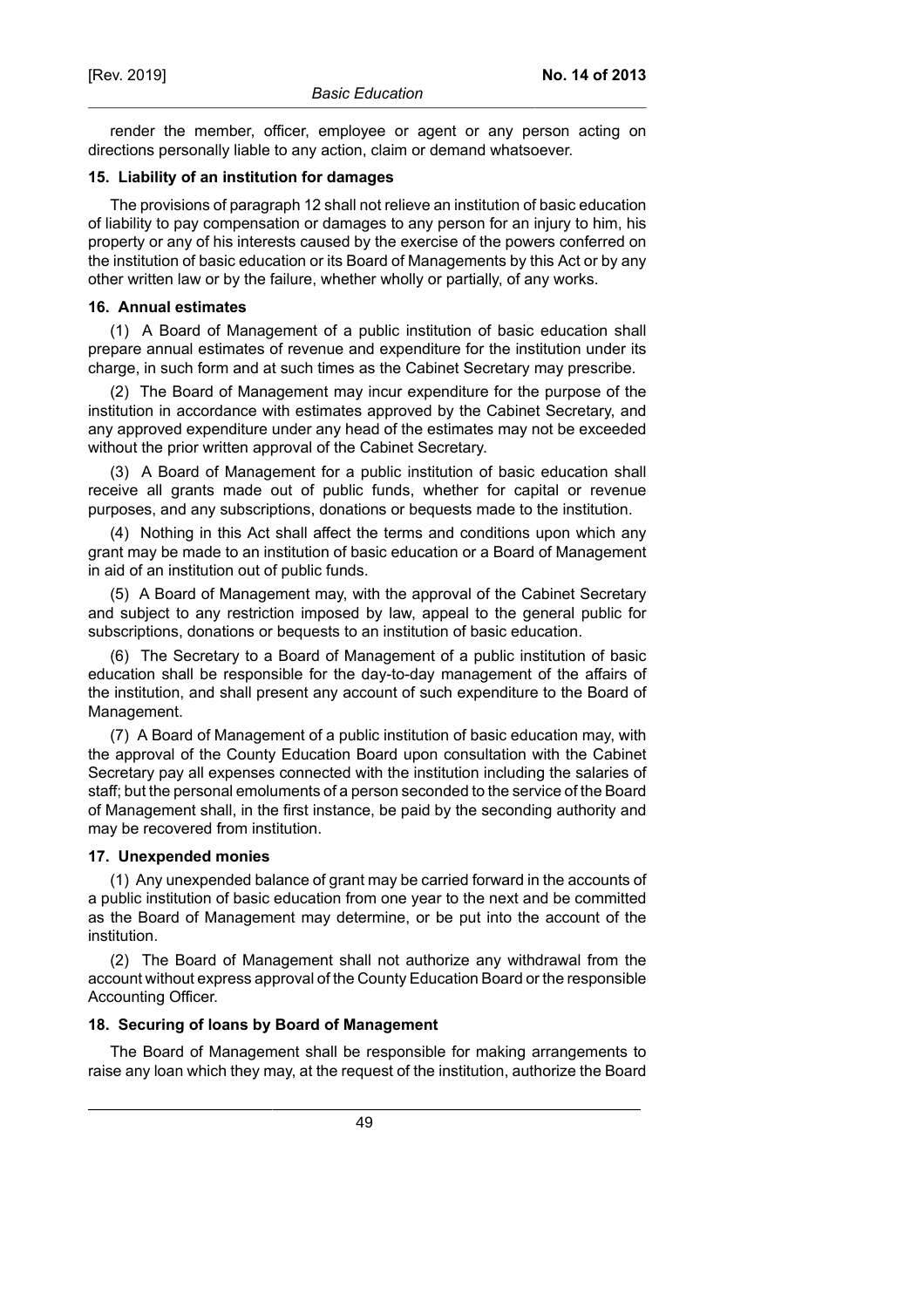render the member, officer, employee or agent or any person acting on directions personally liable to any action, claim or demand whatsoever.

**15. Liability of an institution for damages**

The provisions of paragraph 12 shall not relieve an institution of basic education of liability to pay compensation or damages to any person for an injury to him, his property or any of his interests caused by the exercise of the powers conferred on the institution of basic education or its Board of Managements by this Act or by any other written law or by the failure, whether wholly or partially, of any works.

**16. Annual estimates**

(1) A Board of Management of a public institution of basic education shall prepare annual estimates of revenue and expenditure for the institution under its charge, in such form and at such times as the Cabinet Secretary may prescribe.

(2) The Board of Management may incur expenditure for the purpose of the institution in accordance with estimates approved by the Cabinet Secretary, and any approved expenditure under any head of the estimates may not be exceeded without the prior written approval of the Cabinet Secretary.

(3) A Board of Management for a public institution of basic education shall receive all grants made out of public funds, whether for capital or revenue purposes, and any subscriptions, donations or bequests made to the institution.

(4) Nothing in this Act shall affect the terms and conditions upon which any grant may be made to an institution of basic education or a Board of Management in aid of an institution out of public funds.

(5) A Board of Management may, with the approval of the Cabinet Secretary and subject to any restriction imposed by law, appeal to the general public for subscriptions, donations or bequests to an institution of basic education.

(6) The Secretary to a Board of Management of a public institution of basic education shall be responsible for the day-to-day management of the affairs of the institution, and shall present any account of such expenditure to the Board of Management.

(7) A Board of Management of a public institution of basic education may, with the approval of the County Education Board upon consultation with the Cabinet Secretary pay all expenses connected with the institution including the salaries of staff; but the personal emoluments of a person seconded to the service of the Board of Management shall, in the first instance, be paid by the seconding authority and may be recovered from institution.

**17. Unexpended monies**

(1) Any unexpended balance of grant may be carried forward in the accounts of a public institution of basic education from one year to the next and be committed as the Board of Management may determine, or be put into the account of the institution.

(2) The Board of Management shall not authorize any withdrawal from the account without express approval of the County Education Board or the responsible Accounting Officer.

**18. Securing of loans by Board of Management**

The Board of Management shall be responsible for making arrangements to raise any loan which they may, at the request of the institution, authorize the Board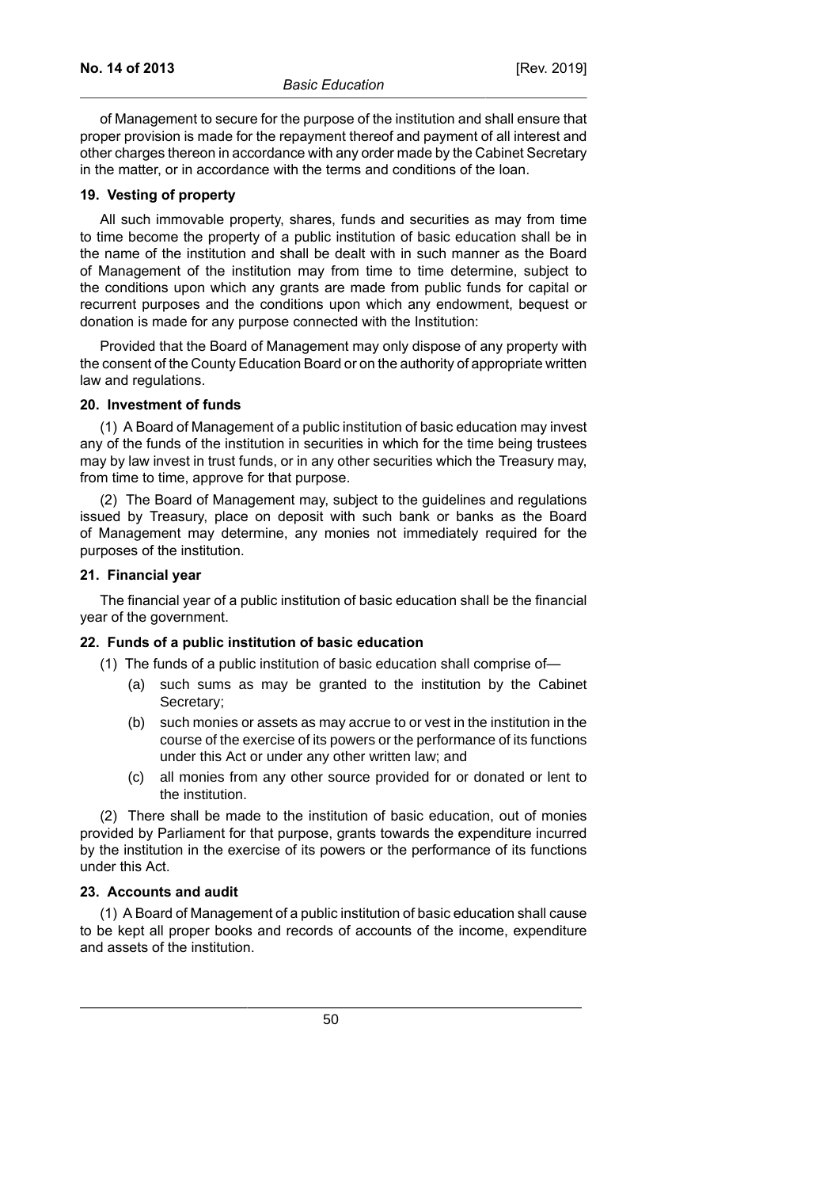of Management to secure for the purpose of the institution and shall ensure that proper provision is made for the repayment thereof and payment of all interest and other charges thereon in accordance with any order made by the Cabinet Secretary in the matter, or in accordance with the terms and conditions of the loan.

**19. Vesting of property**

All such immovable property, shares, funds and securities as may from time to time become the property of a public institution of basic education shall be in the name of the institution and shall be dealt with in such manner as the Board of Management of the institution may from time to time determine, subject to the conditions upon which any grants are made from public funds for capital or recurrent purposes and the conditions upon which any endowment, bequest or donation is made for any purpose connected with the Institution:

Provided that the Board of Management may only dispose of any property with the consent of the County Education Board or on the authority of appropriate written law and regulations.

**20. Investment of funds**

(1) A Board of Management of a public institution of basic education may invest any of the funds of the institution in securities in which for the time being trustees may by law invest in trust funds, or in any other securities which the Treasury may, from time to time, approve for that purpose.

(2) The Board of Management may, subject to the guidelines and regulations issued by Treasury, place on deposit with such bank or banks as the Board of Management may determine, any monies not immediately required for the purposes of the institution.

**21. Financial year**

The financial year of a public institution of basic education shall be the financial year of the government.

**22. Funds of a public institution of basic education**

(1) The funds of a public institution of basic education shall comprise of—

- (a) such sums as may be granted to the institution by the Cabinet Secretary;
- (b) such monies or assets as may accrue to or vest in the institution in the course of the exercise of its powers or the performance of its functions under this Act or under any other written law; and
- (c) all monies from any other source provided for or donated or lent to the institution.

(2) There shall be made to the institution of basic education, out of monies provided by Parliament for that purpose, grants towards the expenditure incurred by the institution in the exercise of its powers or the performance of its functions under this Act.

**23. Accounts and audit**

(1) A Board of Management of a public institution of basic education shall cause to be kept all proper books and records of accounts of the income, expenditure and assets of the institution.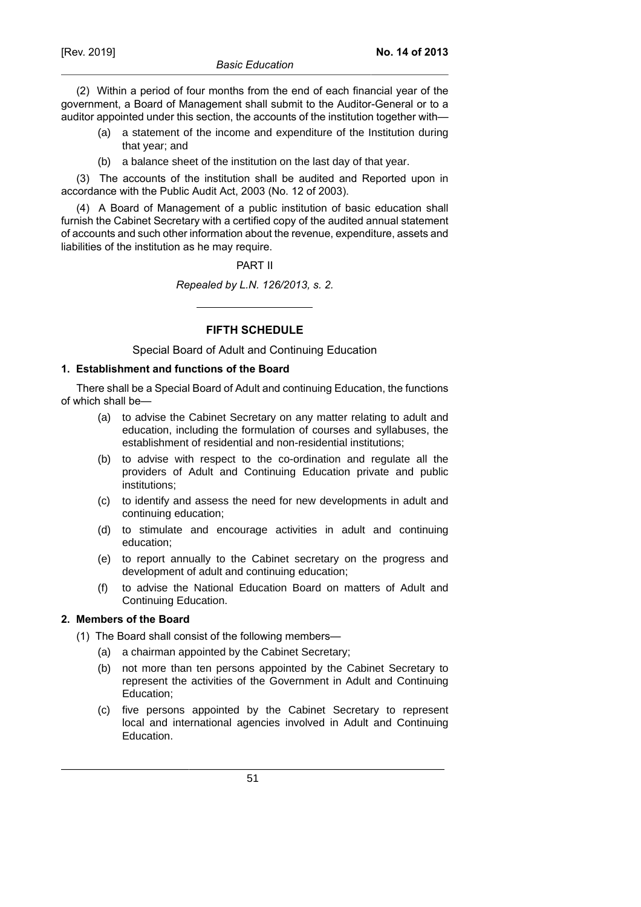(2) Within a period of four months from the end of each financial year of the government, a Board of Management shall submit to the Auditor-General or to a auditor appointed under this section, the accounts of the institution together with—

(a) a statement of the income and expenditure of the Institution during that year; and

(b) a balance sheet of the institution on the last day of that year.

(3) The accounts of the institution shall be audited and Reported upon in accordance with the Public Audit Act, 2003 (No. 12 of 2003).

(4) A Board of Management of a public institution of basic education shall furnish the Cabinet Secretary with a certified copy of the audited annual statement of accounts and such other information about the revenue, expenditure, assets and liabilities of the institution as he may require.

PART II

*Repealed by L.N. 126/2013, s. 2.*

---

## FIFTH SCHEDULE

Special Board of Adult and Continuing Education

### 1. Establishment and functions of the Board

There shall be a Special Board of Adult and continuing Education, the functions of which shall be—

(a) to advise the Cabinet Secretary on any matter relating to adult and education, including the formulation of courses and syllabuses, the establishment of residential and non-residential institutions;

(b) to advise with respect to the co-ordination and regulate all the providers of Adult and Continuing Education private and public institutions;

(c) to identify and assess the need for new developments in adult and continuing education;

(d) to stimulate and encourage activities in adult and continuing education;

(e) to report annually to the Cabinet secretary on the progress and development of adult and continuing education;

(f) to advise the National Education Board on matters of Adult and Continuing Education.

### 2. Members of the Board

(1) The Board shall consist of the following members—

(a) a chairman appointed by the Cabinet Secretary;

(b) not more than ten persons appointed by the Cabinet Secretary to represent the activities of the Government in Adult and Continuing Education;

(c) five persons appointed by the Cabinet Secretary to represent local and international agencies involved in Adult and Continuing Education.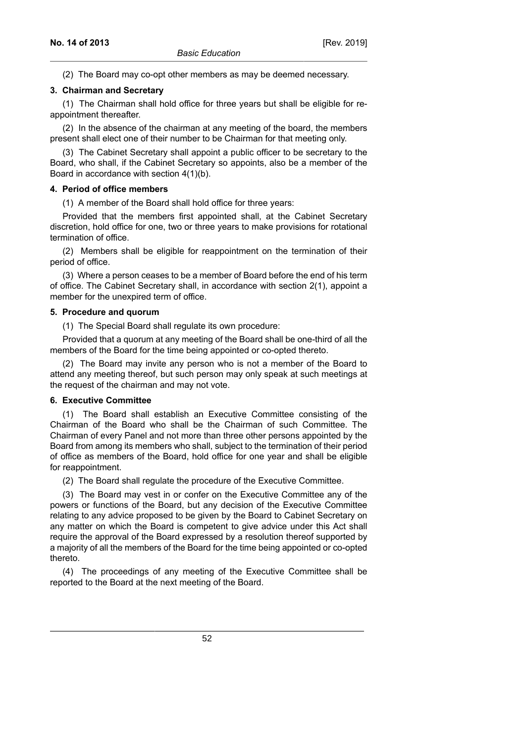(2) The Board may co-opt other members as may be deemed necessary.

**3. Chairman and Secretary**

(1) The Chairman shall hold office for three years but shall be eligible for re-appointment thereafter.

(2) In the absence of the chairman at any meeting of the board, the members present shall elect one of their number to be Chairman for that meeting only.

(3) The Cabinet Secretary shall appoint a public officer to be secretary to the Board, who shall, if the Cabinet Secretary so appoints, also be a member of the Board in accordance with section 4(1)(b).

**4. Period of office members**

(1) A member of the Board shall hold office for three years:

Provided that the members first appointed shall, at the Cabinet Secretary discretion, hold office for one, two or three years to make provisions for rotational termination of office.

(2) Members shall be eligible for reappointment on the termination of their period of office.

(3) Where a person ceases to be a member of Board before the end of his term of office. The Cabinet Secretary shall, in accordance with section 2(1), appoint a member for the unexpired term of office.

**5. Procedure and quorum**

(1) The Special Board shall regulate its own procedure:

Provided that a quorum at any meeting of the Board shall be one-third of all the members of the Board for the time being appointed or co-opted thereto.

(2) The Board may invite any person who is not a member of the Board to attend any meeting thereof, but such person may only speak at such meetings at the request of the chairman and may not vote.

**6. Executive Committee**

(1) The Board shall establish an Executive Committee consisting of the Chairman of the Board who shall be the Chairman of such Committee. The Chairman of every Panel and not more than three other persons appointed by the Board from among its members who shall, subject to the termination of their period of office as members of the Board, hold office for one year and shall be eligible for reappointment.

(2) The Board shall regulate the procedure of the Executive Committee.

(3) The Board may vest in or confer on the Executive Committee any of the powers or functions of the Board, but any decision of the Executive Committee relating to any advice proposed to be given by the Board to Cabinet Secretary on any matter on which the Board is competent to give advice under this Act shall require the approval of the Board expressed by a resolution thereof supported by a majority of all the members of the Board for the time being appointed or co-opted thereto.

(4) The proceedings of any meeting of the Executive Committee shall be reported to the Board at the next meeting of the Board.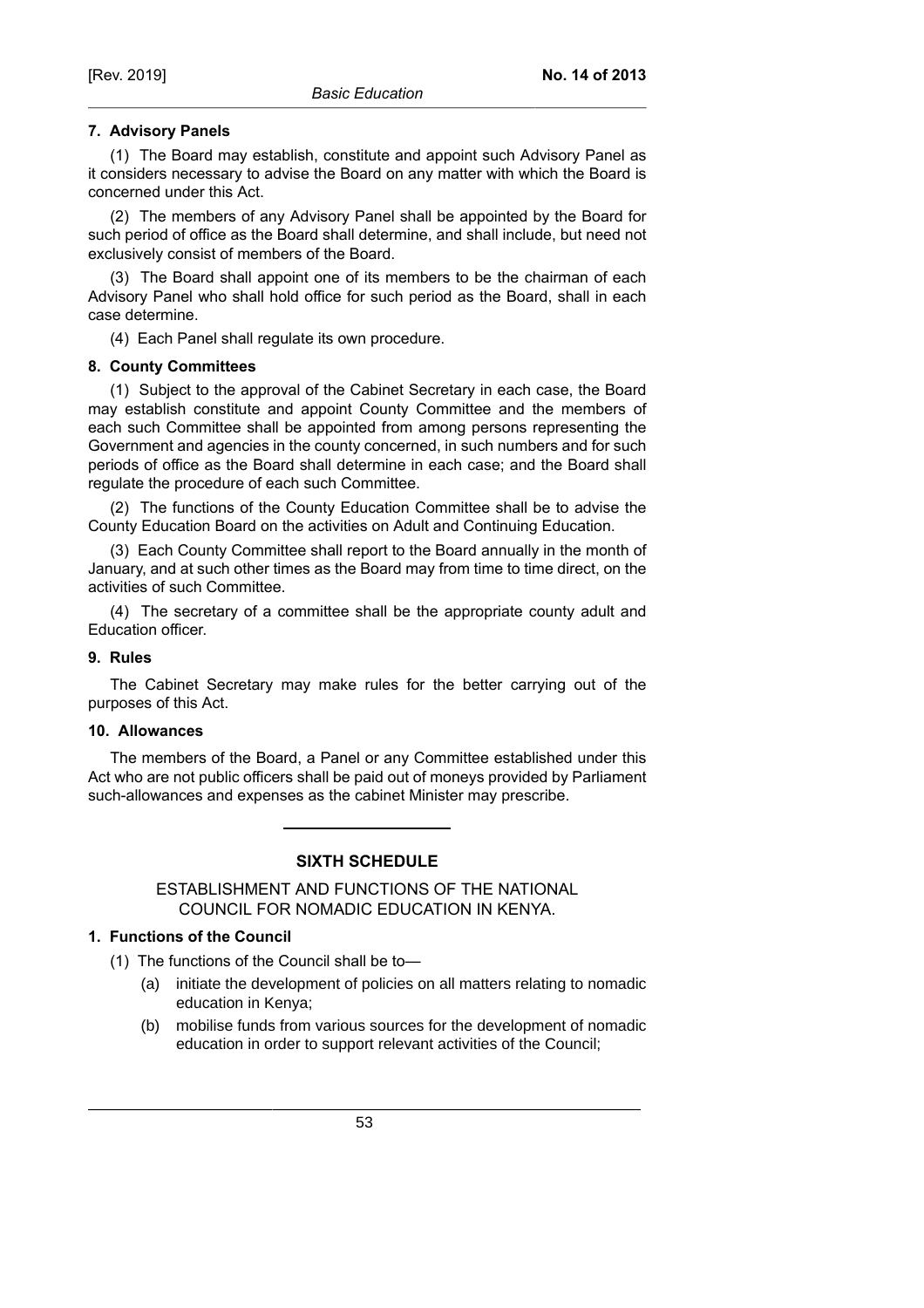#### 7. Advisory Panels

(1) The Board may establish, constitute and appoint such Advisory Panel as it considers necessary to advise the Board on any matter with which the Board is concerned under this Act.

(2) The members of any Advisory Panel shall be appointed by the Board for such period of office as the Board shall determine, and shall include, but need not exclusively consist of members of the Board.

(3) The Board shall appoint one of its members to be the chairman of each Advisory Panel who shall hold office for such period as the Board, shall in each case determine.

(4) Each Panel shall regulate its own procedure.

#### 8. County Committees

(1) Subject to the approval of the Cabinet Secretary in each case, the Board may establish constitute and appoint County Committee and the members of each such Committee shall be appointed from among persons representing the Government and agencies in the county concerned, in such numbers and for such periods of office as the Board shall determine in each case; and the Board shall regulate the procedure of each such Committee.

(2) The functions of the County Education Committee shall be to advise the County Education Board on the activities on Adult and Continuing Education.

(3) Each County Committee shall report to the Board annually in the month of January, and at such other times as the Board may from time to time direct, on the activities of such Committee.

(4) The secretary of a committee shall be the appropriate county adult and Education officer.

#### 9. Rules

The Cabinet Secretary may make rules for the better carrying out of the purposes of this Act.

#### 10. Allowances

The members of the Board, a Panel or any Committee established under this Act who are not public officers shall be paid out of moneys provided by Parliament such-allowances and expenses as the cabinet Minister may prescribe.

---

## SIXTH SCHEDULE

### ESTABLISHMENT AND FUNCTIONS OF THE NATIONAL COUNCIL FOR NOMADIC EDUCATION IN KENYA.

#### 1. Functions of the Council

(1) The functions of the Council shall be to—

- (a) initiate the development of policies on all matters relating to nomadic education in Kenya;
- (b) mobilise funds from various sources for the development of nomadic education in order to support relevant activities of the Council;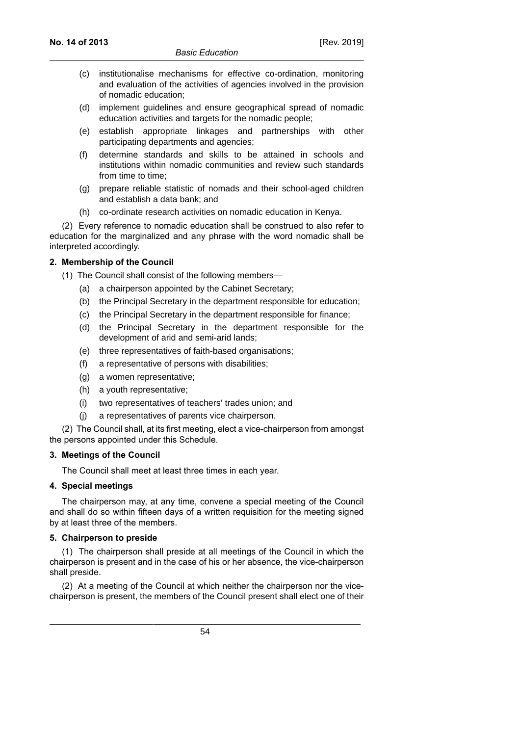(c) institutionalise mechanisms for effective co-ordination, monitoring and evaluation of the activities of agencies involved in the provision of nomadic education;

(d) implement guidelines and ensure geographical spread of nomadic education activities and targets for the nomadic people;

(e) establish appropriate linkages and partnerships with other participating departments and agencies;

(f) determine standards and skills to be attained in schools and institutions within nomadic communities and review such standards from time to time;

(g) prepare reliable statistic of nomads and their school-aged children and establish a data bank; and

(h) co-ordinate research activities on nomadic education in Kenya.

(2) Every reference to nomadic education shall be construed to also refer to education for the marginalized and any phrase with the word nomadic shall be interpreted accordingly.

**2. Membership of the Council**

(1) The Council shall consist of the following members—

(a) a chairperson appointed by the Cabinet Secretary;

(b) the Principal Secretary in the department responsible for education;

(c) the Principal Secretary in the department responsible for finance;

(d) the Principal Secretary in the department responsible for the development of arid and semi-arid lands;

(e) three representatives of faith-based organisations;

(f) a representative of persons with disabilities;

(g) a women representative;

(h) a youth representative;

(i) two representatives of teachers' trades union; and

(j) a representatives of parents vice chairperson.

(2) The Council shall, at its first meeting, elect a vice-chairperson from amongst the persons appointed under this Schedule.

**3. Meetings of the Council**

The Council shall meet at least three times in each year.

**4. Special meetings**

The chairperson may, at any time, convene a special meeting of the Council and shall do so within fifteen days of a written requisition for the meeting signed by at least three of the members.

**5. Chairperson to preside**

(1) The chairperson shall preside at all meetings of the Council in which the chairperson is present and in the case of his or her absence, the vice-chairperson shall preside.

(2) At a meeting of the Council at which neither the chairperson nor the vice-chairperson is present, the members of the Council present shall elect one of their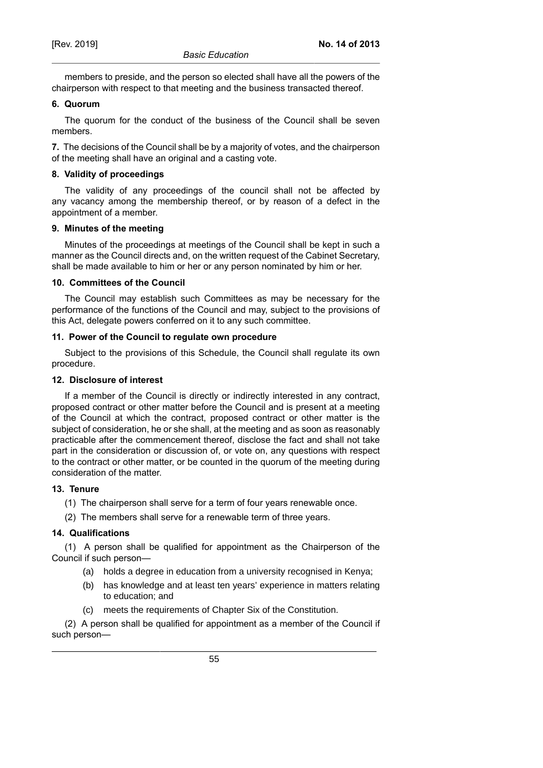members to preside, and the person so elected shall have all the powers of the chairperson with respect to that meeting and the business transacted thereof.

**6. Quorum**

The quorum for the conduct of the business of the Council shall be seven members.

**7.** The decisions of the Council shall be by a majority of votes, and the chairperson of the meeting shall have an original and a casting vote.

**8. Validity of proceedings**

The validity of any proceedings of the council shall not be affected by any vacancy among the membership thereof, or by reason of a defect in the appointment of a member.

**9. Minutes of the meeting**

Minutes of the proceedings at meetings of the Council shall be kept in such a manner as the Council directs and, on the written request of the Cabinet Secretary, shall be made available to him or her or any person nominated by him or her.

**10. Committees of the Council**

The Council may establish such Committees as may be necessary for the performance of the functions of the Council and may, subject to the provisions of this Act, delegate powers conferred on it to any such committee.

**11. Power of the Council to regulate own procedure**

Subject to the provisions of this Schedule, the Council shall regulate its own procedure.

**12. Disclosure of interest**

If a member of the Council is directly or indirectly interested in any contract, proposed contract or other matter before the Council and is present at a meeting of the Council at which the contract, proposed contract or other matter is the subject of consideration, he or she shall, at the meeting and as soon as reasonably practicable after the commencement thereof, disclose the fact and shall not take part in the consideration or discussion of, or vote on, any questions with respect to the contract or other matter, or be counted in the quorum of the meeting during consideration of the matter.

**13. Tenure**

(1) The chairperson shall serve for a term of four years renewable once.

(2) The members shall serve for a renewable term of three years.

**14. Qualifications**

(1) A person shall be qualified for appointment as the Chairperson of the Council if such person—

(a) holds a degree in education from a university recognised in Kenya;

(b) has knowledge and at least ten years' experience in matters relating to education; and

(c) meets the requirements of Chapter Six of the Constitution.

(2) A person shall be qualified for appointment as a member of the Council if such person—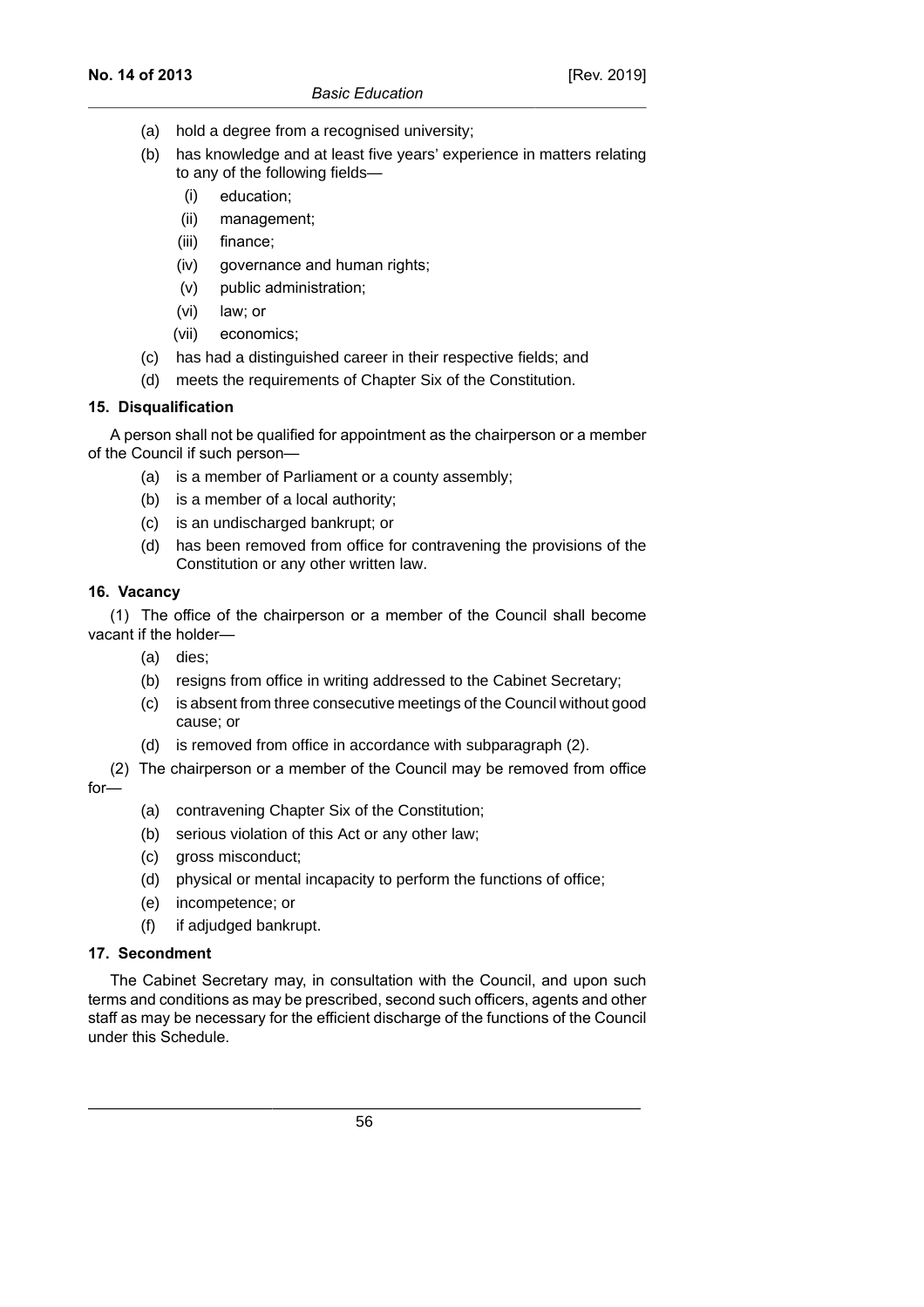(a) hold a degree from a recognised university;

(b) has knowledge and at least five years' experience in matters relating to any of the following fields—

   (i) education;

   (ii) management;

   (iii) finance;

   (iv) governance and human rights;

   (v) public administration;

   (vi) law; or

   (vii) economics;

(c) has had a distinguished career in their respective fields; and

(d) meets the requirements of Chapter Six of the Constitution.

**15. Disqualification**

A person shall not be qualified for appointment as the chairperson or a member of the Council if such person—

(a) is a member of Parliament or a county assembly;

(b) is a member of a local authority;

(c) is an undischarged bankrupt; or

(d) has been removed from office for contravening the provisions of the Constitution or any other written law.

**16. Vacancy**

(1) The office of the chairperson or a member of the Council shall become vacant if the holder—

(a) dies;

(b) resigns from office in writing addressed to the Cabinet Secretary;

(c) is absent from three consecutive meetings of the Council without good cause; or

(d) is removed from office in accordance with subparagraph (2).

(2) The chairperson or a member of the Council may be removed from office for—

(a) contravening Chapter Six of the Constitution;

(b) serious violation of this Act or any other law;

(c) gross misconduct;

(d) physical or mental incapacity to perform the functions of office;

(e) incompetence; or

(f) if adjudged bankrupt.

**17. Secondment**

The Cabinet Secretary may, in consultation with the Council, and upon such terms and conditions as may be prescribed, second such officers, agents and other staff as may be necessary for the efficient discharge of the functions of the Council under this Schedule.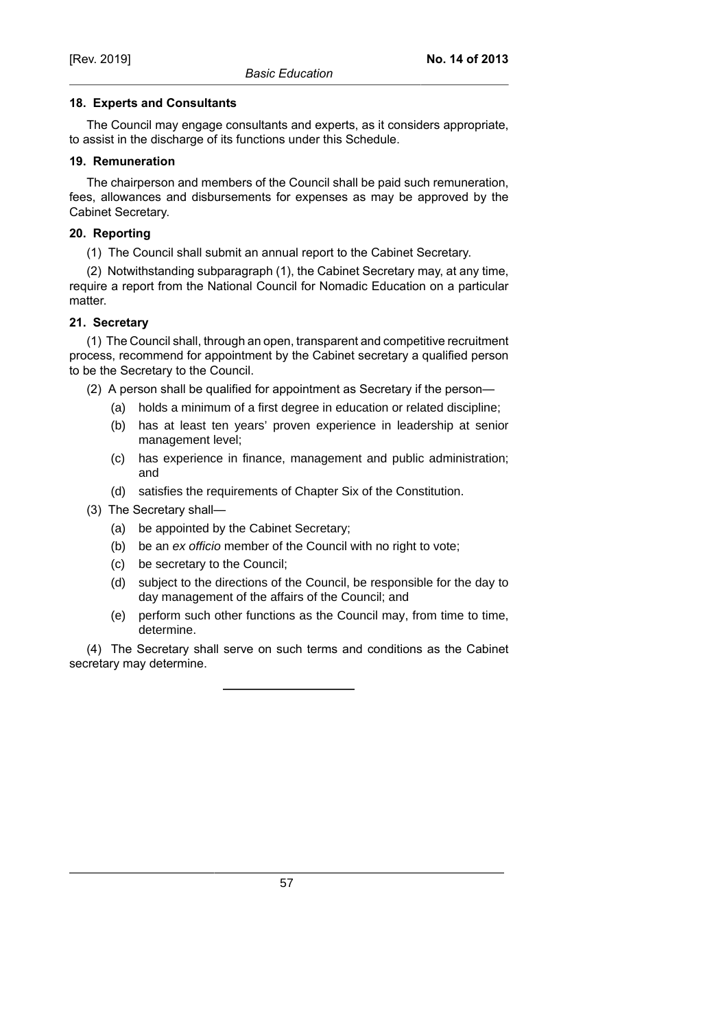### 18. Experts and Consultants

The Council may engage consultants and experts, as it considers appropriate, to assist in the discharge of its functions under this Schedule.

### 19. Remuneration

The chairperson and members of the Council shall be paid such remuneration, fees, allowances and disbursements for expenses as may be approved by the Cabinet Secretary.

### 20. Reporting

(1) The Council shall submit an annual report to the Cabinet Secretary.

(2) Notwithstanding subparagraph (1), the Cabinet Secretary may, at any time, require a report from the National Council for Nomadic Education on a particular matter.

### 21. Secretary

(1) The Council shall, through an open, transparent and competitive recruitment process, recommend for appointment by the Cabinet secretary a qualified person to be the Secretary to the Council.

(2) A person shall be qualified for appointment as Secretary if the person—

- (a) holds a minimum of a first degree in education or related discipline;
- (b) has at least ten years' proven experience in leadership at senior management level;
- (c) has experience in finance, management and public administration; and
- (d) satisfies the requirements of Chapter Six of the Constitution.

(3) The Secretary shall—

- (a) be appointed by the Cabinet Secretary;
- (b) be an *ex officio* member of the Council with no right to vote;
- (c) be secretary to the Council;
- (d) subject to the directions of the Council, be responsible for the day to day management of the affairs of the Council; and
- (e) perform such other functions as the Council may, from time to time, determine.

(4) The Secretary shall serve on such terms and conditions as the Cabinet secretary may determine.